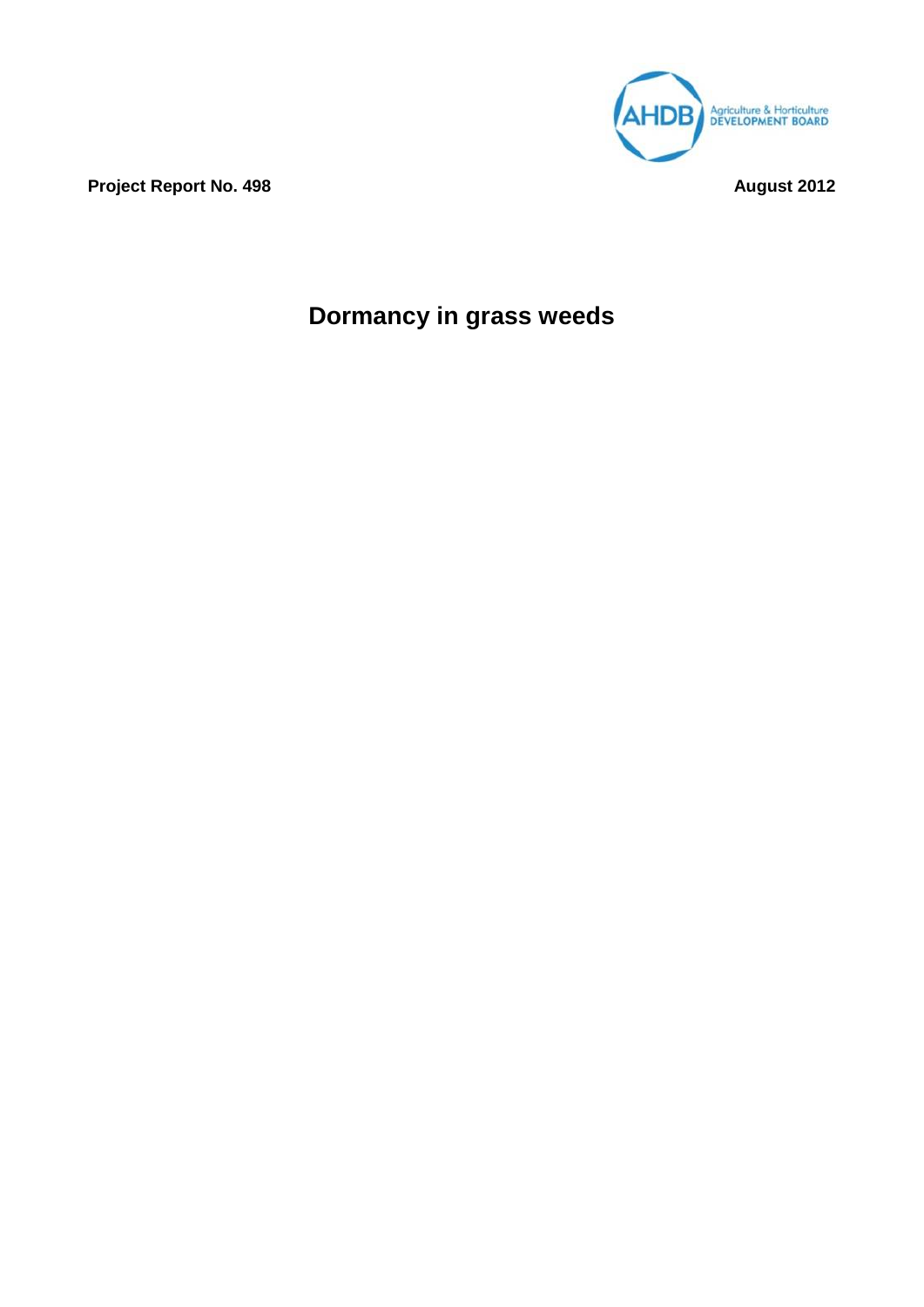Agriculture & Horticulture DEVELOPMENT BOARD

**Project Report No. 498** **August 2012**

# Dormancy in grass weeds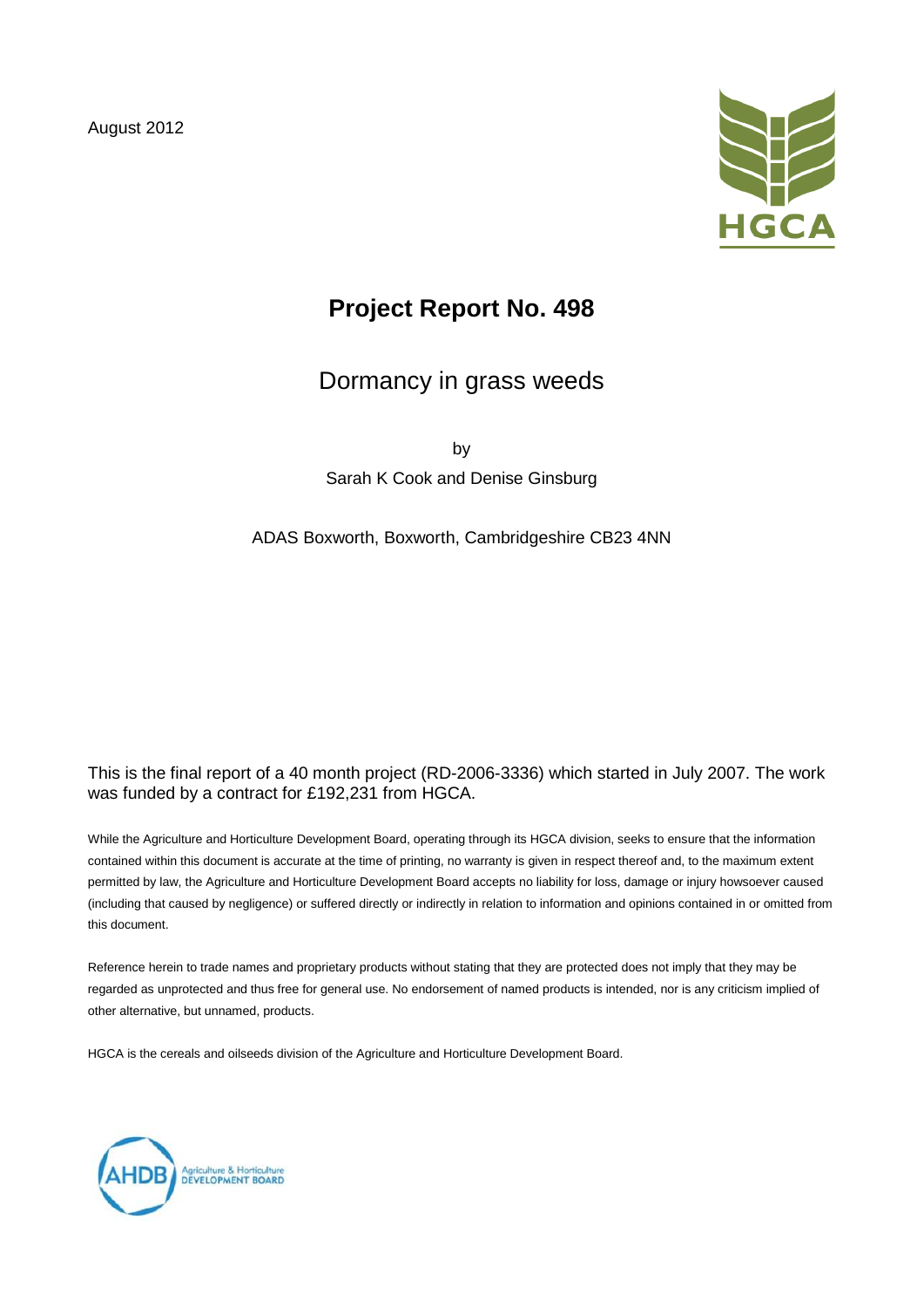August 2012

# Project Report No. 498

## Dormancy in grass weeds

by

Sarah K Cook and Denise Ginsburg

ADAS Boxworth, Boxworth, Cambridgeshire CB23 4NN

This is the final report of a 40 month project (RD-2006-3336) which started in July 2007. The work was funded by a contract for £192,231 from HGCA.

While the Agriculture and Horticulture Development Board, operating through its HGCA division, seeks to ensure that the information contained within this document is accurate at the time of printing, no warranty is given in respect thereof and, to the maximum extent permitted by law, the Agriculture and Horticulture Development Board accepts no liability for loss, damage or injury howsoever caused (including that caused by negligence) or suffered directly or indirectly in relation to information and opinions contained in or omitted from this document.

Reference herein to trade names and proprietary products without stating that they are protected does not imply that they may be regarded as unprotected and thus free for general use. No endorsement of named products is intended, nor is any criticism implied of other alternative, but unnamed, products.

HGCA is the cereals and oilseeds division of the Agriculture and Horticulture Development Board.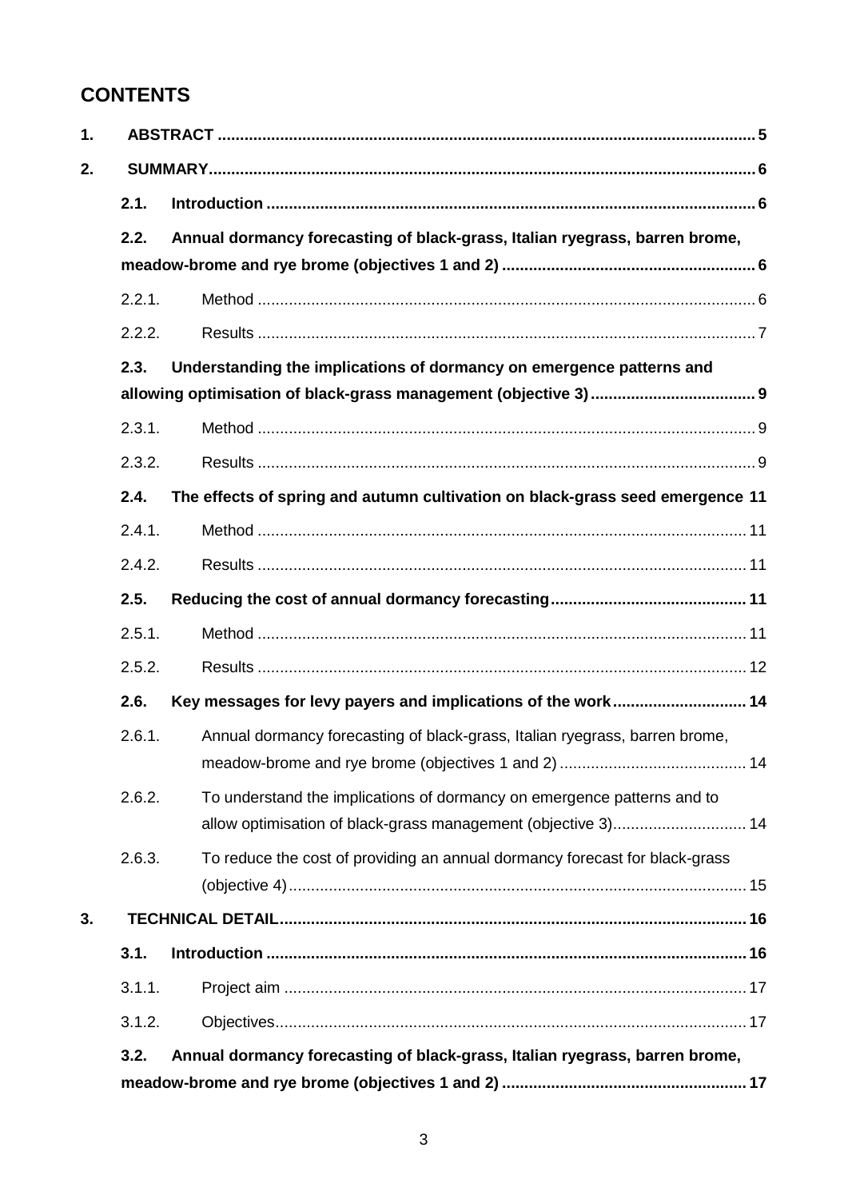# CONTENTS

1. **ABSTRACT** ....... 5
2. **SUMMARY** ....... 6
   - **2.1. Introduction** ....... 6
   - **2.2. Annual dormancy forecasting of black-grass, Italian ryegrass, barren brome, meadow-brome and rye brome (objectives 1 and 2)** ....... 6
     - 2.2.1. Method ....... 6
     - 2.2.2. Results ....... 7
   - **2.3. Understanding the implications of dormancy on emergence patterns and allowing optimisation of black-grass management (objective 3)** ....... 9
     - 2.3.1. Method ....... 9
     - 2.3.2. Results ....... 9
   - **2.4. The effects of spring and autumn cultivation on black-grass seed emergence** 11
     - 2.4.1. Method ....... 11
     - 2.4.2. Results ....... 11
   - **2.5. Reducing the cost of annual dormancy forecasting** ....... 11
     - 2.5.1. Method ....... 11
     - 2.5.2. Results ....... 12
   - **2.6. Key messages for levy payers and implications of the work** ....... 14
     - 2.6.1. Annual dormancy forecasting of black-grass, Italian ryegrass, barren brome, meadow-brome and rye brome (objectives 1 and 2) ....... 14
     - 2.6.2. To understand the implications of dormancy on emergence patterns and to allow optimisation of black-grass management (objective 3) ....... 14
     - 2.6.3. To reduce the cost of providing an annual dormancy forecast for black-grass (objective 4) ....... 15
3. **TECHNICAL DETAIL** ....... 16
   - **3.1. Introduction** ....... 16
     - 3.1.1. Project aim ....... 17
     - 3.1.2. Objectives ....... 17
   - **3.2. Annual dormancy forecasting of black-grass, Italian ryegrass, barren brome, meadow-brome and rye brome (objectives 1 and 2)** ....... 17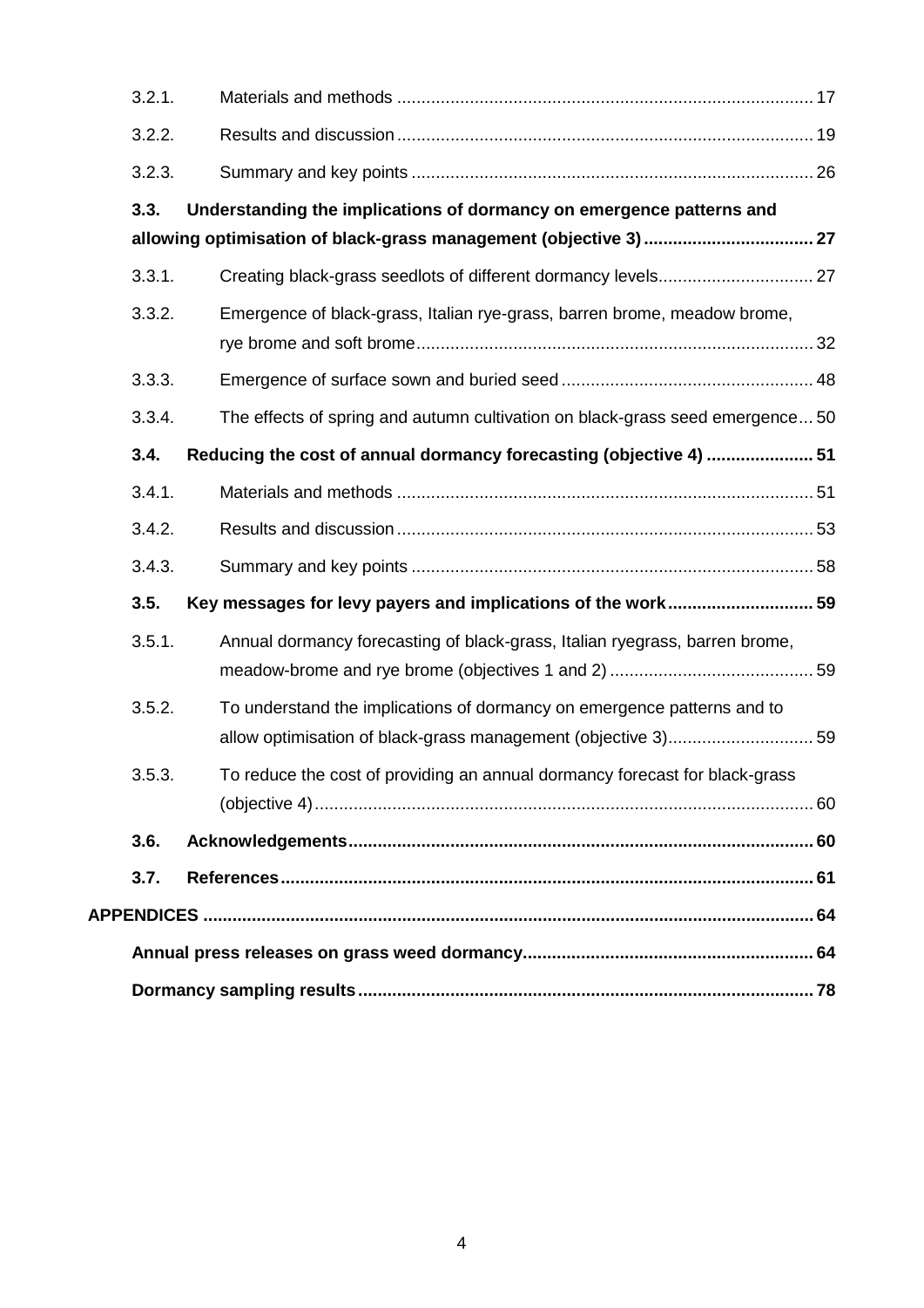3.2.1. Materials and methods ..................................................................................... 17

3.2.2. Results and discussion ..................................................................................... 19

3.2.3. Summary and key points .................................................................................. 26

**3.3. Understanding the implications of dormancy on emergence patterns and allowing optimisation of black-grass management (objective 3) .................................. 27**

3.3.1. Creating black-grass seedlots of different dormancy levels................................ 27

3.3.2. Emergence of black-grass, Italian rye-grass, barren brome, meadow brome, rye brome and soft brome.................................................................................. 32

3.3.3. Emergence of surface sown and buried seed .................................................... 48

3.3.4. The effects of spring and autumn cultivation on black-grass seed emergence... 50

**3.4. Reducing the cost of annual dormancy forecasting (objective 4) ...................... 51**

3.4.1. Materials and methods ..................................................................................... 51

3.4.2. Results and discussion ..................................................................................... 53

3.4.3. Summary and key points .................................................................................. 58

**3.5. Key messages for levy payers and implications of the work .............................. 59**

3.5.1. Annual dormancy forecasting of black-grass, Italian ryegrass, barren brome, meadow-brome and rye brome (objectives 1 and 2) .......................................... 59

3.5.2. To understand the implications of dormancy on emergence patterns and to allow optimisation of black-grass management (objective 3).............................. 59

3.5.3. To reduce the cost of providing an annual dormancy forecast for black-grass (objective 4)...................................................................................................... 60

**3.6. Acknowledgements............................................................................................... 60**

**3.7. References............................................................................................................. 61**

**APPENDICES ........................................................................................................... 64**

**Annual press releases on grass weed dormancy.......................................................... 64**

**Dormancy sampling results............................................................................................ 78**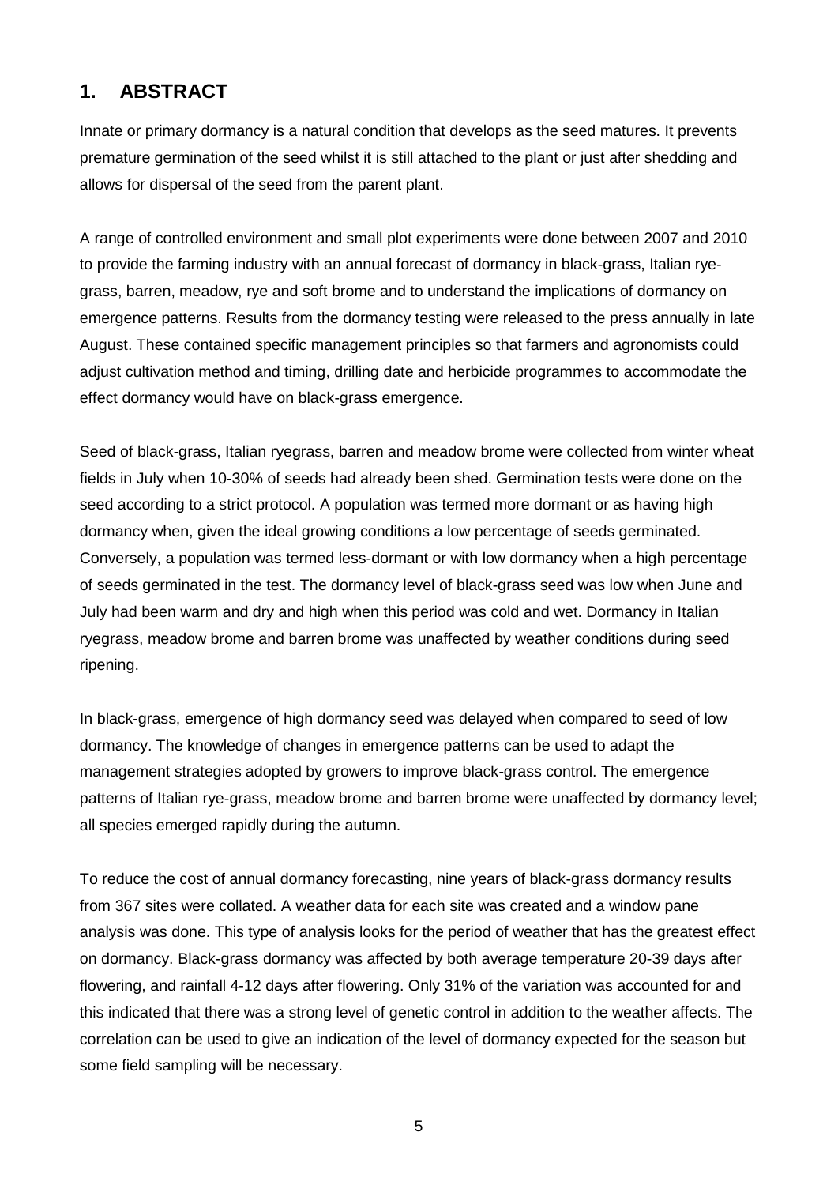## 1. ABSTRACT

Innate or primary dormancy is a natural condition that develops as the seed matures. It prevents premature germination of the seed whilst it is still attached to the plant or just after shedding and allows for dispersal of the seed from the parent plant.

A range of controlled environment and small plot experiments were done between 2007 and 2010 to provide the farming industry with an annual forecast of dormancy in black-grass, Italian rye-grass, barren, meadow, rye and soft brome and to understand the implications of dormancy on emergence patterns. Results from the dormancy testing were released to the press annually in late August. These contained specific management principles so that farmers and agronomists could adjust cultivation method and timing, drilling date and herbicide programmes to accommodate the effect dormancy would have on black-grass emergence.

Seed of black-grass, Italian ryegrass, barren and meadow brome were collected from winter wheat fields in July when 10-30% of seeds had already been shed. Germination tests were done on the seed according to a strict protocol. A population was termed more dormant or as having high dormancy when, given the ideal growing conditions a low percentage of seeds germinated. Conversely, a population was termed less-dormant or with low dormancy when a high percentage of seeds germinated in the test. The dormancy level of black-grass seed was low when June and July had been warm and dry and high when this period was cold and wet. Dormancy in Italian ryegrass, meadow brome and barren brome was unaffected by weather conditions during seed ripening.

In black-grass, emergence of high dormancy seed was delayed when compared to seed of low dormancy. The knowledge of changes in emergence patterns can be used to adapt the management strategies adopted by growers to improve black-grass control. The emergence patterns of Italian rye-grass, meadow brome and barren brome were unaffected by dormancy level; all species emerged rapidly during the autumn.

To reduce the cost of annual dormancy forecasting, nine years of black-grass dormancy results from 367 sites were collated. A weather data for each site was created and a window pane analysis was done. This type of analysis looks for the period of weather that has the greatest effect on dormancy. Black-grass dormancy was affected by both average temperature 20-39 days after flowering, and rainfall 4-12 days after flowering. Only 31% of the variation was accounted for and this indicated that there was a strong level of genetic control in addition to the weather affects. The correlation can be used to give an indication of the level of dormancy expected for the season but some field sampling will be necessary.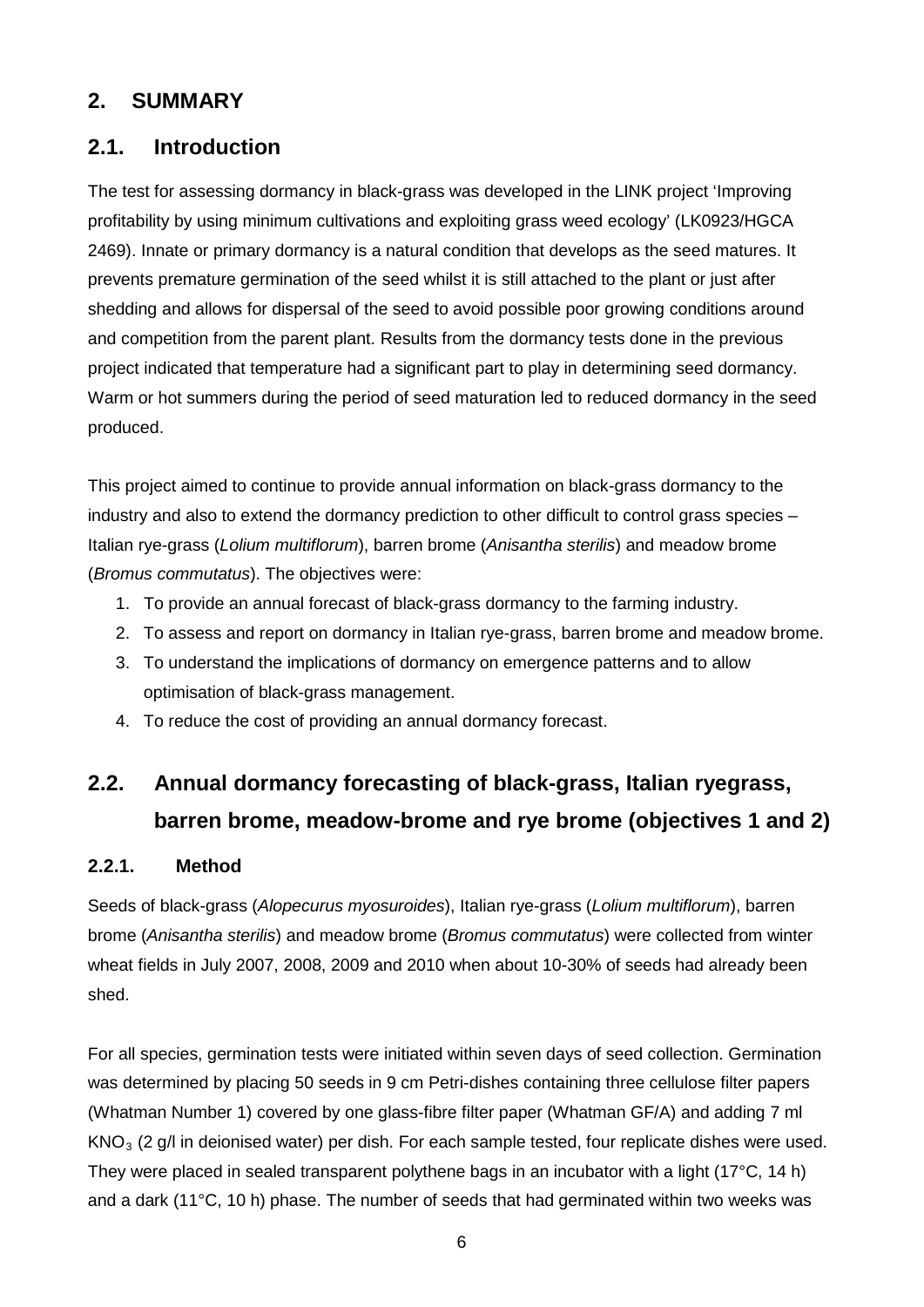## 2. SUMMARY

### 2.1. Introduction

The test for assessing dormancy in black-grass was developed in the LINK project 'Improving profitability by using minimum cultivations and exploiting grass weed ecology' (LK0923/HGCA 2469). Innate or primary dormancy is a natural condition that develops as the seed matures. It prevents premature germination of the seed whilst it is still attached to the plant or just after shedding and allows for dispersal of the seed to avoid possible poor growing conditions around and competition from the parent plant. Results from the dormancy tests done in the previous project indicated that temperature had a significant part to play in determining seed dormancy. Warm or hot summers during the period of seed maturation led to reduced dormancy in the seed produced.

This project aimed to continue to provide annual information on black-grass dormancy to the industry and also to extend the dormancy prediction to other difficult to control grass species – Italian rye-grass (*Lolium multiflorum*), barren brome (*Anisantha sterilis*) and meadow brome (*Bromus commutatus*). The objectives were:

1. To provide an annual forecast of black-grass dormancy to the farming industry.
2. To assess and report on dormancy in Italian rye-grass, barren brome and meadow brome.
3. To understand the implications of dormancy on emergence patterns and to allow optimisation of black-grass management.
4. To reduce the cost of providing an annual dormancy forecast.

### 2.2. Annual dormancy forecasting of black-grass, Italian ryegrass, barren brome, meadow-brome and rye brome (objectives 1 and 2)

#### 2.2.1. Method

Seeds of black-grass (*Alopecurus myosuroides*), Italian rye-grass (*Lolium multiflorum*), barren brome (*Anisantha sterilis*) and meadow brome (*Bromus commutatus*) were collected from winter wheat fields in July 2007, 2008, 2009 and 2010 when about 10-30% of seeds had already been shed.

For all species, germination tests were initiated within seven days of seed collection. Germination was determined by placing 50 seeds in 9 cm Petri-dishes containing three cellulose filter papers (Whatman Number 1) covered by one glass-fibre filter paper (Whatman GF/A) and adding 7 ml $KNO_3$ (2 g/l in deionised water) per dish. For each sample tested, four replicate dishes were used. They were placed in sealed transparent polythene bags in an incubator with a light (17°C, 14 h) and a dark (11°C, 10 h) phase. The number of seeds that had germinated within two weeks was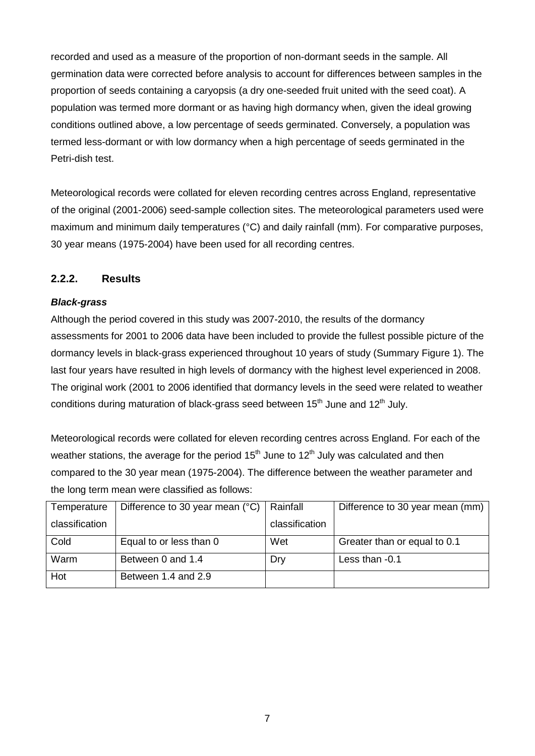recorded and used as a measure of the proportion of non-dormant seeds in the sample. All germination data were corrected before analysis to account for differences between samples in the proportion of seeds containing a caryopsis (a dry one-seeded fruit united with the seed coat). A population was termed more dormant or as having high dormancy when, given the ideal growing conditions outlined above, a low percentage of seeds germinated. Conversely, a population was termed less-dormant or with low dormancy when a high percentage of seeds germinated in the Petri-dish test.

Meteorological records were collated for eleven recording centres across England, representative of the original (2001-2006) seed-sample collection sites. The meteorological parameters used were maximum and minimum daily temperatures (°C) and daily rainfall (mm). For comparative purposes, 30 year means (1975-2004) have been used for all recording centres.

### 2.2.2. Results

***Black-grass***

Although the period covered in this study was 2007-2010, the results of the dormancy assessments for 2001 to 2006 data have been included to provide the fullest possible picture of the dormancy levels in black-grass experienced throughout 10 years of study (Summary Figure 1). The last four years have resulted in high levels of dormancy with the highest level experienced in 2008. The original work (2001 to 2006 identified that dormancy levels in the seed were related to weather conditions during maturation of black-grass seed between 15th June and 12th July.

Meteorological records were collated for eleven recording centres across England. For each of the weather stations, the average for the period 15th June to 12th July was calculated and then compared to the 30 year mean (1975-2004). The difference between the weather parameter and the long term mean were classified as follows:

| Temperature classification | Difference to 30 year mean (°C) | Rainfall classification | Difference to 30 year mean (mm) |
|---|---|---|---|
| Cold | Equal to or less than 0 | Wet | Greater than or equal to 0.1 |
| Warm | Between 0 and 1.4 | Dry | Less than -0.1 |
| Hot | Between 1.4 and 2.9 | | |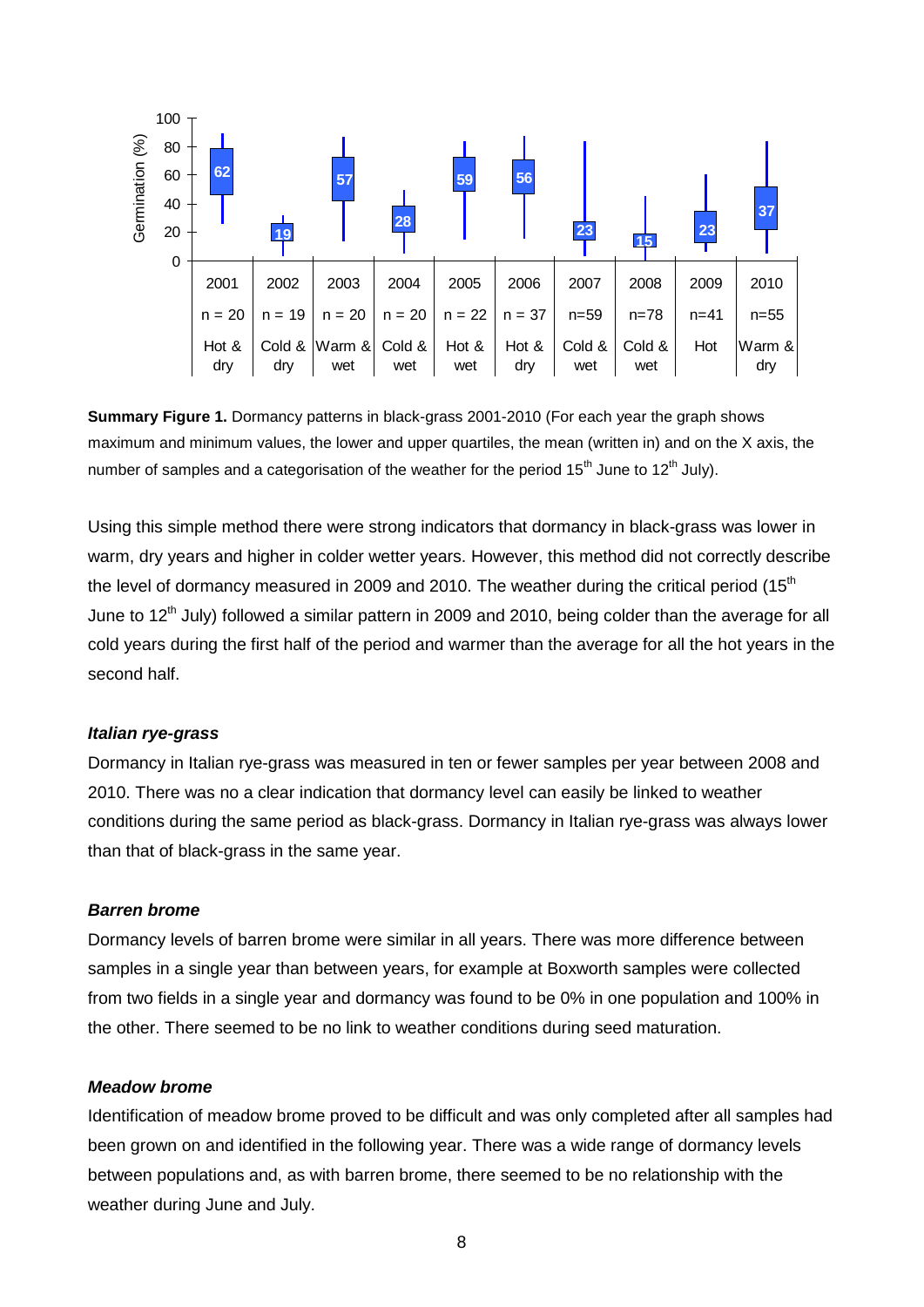**Summary Figure 1.** Dormancy patterns in black-grass 2001-2010 (For each year the graph shows maximum and minimum values, the lower and upper quartiles, the mean (written in) and on the X axis, the number of samples and a categorisation of the weather for the period 15th June to 12th July).

Using this simple method there were strong indicators that dormancy in black-grass was lower in warm, dry years and higher in colder wetter years. However, this method did not correctly describe the level of dormancy measured in 2009 and 2010. The weather during the critical period (15th June to 12th July) followed a similar pattern in 2009 and 2010, being colder than the average for all cold years during the first half of the period and warmer than the average for all the hot years in the second half.

#### *Italian rye-grass*

Dormancy in Italian rye-grass was measured in ten or fewer samples per year between 2008 and 2010. There was no a clear indication that dormancy level can easily be linked to weather conditions during the same period as black-grass. Dormancy in Italian rye-grass was always lower than that of black-grass in the same year.

#### *Barren brome*

Dormancy levels of barren brome were similar in all years. There was more difference between samples in a single year than between years, for example at Boxworth samples were collected from two fields in a single year and dormancy was found to be 0% in one population and 100% in the other. There seemed to be no link to weather conditions during seed maturation.

#### *Meadow brome*

Identification of meadow brome proved to be difficult and was only completed after all samples had been grown on and identified in the following year. There was a wide range of dormancy levels between populations and, as with barren brome, there seemed to be no relationship with the weather during June and July.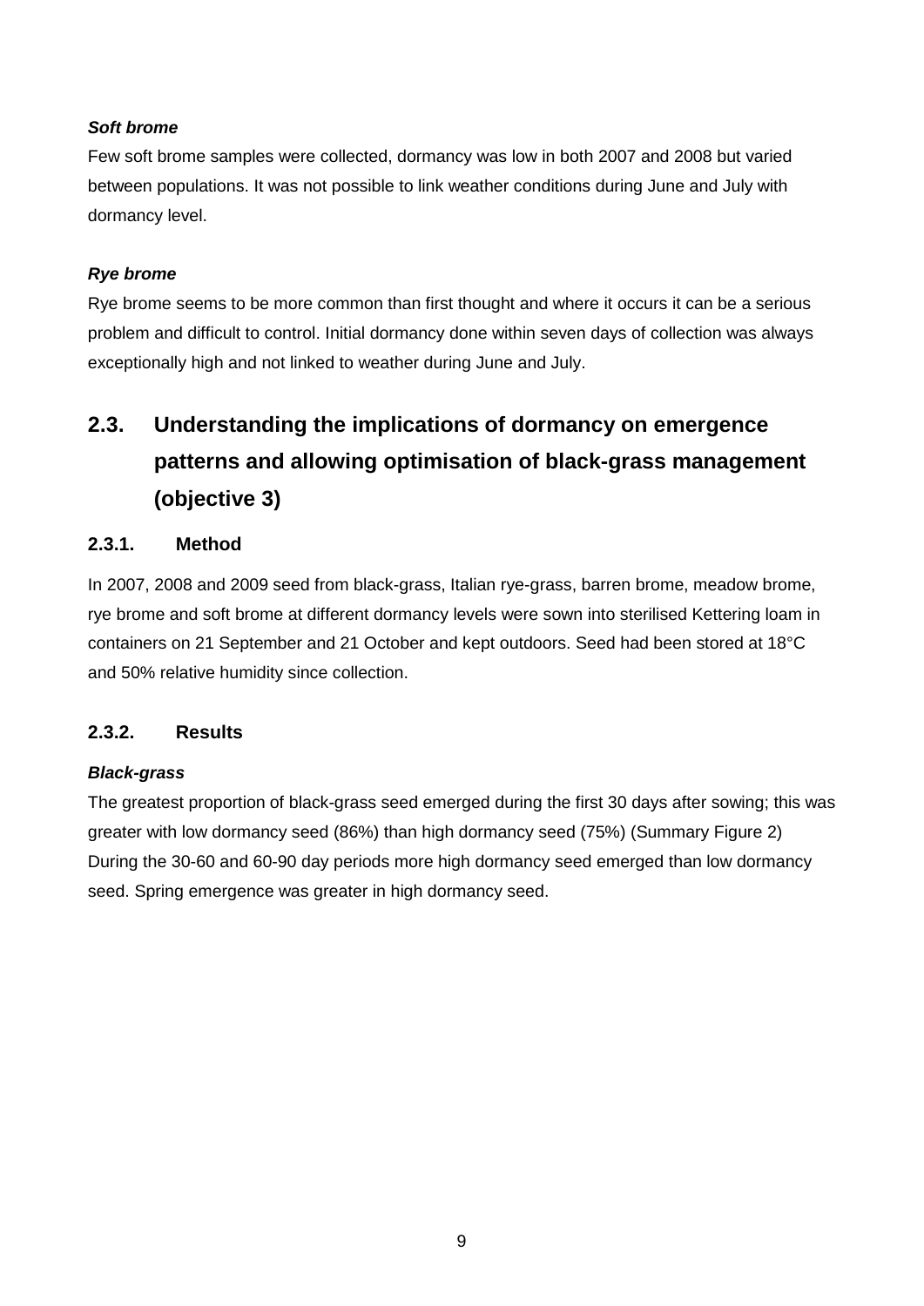***Soft brome***

Few soft brome samples were collected, dormancy was low in both 2007 and 2008 but varied between populations. It was not possible to link weather conditions during June and July with dormancy level.

***Rye brome***

Rye brome seems to be more common than first thought and where it occurs it can be a serious problem and difficult to control. Initial dormancy done within seven days of collection was always exceptionally high and not linked to weather during June and July.

## 2.3. Understanding the implications of dormancy on emergence patterns and allowing optimisation of black-grass management (objective 3)

### 2.3.1. Method

In 2007, 2008 and 2009 seed from black-grass, Italian rye-grass, barren brome, meadow brome, rye brome and soft brome at different dormancy levels were sown into sterilised Kettering loam in containers on 21 September and 21 October and kept outdoors. Seed had been stored at 18°C and 50% relative humidity since collection.

### 2.3.2. Results

***Black-grass***

The greatest proportion of black-grass seed emerged during the first 30 days after sowing; this was greater with low dormancy seed (86%) than high dormancy seed (75%) (Summary Figure 2) During the 30-60 and 60-90 day periods more high dormancy seed emerged than low dormancy seed. Spring emergence was greater in high dormancy seed.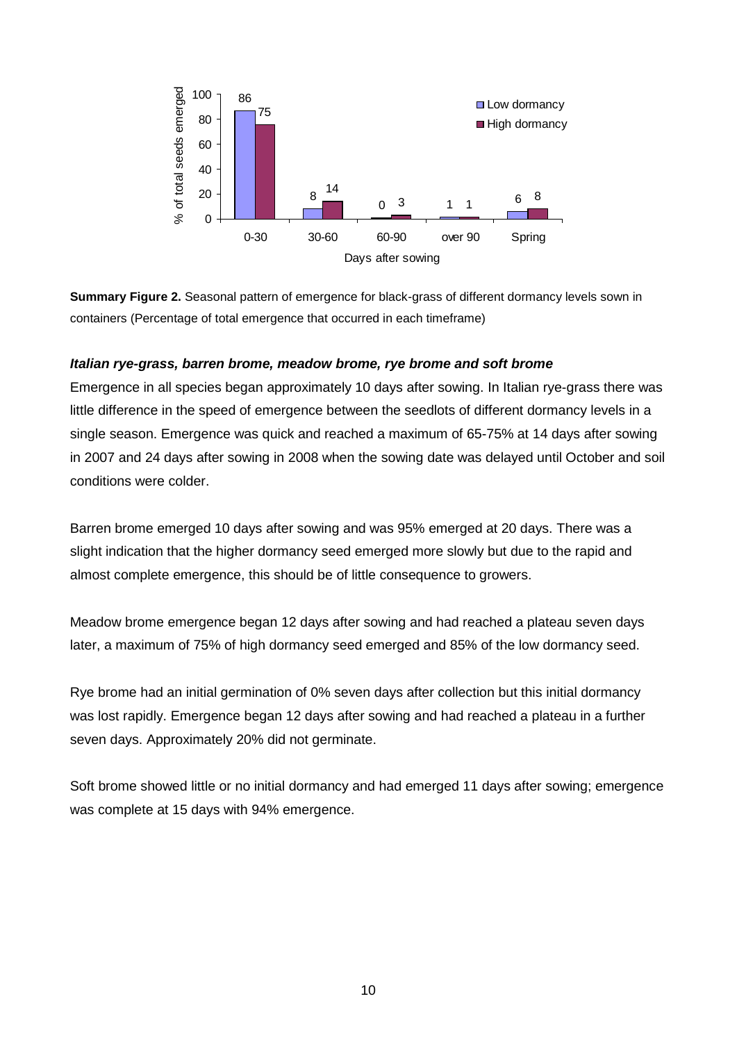| Days after sowing | Low dormancy | High dormancy |
|---|---|---|
| 0-30 | 86 | 75 |
| 30-60 | 8 | 14 |
| 60-90 | 0 | 3 |
| over 90 | 1 | 1 |
| Spring | 6 | 8 |

**Summary Figure 2.** Seasonal pattern of emergence for black-grass of different dormancy levels sown in containers (Percentage of total emergence that occurred in each timeframe)

***Italian rye-grass, barren brome, meadow brome, rye brome and soft brome***

Emergence in all species began approximately 10 days after sowing. In Italian rye-grass there was little difference in the speed of emergence between the seedlots of different dormancy levels in a single season. Emergence was quick and reached a maximum of 65-75% at 14 days after sowing in 2007 and 24 days after sowing in 2008 when the sowing date was delayed until October and soil conditions were colder.

Barren brome emerged 10 days after sowing and was 95% emerged at 20 days. There was a slight indication that the higher dormancy seed emerged more slowly but due to the rapid and almost complete emergence, this should be of little consequence to growers.

Meadow brome emergence began 12 days after sowing and had reached a plateau seven days later, a maximum of 75% of high dormancy seed emerged and 85% of the low dormancy seed.

Rye brome had an initial germination of 0% seven days after collection but this initial dormancy was lost rapidly. Emergence began 12 days after sowing and had reached a plateau in a further seven days. Approximately 20% did not germinate.

Soft brome showed little or no initial dormancy and had emerged 11 days after sowing; emergence was complete at 15 days with 94% emergence.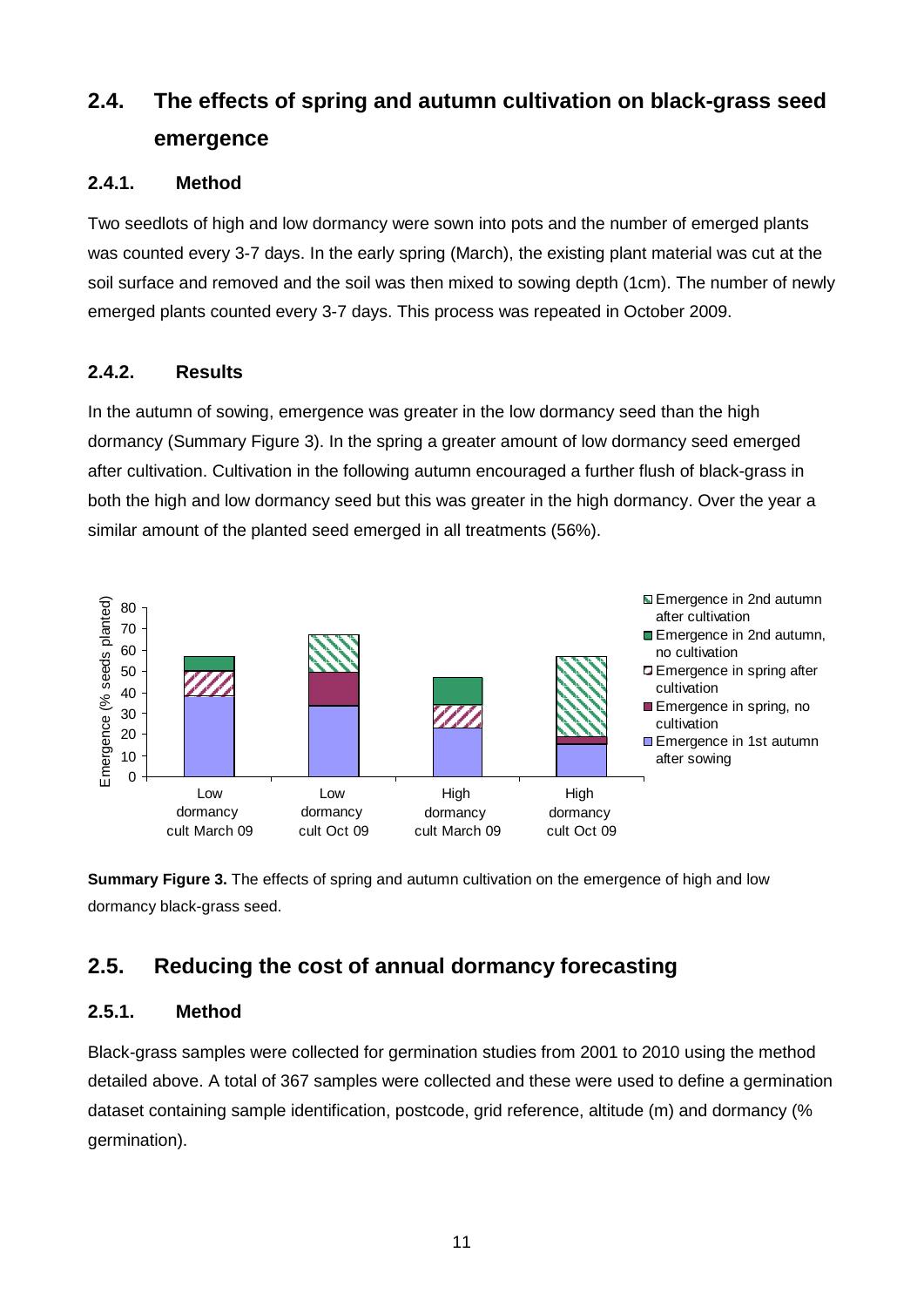## 2.4. The effects of spring and autumn cultivation on black-grass seed emergence

### 2.4.1. Method

Two seedlots of high and low dormancy were sown into pots and the number of emerged plants was counted every 3-7 days. In the early spring (March), the existing plant material was cut at the soil surface and removed and the soil was then mixed to sowing depth (1cm). The number of newly emerged plants counted every 3-7 days. This process was repeated in October 2009.

### 2.4.2. Results

In the autumn of sowing, emergence was greater in the low dormancy seed than the high dormancy (Summary Figure 3). In the spring a greater amount of low dormancy seed emerged after cultivation. Cultivation in the following autumn encouraged a further flush of black-grass in both the high and low dormancy seed but this was greater in the high dormancy. Over the year a similar amount of the planted seed emerged in all treatments (56%).

**Summary Figure 3.** The effects of spring and autumn cultivation on the emergence of high and low dormancy black-grass seed.

## 2.5. Reducing the cost of annual dormancy forecasting

### 2.5.1. Method

Black-grass samples were collected for germination studies from 2001 to 2010 using the method detailed above. A total of 367 samples were collected and these were used to define a germination dataset containing sample identification, postcode, grid reference, altitude (m) and dormancy (% germination).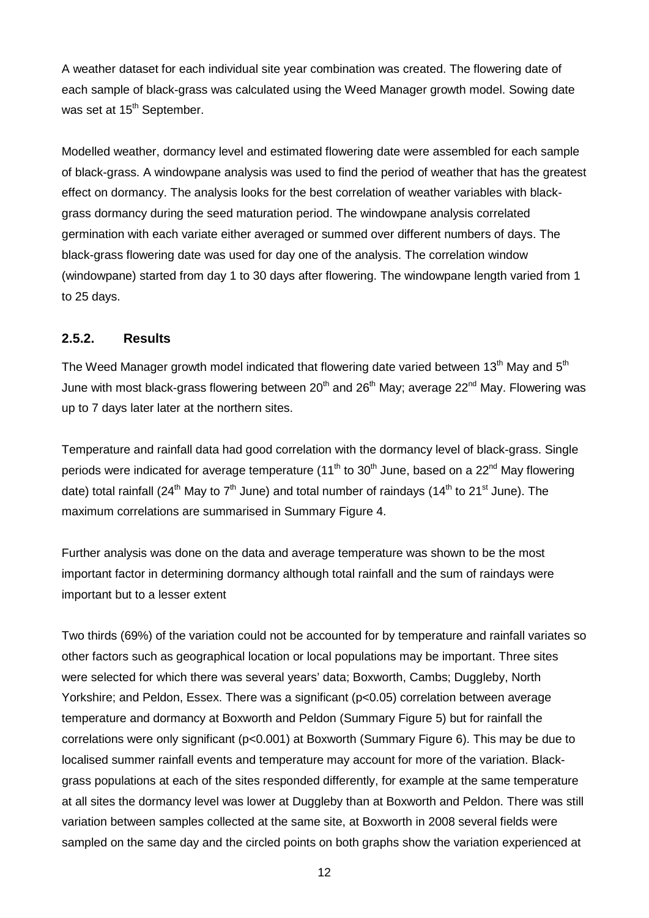A weather dataset for each individual site year combination was created. The flowering date of each sample of black-grass was calculated using the Weed Manager growth model. Sowing date was set at 15th September.

Modelled weather, dormancy level and estimated flowering date were assembled for each sample of black-grass. A windowpane analysis was used to find the period of weather that has the greatest effect on dormancy. The analysis looks for the best correlation of weather variables with black-grass dormancy during the seed maturation period. The windowpane analysis correlated germination with each variate either averaged or summed over different numbers of days. The black-grass flowering date was used for day one of the analysis. The correlation window (windowpane) started from day 1 to 30 days after flowering. The windowpane length varied from 1 to 25 days.

### 2.5.2. Results

The Weed Manager growth model indicated that flowering date varied between 13th May and 5th June with most black-grass flowering between 20th and 26th May; average 22nd May. Flowering was up to 7 days later later at the northern sites.

Temperature and rainfall data had good correlation with the dormancy level of black-grass. Single periods were indicated for average temperature (11th to 30th June, based on a 22nd May flowering date) total rainfall (24th May to 7th June) and total number of raindays (14th to 21st June). The maximum correlations are summarised in Summary Figure 4.

Further analysis was done on the data and average temperature was shown to be the most important factor in determining dormancy although total rainfall and the sum of raindays were important but to a lesser extent

Two thirds (69%) of the variation could not be accounted for by temperature and rainfall variates so other factors such as geographical location or local populations may be important. Three sites were selected for which there was several years' data; Boxworth, Cambs; Duggleby, North Yorkshire; and Peldon, Essex. There was a significant ($p<0.05$) correlation between average temperature and dormancy at Boxworth and Peldon (Summary Figure 5) but for rainfall the correlations were only significant ($p<0.001$) at Boxworth (Summary Figure 6). This may be due to localised summer rainfall events and temperature may account for more of the variation. Black-grass populations at each of the sites responded differently, for example at the same temperature at all sites the dormancy level was lower at Duggleby than at Boxworth and Peldon. There was still variation between samples collected at the same site, at Boxworth in 2008 several fields were sampled on the same day and the circled points on both graphs show the variation experienced at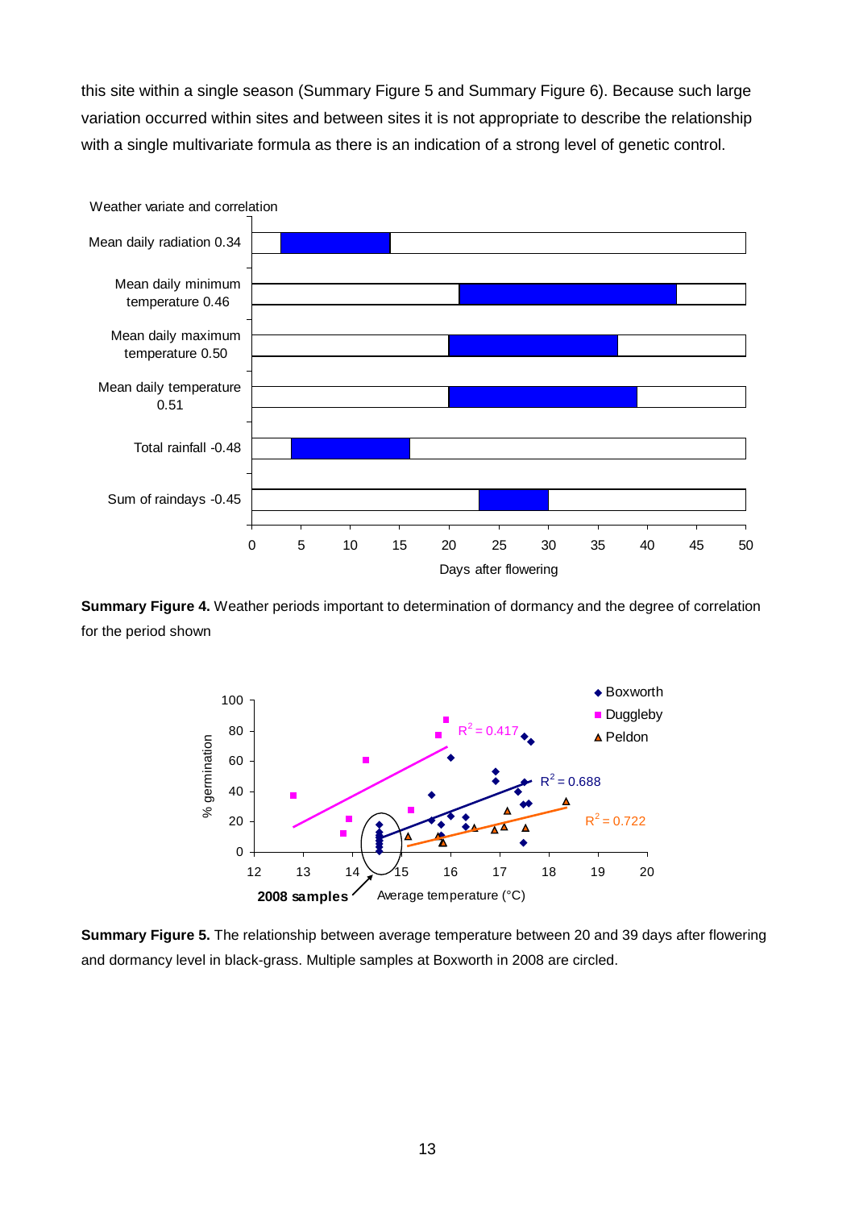this site within a single season (Summary Figure 5 and Summary Figure 6). Because such large variation occurred within sites and between sites it is not appropriate to describe the relationship with a single multivariate formula as there is an indication of a strong level of genetic control.

**Summary Figure 4.** Weather periods important to determination of dormancy and the degree of correlation for the period shown

**Summary Figure 5.** The relationship between average temperature between 20 and 39 days after flowering and dormancy level in black-grass. Multiple samples at Boxworth in 2008 are circled.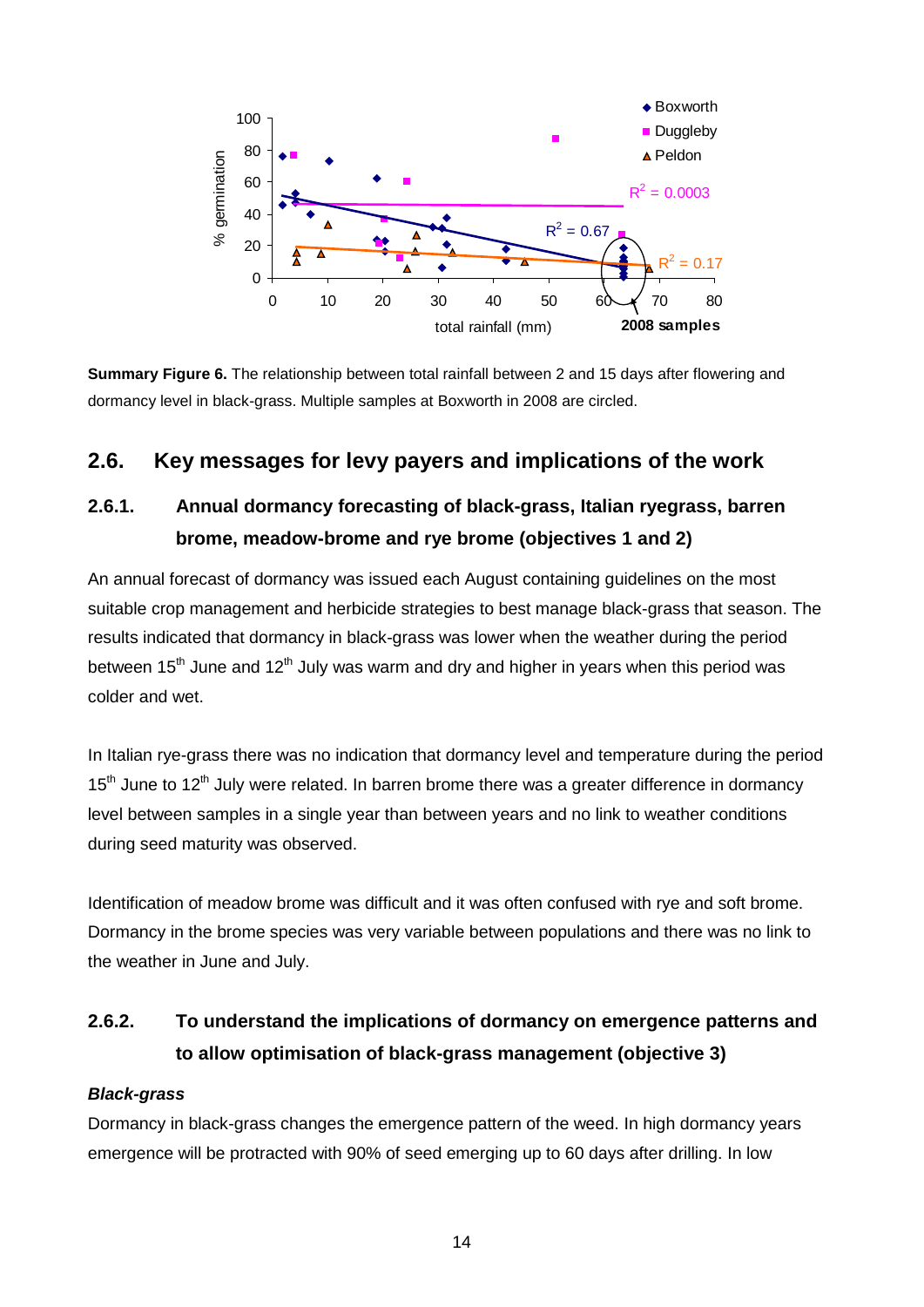**Summary Figure 6.** The relationship between total rainfall between 2 and 15 days after flowering and dormancy level in black-grass. Multiple samples at Boxworth in 2008 are circled.

## 2.6. Key messages for levy payers and implications of the work

### 2.6.1. Annual dormancy forecasting of black-grass, Italian ryegrass, barren brome, meadow-brome and rye brome (objectives 1 and 2)

An annual forecast of dormancy was issued each August containing guidelines on the most suitable crop management and herbicide strategies to best manage black-grass that season. The results indicated that dormancy in black-grass was lower when the weather during the period between 15th June and 12th July was warm and dry and higher in years when this period was colder and wet.

In Italian rye-grass there was no indication that dormancy level and temperature during the period 15th June to 12th July were related. In barren brome there was a greater difference in dormancy level between samples in a single year than between years and no link to weather conditions during seed maturity was observed.

Identification of meadow brome was difficult and it was often confused with rye and soft brome. Dormancy in the brome species was very variable between populations and there was no link to the weather in June and July.

### 2.6.2. To understand the implications of dormancy on emergence patterns and to allow optimisation of black-grass management (objective 3)

***Black-grass***

Dormancy in black-grass changes the emergence pattern of the weed. In high dormancy years emergence will be protracted with 90% of seed emerging up to 60 days after drilling. In low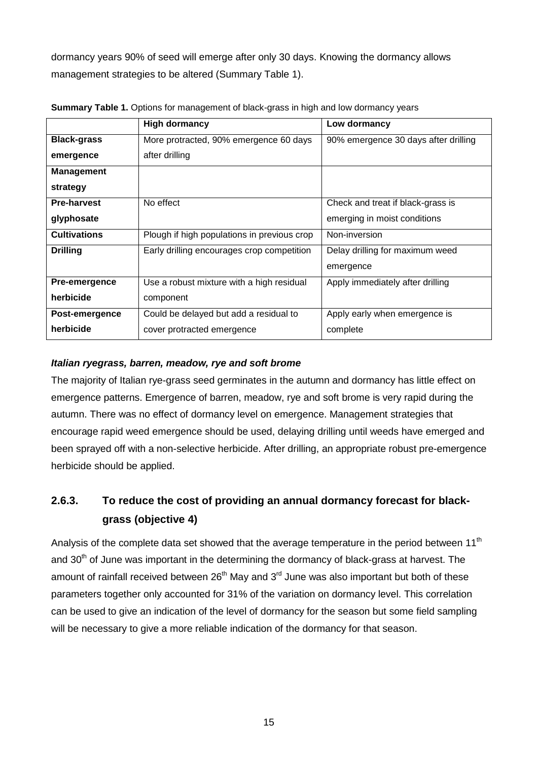dormancy years 90% of seed will emerge after only 30 days. Knowing the dormancy allows management strategies to be altered (Summary Table 1).

**Summary Table 1.** Options for management of black-grass in high and low dormancy years

| | **High dormancy** | **Low dormancy** |
|---|---|---|
| **Black-grass emergence** | More protracted, 90% emergence 60 days after drilling | 90% emergence 30 days after drilling |
| **Management strategy** | | |
| **Pre-harvest glyphosate** | No effect | Check and treat if black-grass is emerging in moist conditions |
| **Cultivations** | Plough if high populations in previous crop | Non-inversion |
| **Drilling** | Early drilling encourages crop competition | Delay drilling for maximum weed emergence |
| **Pre-emergence herbicide** | Use a robust mixture with a high residual component | Apply immediately after drilling |
| **Post-emergence herbicide** | Could be delayed but add a residual to cover protracted emergence | Apply early when emergence is complete |

***Italian ryegrass, barren, meadow, rye and soft brome***

The majority of Italian rye-grass seed germinates in the autumn and dormancy has little effect on emergence patterns. Emergence of barren, meadow, rye and soft brome is very rapid during the autumn. There was no effect of dormancy level on emergence. Management strategies that encourage rapid weed emergence should be used, delaying drilling until weeds have emerged and been sprayed off with a non-selective herbicide. After drilling, an appropriate robust pre-emergence herbicide should be applied.

### 2.6.3. To reduce the cost of providing an annual dormancy forecast for black-grass (objective 4)

Analysis of the complete data set showed that the average temperature in the period between 11th and 30th of June was important in the determining the dormancy of black-grass at harvest. The amount of rainfall received between 26th May and 3rd June was also important but both of these parameters together only accounted for 31% of the variation on dormancy level. This correlation can be used to give an indication of the level of dormancy for the season but some field sampling will be necessary to give a more reliable indication of the dormancy for that season.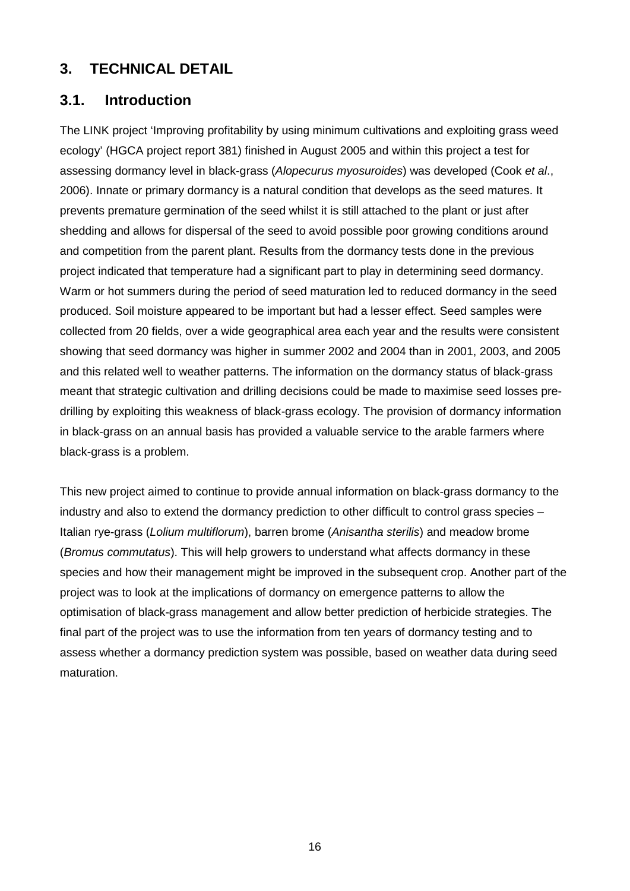# 3. TECHNICAL DETAIL

## 3.1. Introduction

The LINK project 'Improving profitability by using minimum cultivations and exploiting grass weed ecology' (HGCA project report 381) finished in August 2005 and within this project a test for assessing dormancy level in black-grass (*Alopecurus myosuroides*) was developed (Cook *et al*., 2006). Innate or primary dormancy is a natural condition that develops as the seed matures. It prevents premature germination of the seed whilst it is still attached to the plant or just after shedding and allows for dispersal of the seed to avoid possible poor growing conditions around and competition from the parent plant. Results from the dormancy tests done in the previous project indicated that temperature had a significant part to play in determining seed dormancy. Warm or hot summers during the period of seed maturation led to reduced dormancy in the seed produced. Soil moisture appeared to be important but had a lesser effect. Seed samples were collected from 20 fields, over a wide geographical area each year and the results were consistent showing that seed dormancy was higher in summer 2002 and 2004 than in 2001, 2003, and 2005 and this related well to weather patterns. The information on the dormancy status of black-grass meant that strategic cultivation and drilling decisions could be made to maximise seed losses pre-drilling by exploiting this weakness of black-grass ecology. The provision of dormancy information in black-grass on an annual basis has provided a valuable service to the arable farmers where black-grass is a problem.

This new project aimed to continue to provide annual information on black-grass dormancy to the industry and also to extend the dormancy prediction to other difficult to control grass species – Italian rye-grass (*Lolium multiflorum*), barren brome (*Anisantha sterilis*) and meadow brome (*Bromus commutatus*). This will help growers to understand what affects dormancy in these species and how their management might be improved in the subsequent crop. Another part of the project was to look at the implications of dormancy on emergence patterns to allow the optimisation of black-grass management and allow better prediction of herbicide strategies. The final part of the project was to use the information from ten years of dormancy testing and to assess whether a dormancy prediction system was possible, based on weather data during seed maturation.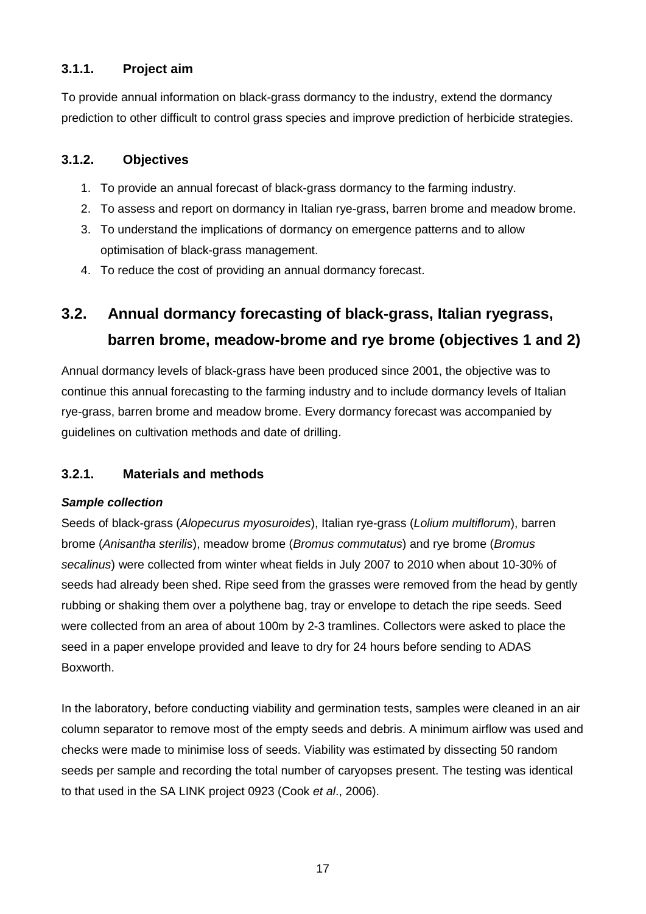### 3.1.1. Project aim

To provide annual information on black-grass dormancy to the industry, extend the dormancy prediction to other difficult to control grass species and improve prediction of herbicide strategies.

### 3.1.2. Objectives

1. To provide an annual forecast of black-grass dormancy to the farming industry.
2. To assess and report on dormancy in Italian rye-grass, barren brome and meadow brome.
3. To understand the implications of dormancy on emergence patterns and to allow optimisation of black-grass management.
4. To reduce the cost of providing an annual dormancy forecast.

## 3.2. Annual dormancy forecasting of black-grass, Italian ryegrass, barren brome, meadow-brome and rye brome (objectives 1 and 2)

Annual dormancy levels of black-grass have been produced since 2001, the objective was to continue this annual forecasting to the farming industry and to include dormancy levels of Italian rye-grass, barren brome and meadow brome. Every dormancy forecast was accompanied by guidelines on cultivation methods and date of drilling.

### 3.2.1. Materials and methods

***Sample collection***

Seeds of black-grass (*Alopecurus myosuroides*), Italian rye-grass (*Lolium multiflorum*), barren brome (*Anisantha sterilis*), meadow brome (*Bromus commutatus*) and rye brome (*Bromus secalinus*) were collected from winter wheat fields in July 2007 to 2010 when about 10-30% of seeds had already been shed. Ripe seed from the grasses were removed from the head by gently rubbing or shaking them over a polythene bag, tray or envelope to detach the ripe seeds. Seed were collected from an area of about 100m by 2-3 tramlines. Collectors were asked to place the seed in a paper envelope provided and leave to dry for 24 hours before sending to ADAS Boxworth.

In the laboratory, before conducting viability and germination tests, samples were cleaned in an air column separator to remove most of the empty seeds and debris. A minimum airflow was used and checks were made to minimise loss of seeds. Viability was estimated by dissecting 50 random seeds per sample and recording the total number of caryopses present. The testing was identical to that used in the SA LINK project 0923 (Cook *et al*., 2006).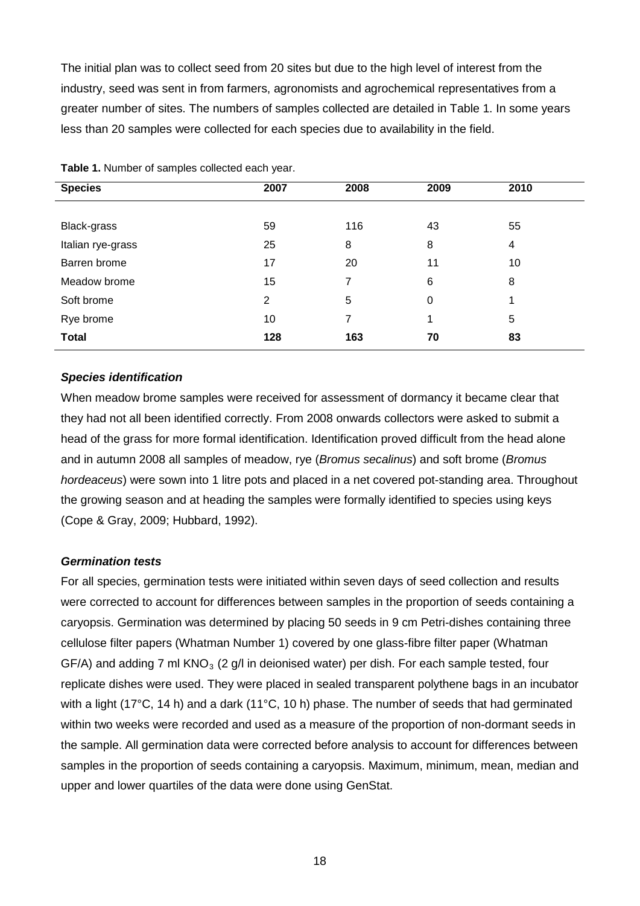The initial plan was to collect seed from 20 sites but due to the high level of interest from the industry, seed was sent in from farmers, agronomists and agrochemical representatives from a greater number of sites. The numbers of samples collected are detailed in Table 1. In some years less than 20 samples were collected for each species due to availability in the field.

**Table 1.** Number of samples collected each year.

| Species | 2007 | 2008 | 2009 | 2010 |
|---|---|---|---|---|
| Black-grass | 59 | 116 | 43 | 55 |
| Italian rye-grass | 25 | 8 | 8 | 4 |
| Barren brome | 17 | 20 | 11 | 10 |
| Meadow brome | 15 | 7 | 6 | 8 |
| Soft brome | 2 | 5 | 0 | 1 |
| Rye brome | 10 | 7 | 1 | 5 |
| **Total** | **128** | **163** | **70** | **83** |

### *Species identification*

When meadow brome samples were received for assessment of dormancy it became clear that they had not all been identified correctly. From 2008 onwards collectors were asked to submit a head of the grass for more formal identification. Identification proved difficult from the head alone and in autumn 2008 all samples of meadow, rye (*Bromus secalinus*) and soft brome (*Bromus hordeaceus*) were sown into 1 litre pots and placed in a net covered pot-standing area. Throughout the growing season and at heading the samples were formally identified to species using keys (Cope & Gray, 2009; Hubbard, 1992).

### *Germination tests*

For all species, germination tests were initiated within seven days of seed collection and results were corrected to account for differences between samples in the proportion of seeds containing a caryopsis. Germination was determined by placing 50 seeds in 9 cm Petri-dishes containing three cellulose filter papers (Whatman Number 1) covered by one glass-fibre filter paper (Whatman GF/A) and adding 7 ml $KNO_3$ (2 g/l in deionised water) per dish. For each sample tested, four replicate dishes were used. They were placed in sealed transparent polythene bags in an incubator with a light (17°C, 14 h) and a dark (11°C, 10 h) phase. The number of seeds that had germinated within two weeks were recorded and used as a measure of the proportion of non-dormant seeds in the sample. All germination data were corrected before analysis to account for differences between samples in the proportion of seeds containing a caryopsis. Maximum, minimum, mean, median and upper and lower quartiles of the data were done using GenStat.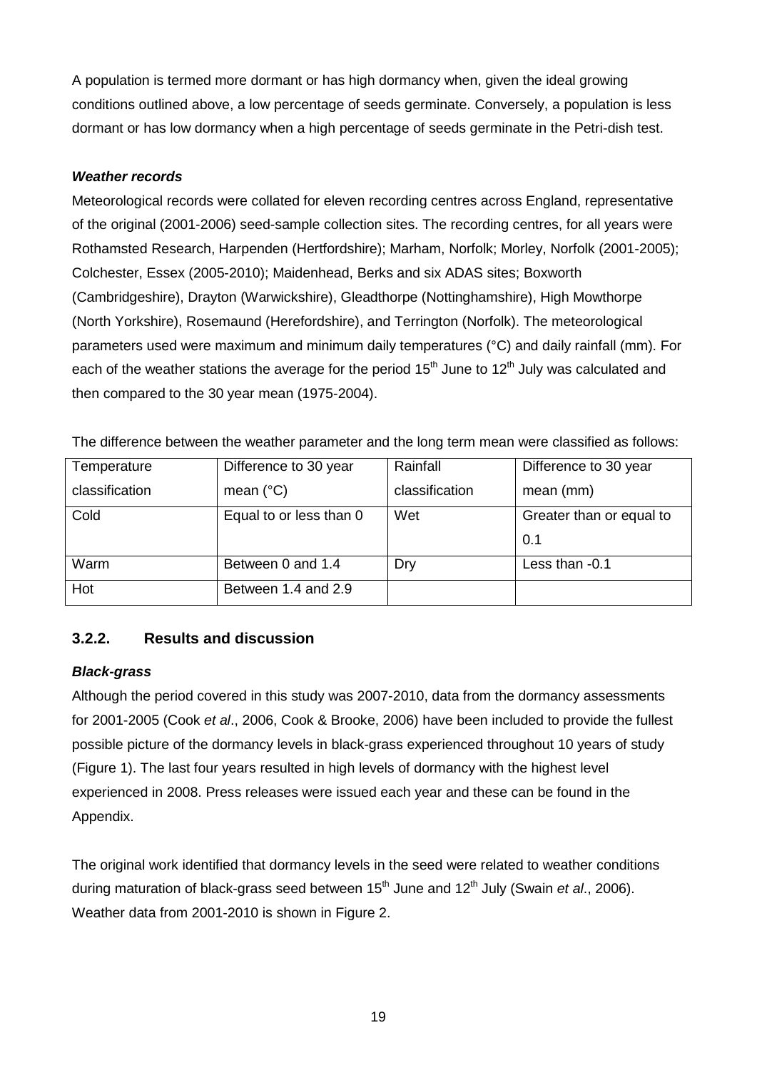A population is termed more dormant or has high dormancy when, given the ideal growing conditions outlined above, a low percentage of seeds germinate. Conversely, a population is less dormant or has low dormancy when a high percentage of seeds germinate in the Petri-dish test.

***Weather records***

Meteorological records were collated for eleven recording centres across England, representative of the original (2001-2006) seed-sample collection sites. The recording centres, for all years were Rothamsted Research, Harpenden (Hertfordshire); Marham, Norfolk; Morley, Norfolk (2001-2005); Colchester, Essex (2005-2010); Maidenhead, Berks and six ADAS sites; Boxworth (Cambridgeshire), Drayton (Warwickshire), Gleadthorpe (Nottinghamshire), High Mowthorpe (North Yorkshire), Rosemaund (Herefordshire), and Terrington (Norfolk). The meteorological parameters used were maximum and minimum daily temperatures (°C) and daily rainfall (mm). For each of the weather stations the average for the period 15th June to 12th July was calculated and then compared to the 30 year mean (1975-2004).

The difference between the weather parameter and the long term mean were classified as follows:

| Temperature classification | Difference to 30 year mean (°C) | Rainfall classification | Difference to 30 year mean (mm) |
|---|---|---|---|
| Cold | Equal to or less than 0 | Wet | Greater than or equal to 0.1 |
| Warm | Between 0 and 1.4 | Dry | Less than -0.1 |
| Hot | Between 1.4 and 2.9 | | |

### 3.2.2. Results and discussion

***Black-grass***

Although the period covered in this study was 2007-2010, data from the dormancy assessments for 2001-2005 (Cook *et al*., 2006, Cook & Brooke, 2006) have been included to provide the fullest possible picture of the dormancy levels in black-grass experienced throughout 10 years of study (Figure 1). The last four years resulted in high levels of dormancy with the highest level experienced in 2008. Press releases were issued each year and these can be found in the Appendix.

The original work identified that dormancy levels in the seed were related to weather conditions during maturation of black-grass seed between 15th June and 12th July (Swain *et al*., 2006). Weather data from 2001-2010 is shown in Figure 2.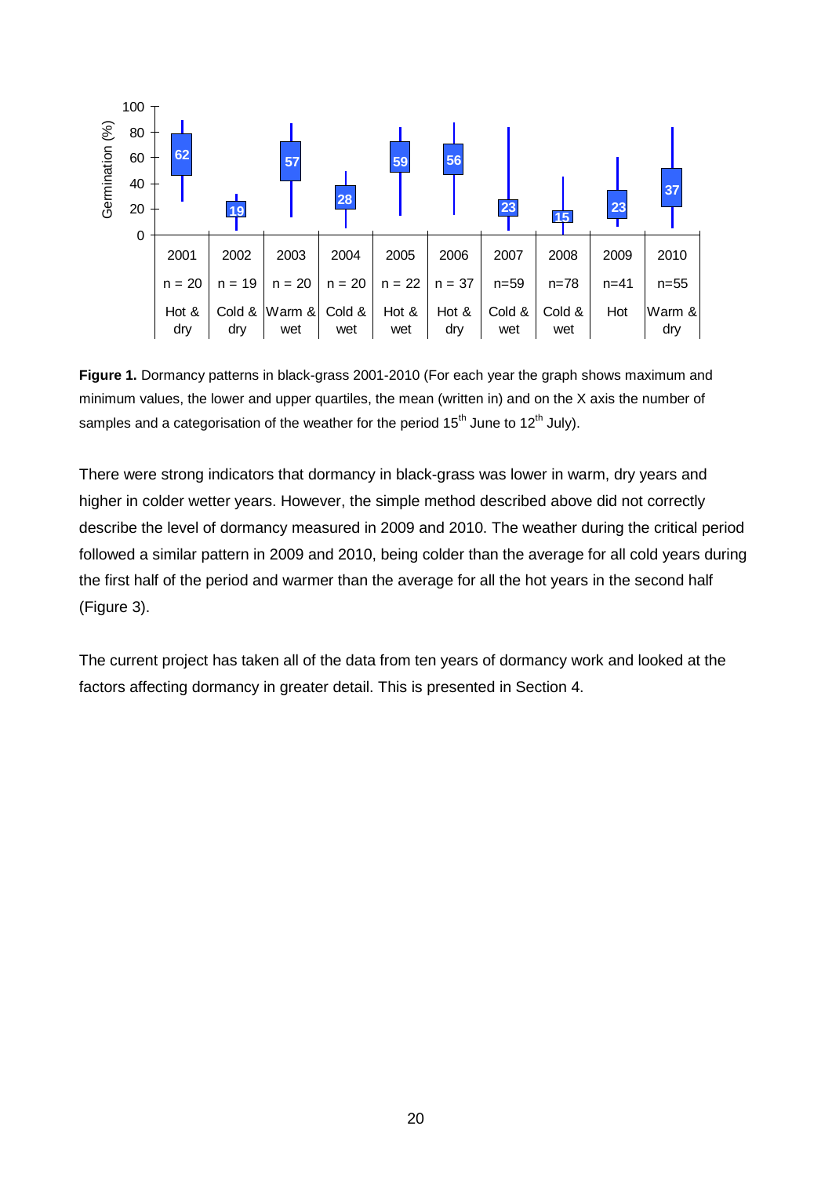| | 2001 | 2002 | 2003 | 2004 | 2005 | 2006 | 2007 | 2008 | 2009 | 2010 |
|---|---|---|---|---|---|---|---|---|---|---|
| Mean germination (%) | 62 | 19 | 57 | 28 | 59 | 56 | 23 | 15 | 23 | 37 |
| Samples | n = 20 | n = 19 | n = 20 | n = 20 | n = 22 | n = 37 | n=59 | n=78 | n=41 | n=55 |
| Weather | Hot & dry | Cold & dry | Warm & wet | Cold & wet | Hot & wet | Hot & dry | Cold & wet | Cold & wet | Hot | Warm & dry |

**Figure 1.** Dormancy patterns in black-grass 2001-2010 (For each year the graph shows maximum and minimum values, the lower and upper quartiles, the mean (written in) and on the X axis the number of samples and a categorisation of the weather for the period 15th June to 12th July).

There were strong indicators that dormancy in black-grass was lower in warm, dry years and higher in colder wetter years. However, the simple method described above did not correctly describe the level of dormancy measured in 2009 and 2010. The weather during the critical period followed a similar pattern in 2009 and 2010, being colder than the average for all cold years during the first half of the period and warmer than the average for all the hot years in the second half (Figure 3).

The current project has taken all of the data from ten years of dormancy work and looked at the factors affecting dormancy in greater detail. This is presented in Section 4.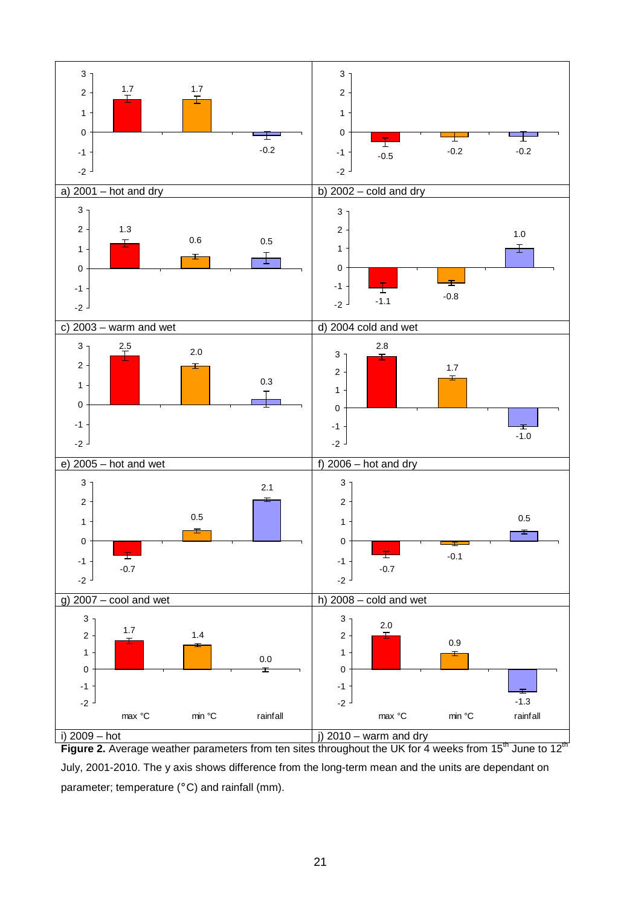| Panel | max °C | min °C | rainfall |
|---|---|---|---|
| a) 2001 – hot and dry | 1.7 | 1.7 | -0.2 |
| b) 2002 – cold and dry | -0.5 | -0.2 | -0.2 |
| c) 2003 – warm and wet | 1.3 | 0.6 | 0.5 |
| d) 2004 cold and wet | -1.1 | -0.8 | 1.0 |
| e) 2005 – hot and wet | 2.5 | 2.0 | 0.3 |
| f) 2006 – hot and dry | 2.8 | 1.7 | -1.0 |
| g) 2007 – cool and wet | -0.7 | 0.5 | 2.1 |
| h) 2008 – cold and wet | -0.7 | -0.1 | 0.5 |
| i) 2009 – hot | 1.7 | 1.4 | 0.0 |
| j) 2010 – warm and dry | 2.0 | 0.9 | -1.3 |

**Figure 2.** Average weather parameters from ten sites throughout the UK for 4 weeks from 15th June to 12th July, 2001-2010. The y axis shows difference from the long-term mean and the units are dependant on parameter; temperature (°C) and rainfall (mm).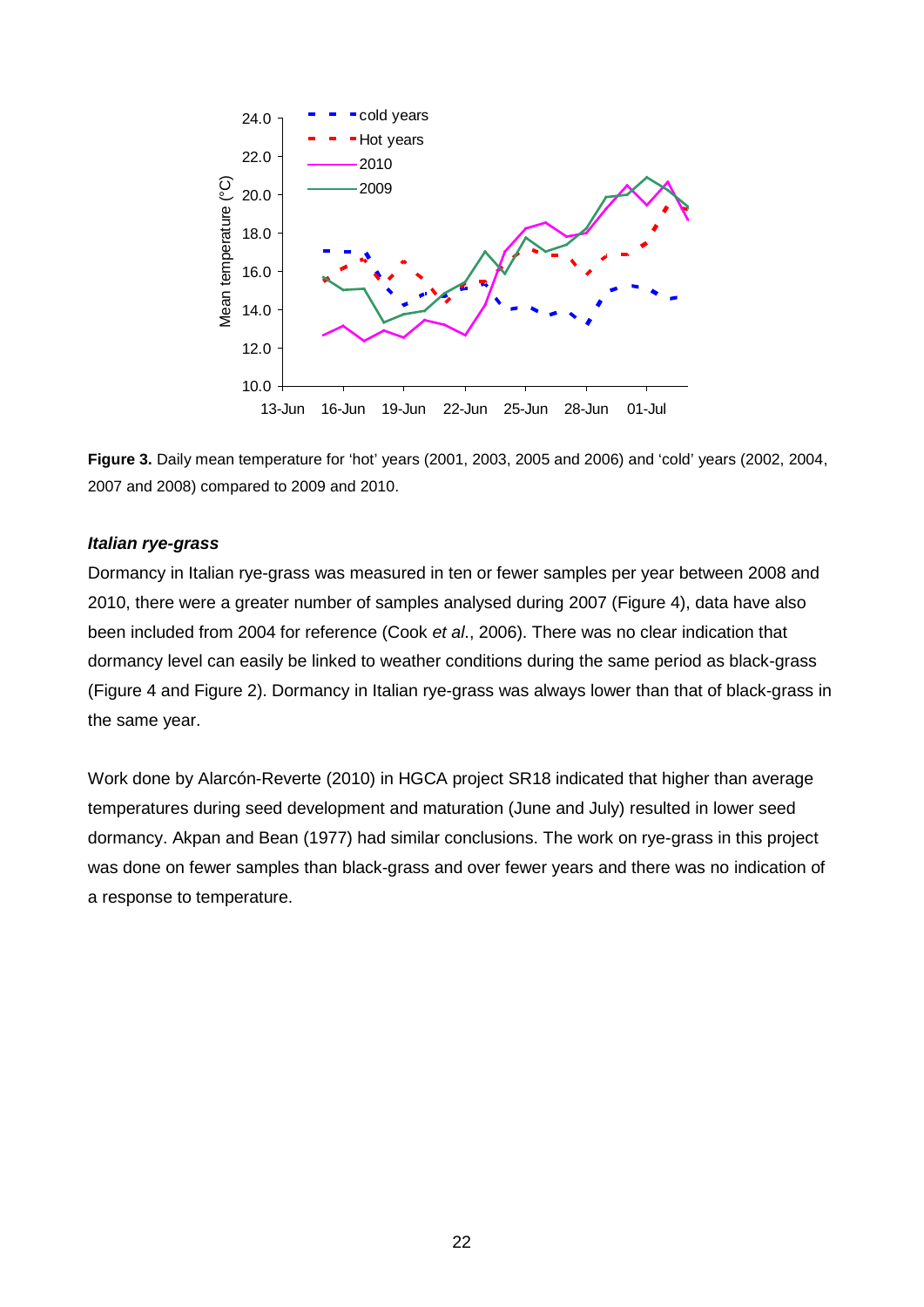**Figure 3.** Daily mean temperature for 'hot' years (2001, 2003, 2005 and 2006) and 'cold' years (2002, 2004, 2007 and 2008) compared to 2009 and 2010.

***Italian rye-grass***

Dormancy in Italian rye-grass was measured in ten or fewer samples per year between 2008 and 2010, there were a greater number of samples analysed during 2007 (Figure 4), data have also been included from 2004 for reference (Cook *et al*., 2006). There was no clear indication that dormancy level can easily be linked to weather conditions during the same period as black-grass (Figure 4 and Figure 2). Dormancy in Italian rye-grass was always lower than that of black-grass in the same year.

Work done by Alarcón-Reverte (2010) in HGCA project SR18 indicated that higher than average temperatures during seed development and maturation (June and July) resulted in lower seed dormancy. Akpan and Bean (1977) had similar conclusions. The work on rye-grass in this project was done on fewer samples than black-grass and over fewer years and there was no indication of a response to temperature.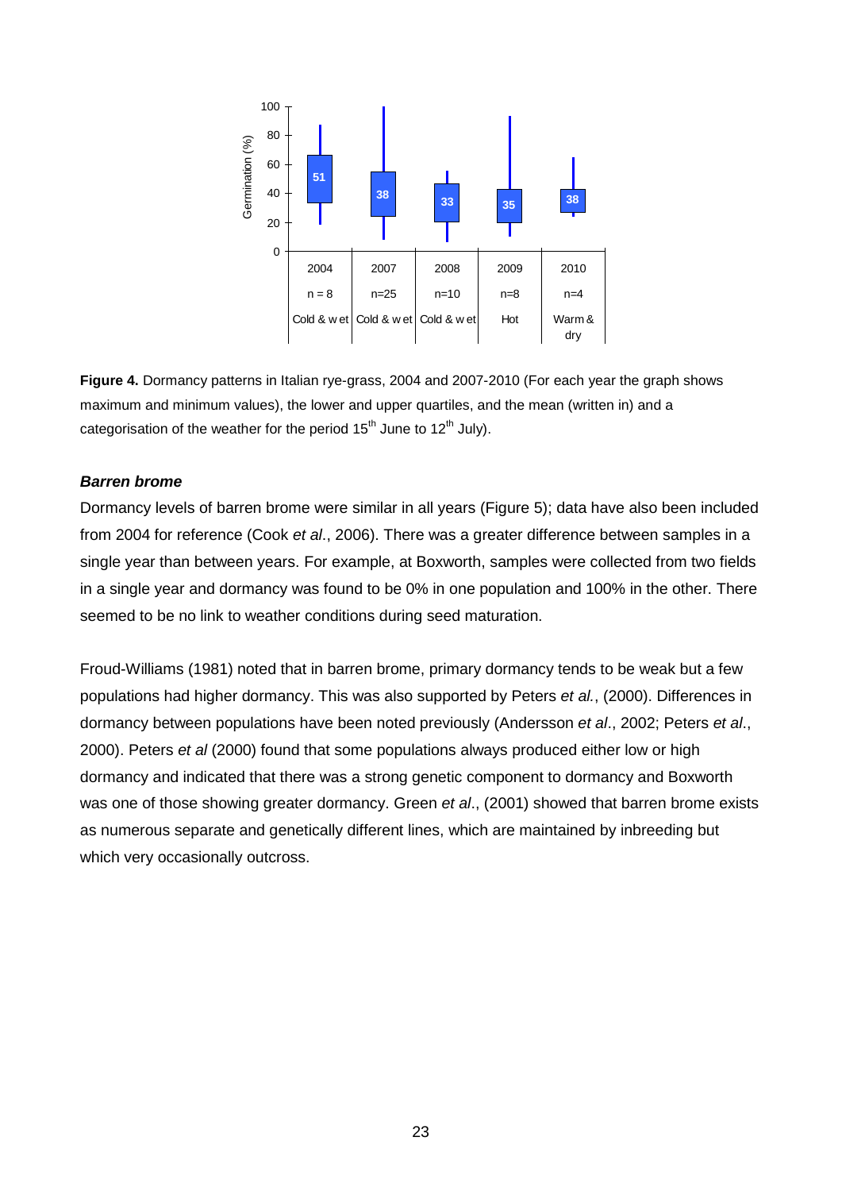**Figure 4.** Dormancy patterns in Italian rye-grass, 2004 and 2007-2010 (For each year the graph shows maximum and minimum values), the lower and upper quartiles, and the mean (written in) and a categorisation of the weather for the period 15th June to 12th July).

### *Barren brome*

Dormancy levels of barren brome were similar in all years (Figure 5); data have also been included from 2004 for reference (Cook *et al*., 2006). There was a greater difference between samples in a single year than between years. For example, at Boxworth, samples were collected from two fields in a single year and dormancy was found to be 0% in one population and 100% in the other. There seemed to be no link to weather conditions during seed maturation.

Froud-Williams (1981) noted that in barren brome, primary dormancy tends to be weak but a few populations had higher dormancy. This was also supported by Peters *et al.*, (2000). Differences in dormancy between populations have been noted previously (Andersson *et al*., 2002; Peters *et al*., 2000). Peters *et al* (2000) found that some populations always produced either low or high dormancy and indicated that there was a strong genetic component to dormancy and Boxworth was one of those showing greater dormancy. Green *et al*., (2001) showed that barren brome exists as numerous separate and genetically different lines, which are maintained by inbreeding but which very occasionally outcross.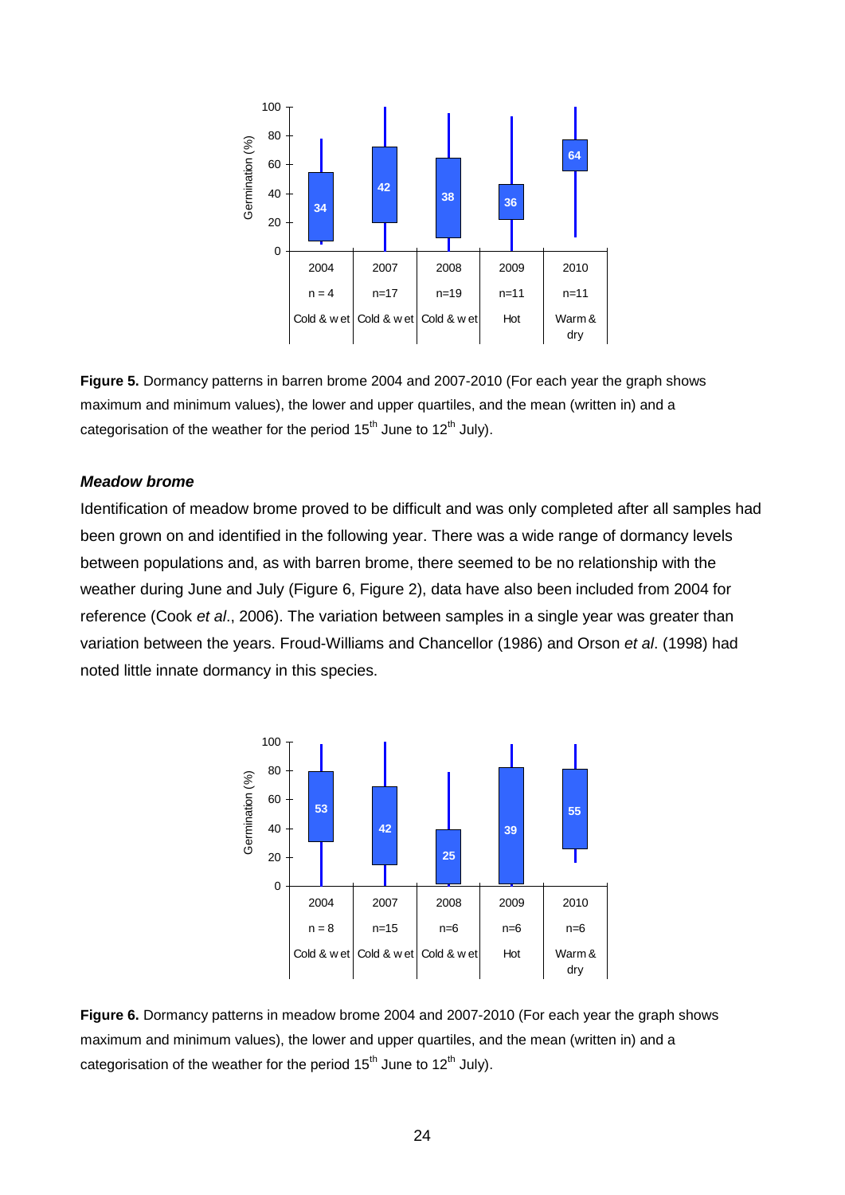**Figure 5.** Dormancy patterns in barren brome 2004 and 2007-2010 (For each year the graph shows maximum and minimum values), the lower and upper quartiles, and the mean (written in) and a categorisation of the weather for the period 15th June to 12th July).

### *Meadow brome*

Identification of meadow brome proved to be difficult and was only completed after all samples had been grown on and identified in the following year. There was a wide range of dormancy levels between populations and, as with barren brome, there seemed to be no relationship with the weather during June and July (Figure 6, Figure 2), data have also been included from 2004 for reference (Cook *et al*., 2006). The variation between samples in a single year was greater than variation between the years. Froud-Williams and Chancellor (1986) and Orson *et al*. (1998) had noted little innate dormancy in this species.

**Figure 6.** Dormancy patterns in meadow brome 2004 and 2007-2010 (For each year the graph shows maximum and minimum values), the lower and upper quartiles, and the mean (written in) and a categorisation of the weather for the period 15th June to 12th July).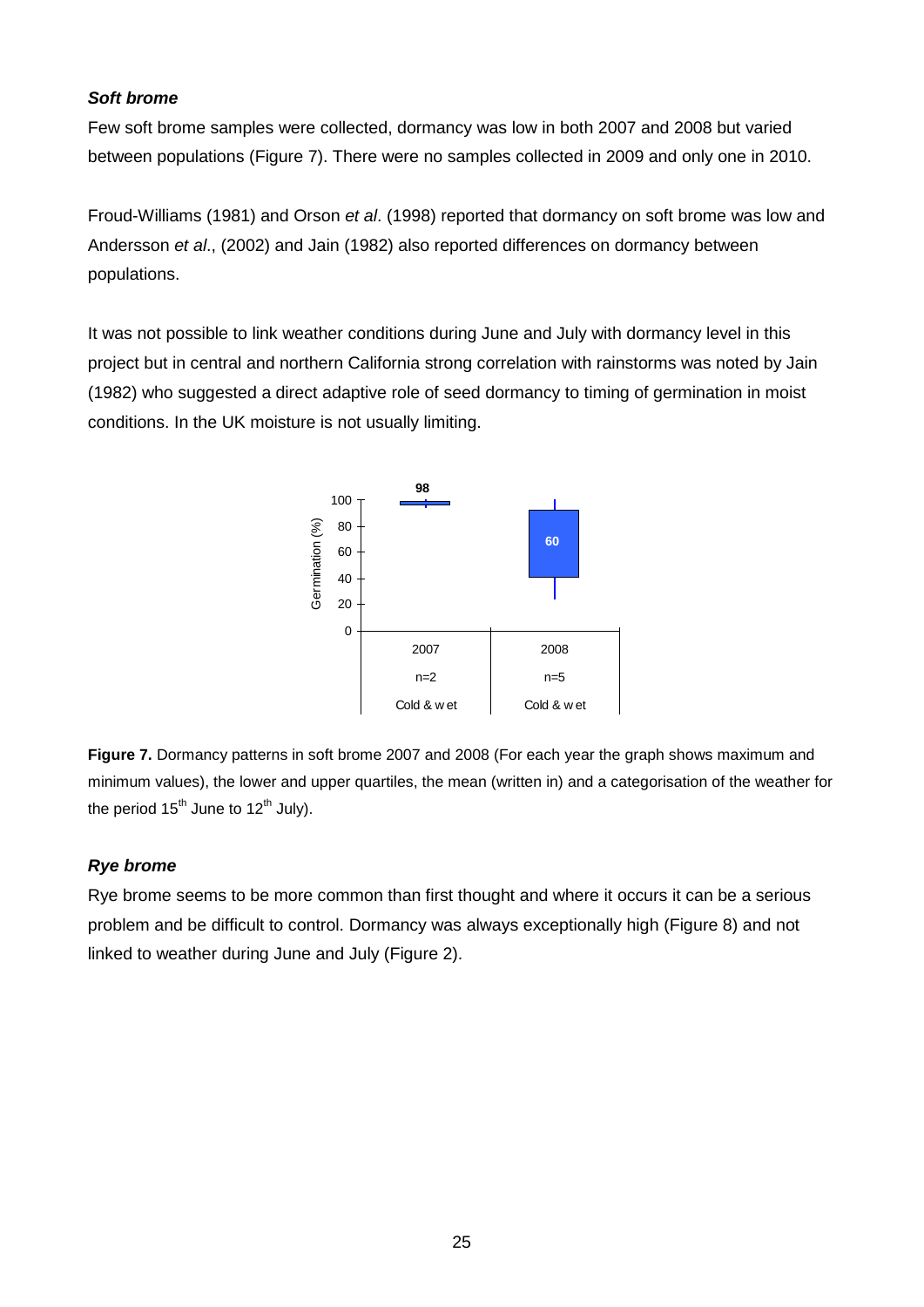### *Soft brome*

Few soft brome samples were collected, dormancy was low in both 2007 and 2008 but varied between populations (Figure 7). There were no samples collected in 2009 and only one in 2010.

Froud-Williams (1981) and Orson *et al*. (1998) reported that dormancy on soft brome was low and Andersson *et al*., (2002) and Jain (1982) also reported differences on dormancy between populations.

It was not possible to link weather conditions during June and July with dormancy level in this project but in central and northern California strong correlation with rainstorms was noted by Jain (1982) who suggested a direct adaptive role of seed dormancy to timing of germination in moist conditions. In the UK moisture is not usually limiting.

**Figure 7.** Dormancy patterns in soft brome 2007 and 2008 (For each year the graph shows maximum and minimum values), the lower and upper quartiles, the mean (written in) and a categorisation of the weather for the period 15th June to 12th July).

### *Rye brome*

Rye brome seems to be more common than first thought and where it occurs it can be a serious problem and be difficult to control. Dormancy was always exceptionally high (Figure 8) and not linked to weather during June and July (Figure 2).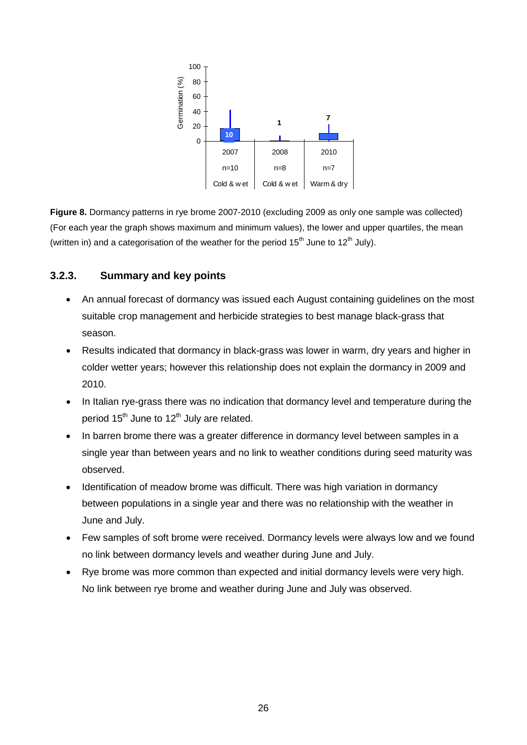**Figure 8.** Dormancy patterns in rye brome 2007-2010 (excluding 2009 as only one sample was collected) (For each year the graph shows maximum and minimum values), the lower and upper quartiles, the mean (written in) and a categorisation of the weather for the period 15$^{th}$ June to 12$^{th}$ July).

### 3.2.3. Summary and key points

- An annual forecast of dormancy was issued each August containing guidelines on the most suitable crop management and herbicide strategies to best manage black-grass that season.
- Results indicated that dormancy in black-grass was lower in warm, dry years and higher in colder wetter years; however this relationship does not explain the dormancy in 2009 and 2010.
- In Italian rye-grass there was no indication that dormancy level and temperature during the period 15$^{th}$ June to 12$^{th}$ July are related.
- In barren brome there was a greater difference in dormancy level between samples in a single year than between years and no link to weather conditions during seed maturity was observed.
- Identification of meadow brome was difficult. There was high variation in dormancy between populations in a single year and there was no relationship with the weather in June and July.
- Few samples of soft brome were received. Dormancy levels were always low and we found no link between dormancy levels and weather during June and July.
- Rye brome was more common than expected and initial dormancy levels were very high. No link between rye brome and weather during June and July was observed.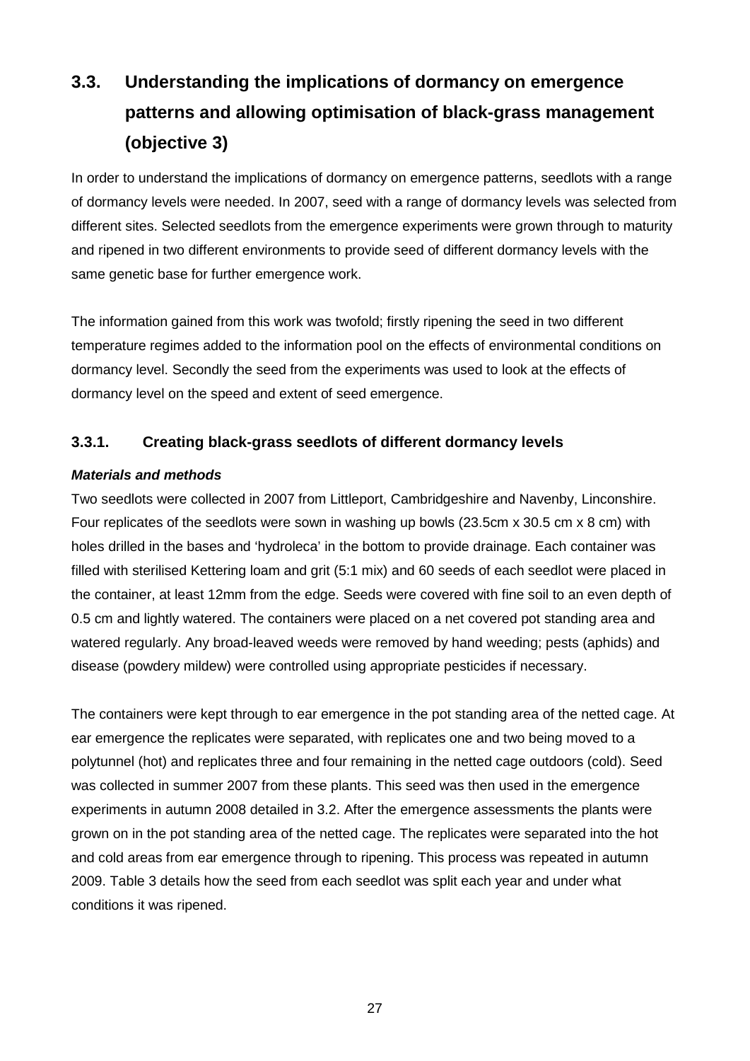## 3.3. Understanding the implications of dormancy on emergence patterns and allowing optimisation of black-grass management (objective 3)

In order to understand the implications of dormancy on emergence patterns, seedlots with a range of dormancy levels were needed. In 2007, seed with a range of dormancy levels was selected from different sites. Selected seedlots from the emergence experiments were grown through to maturity and ripened in two different environments to provide seed of different dormancy levels with the same genetic base for further emergence work.

The information gained from this work was twofold; firstly ripening the seed in two different temperature regimes added to the information pool on the effects of environmental conditions on dormancy level. Secondly the seed from the experiments was used to look at the effects of dormancy level on the speed and extent of seed emergence.

### 3.3.1. Creating black-grass seedlots of different dormancy levels

***Materials and methods***

Two seedlots were collected in 2007 from Littleport, Cambridgeshire and Navenby, Lincolnshire. Four replicates of the seedlots were sown in washing up bowls (23.5cm x 30.5 cm x 8 cm) with holes drilled in the bases and 'hydroleca' in the bottom to provide drainage. Each container was filled with sterilised Kettering loam and grit (5:1 mix) and 60 seeds of each seedlot were placed in the container, at least 12mm from the edge. Seeds were covered with fine soil to an even depth of 0.5 cm and lightly watered. The containers were placed on a net covered pot standing area and watered regularly. Any broad-leaved weeds were removed by hand weeding; pests (aphids) and disease (powdery mildew) were controlled using appropriate pesticides if necessary.

The containers were kept through to ear emergence in the pot standing area of the netted cage. At ear emergence the replicates were separated, with replicates one and two being moved to a polytunnel (hot) and replicates three and four remaining in the netted cage outdoors (cold). Seed was collected in summer 2007 from these plants. This seed was then used in the emergence experiments in autumn 2008 detailed in 3.2. After the emergence assessments the plants were grown on in the pot standing area of the netted cage. The replicates were separated into the hot and cold areas from ear emergence through to ripening. This process was repeated in autumn 2009. Table 3 details how the seed from each seedlot was split each year and under what conditions it was ripened.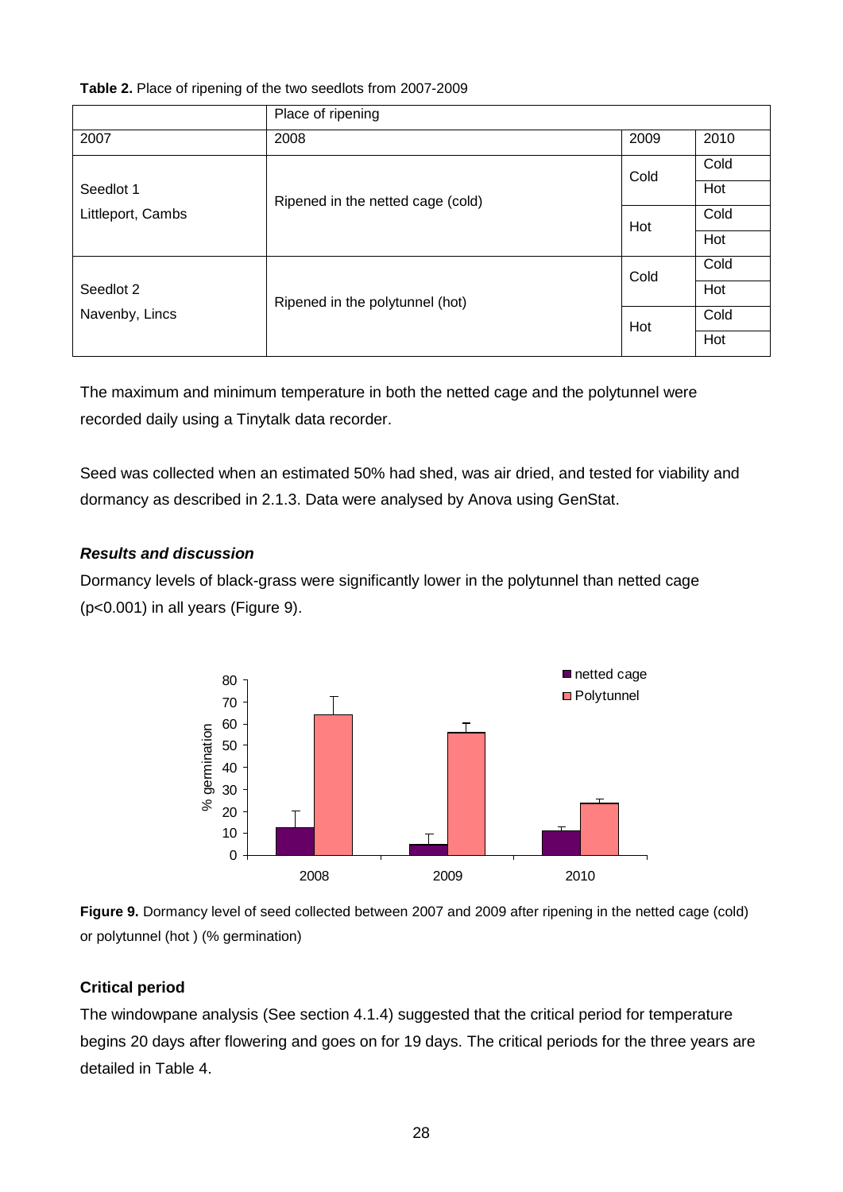**Table 2.** Place of ripening of the two seedlots from 2007-2009

| | Place of ripening | | |
|---|---|---|---|
| 2007 | 2008 | 2009 | 2010 |
| Seedlot 1 Littleport, Cambs | Ripened in the netted cage (cold) | Cold | Cold |
| | | | Hot |
| | | Hot | Cold |
| | | | Hot |
| Seedlot 2 Navenby, Lincs | Ripened in the polytunnel (hot) | Cold | Cold |
| | | | Hot |
| | | Hot | Cold |
| | | | Hot |

The maximum and minimum temperature in both the netted cage and the polytunnel were recorded daily using a Tinytalk data recorder.

Seed was collected when an estimated 50% had shed, was air dried, and tested for viability and dormancy as described in 2.1.3. Data were analysed by Anova using GenStat.

### *Results and discussion*

Dormancy levels of black-grass were significantly lower in the polytunnel than netted cage ($p<0.001$) in all years (Figure 9).

**Figure 9.** Dormancy level of seed collected between 2007 and 2009 after ripening in the netted cage (cold) or polytunnel (hot ) (% germination)

### **Critical period**

The windowpane analysis (See section 4.1.4) suggested that the critical period for temperature begins 20 days after flowering and goes on for 19 days. The critical periods for the three years are detailed in Table 4.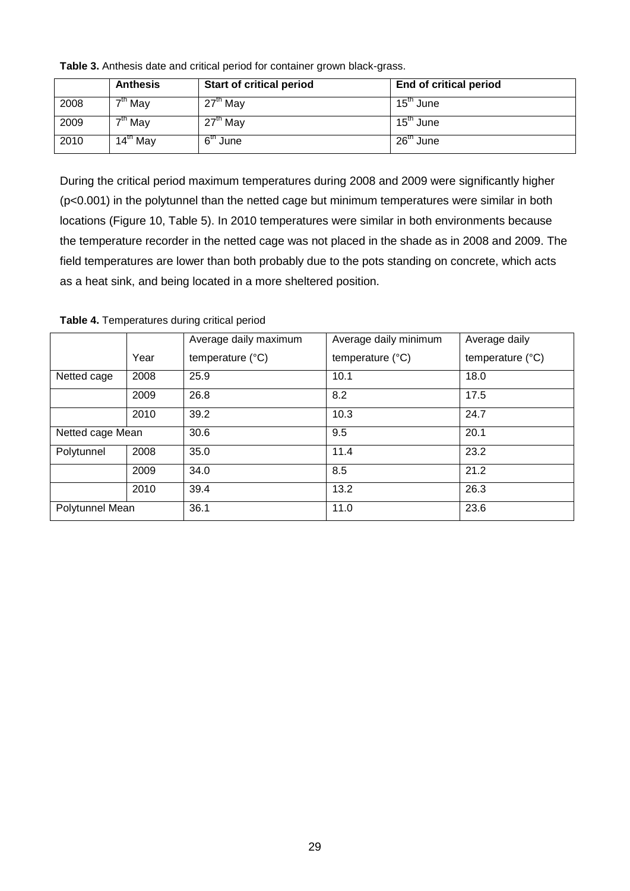**Table 3.** Anthesis date and critical period for container grown black-grass.

| | Anthesis | Start of critical period | End of critical period |
|---|---|---|---|
| 2008 | 7th May | 27th May | 15th June |
| 2009 | 7th May | 27th May | 15th June |
| 2010 | 14th May | 6th June | 26th June |

During the critical period maximum temperatures during 2008 and 2009 were significantly higher ($p<0.001$) in the polytunnel than the netted cage but minimum temperatures were similar in both locations (Figure 10, Table 5). In 2010 temperatures were similar in both environments because the temperature recorder in the netted cage was not placed in the shade as in 2008 and 2009. The field temperatures are lower than both probably due to the pots standing on concrete, which acts as a heat sink, and being located in a more sheltered position.

**Table 4.** Temperatures during critical period

| | Year | Average daily maximum temperature (°C) | Average daily minimum temperature (°C) | Average daily temperature (°C) |
|---|---|---|---|---|
| Netted cage | 2008 | 25.9 | 10.1 | 18.0 |
| | 2009 | 26.8 | 8.2 | 17.5 |
| | 2010 | 39.2 | 10.3 | 24.7 |
| Netted cage Mean | | 30.6 | 9.5 | 20.1 |
| Polytunnel | 2008 | 35.0 | 11.4 | 23.2 |
| | 2009 | 34.0 | 8.5 | 21.2 |
| | 2010 | 39.4 | 13.2 | 26.3 |
| Polytunnel Mean | | 36.1 | 11.0 | 23.6 |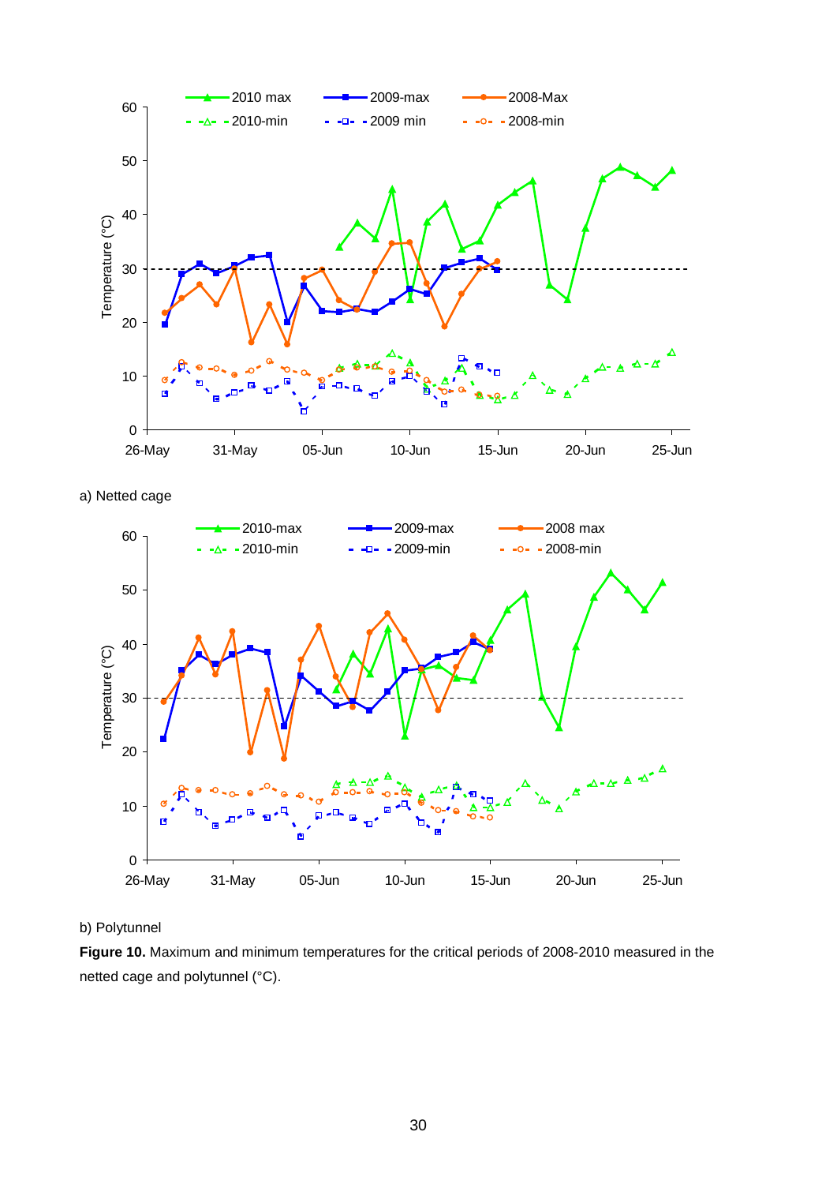a) Netted cage

b) Polytunnel

**Figure 10.** Maximum and minimum temperatures for the critical periods of 2008-2010 measured in the netted cage and polytunnel (°C).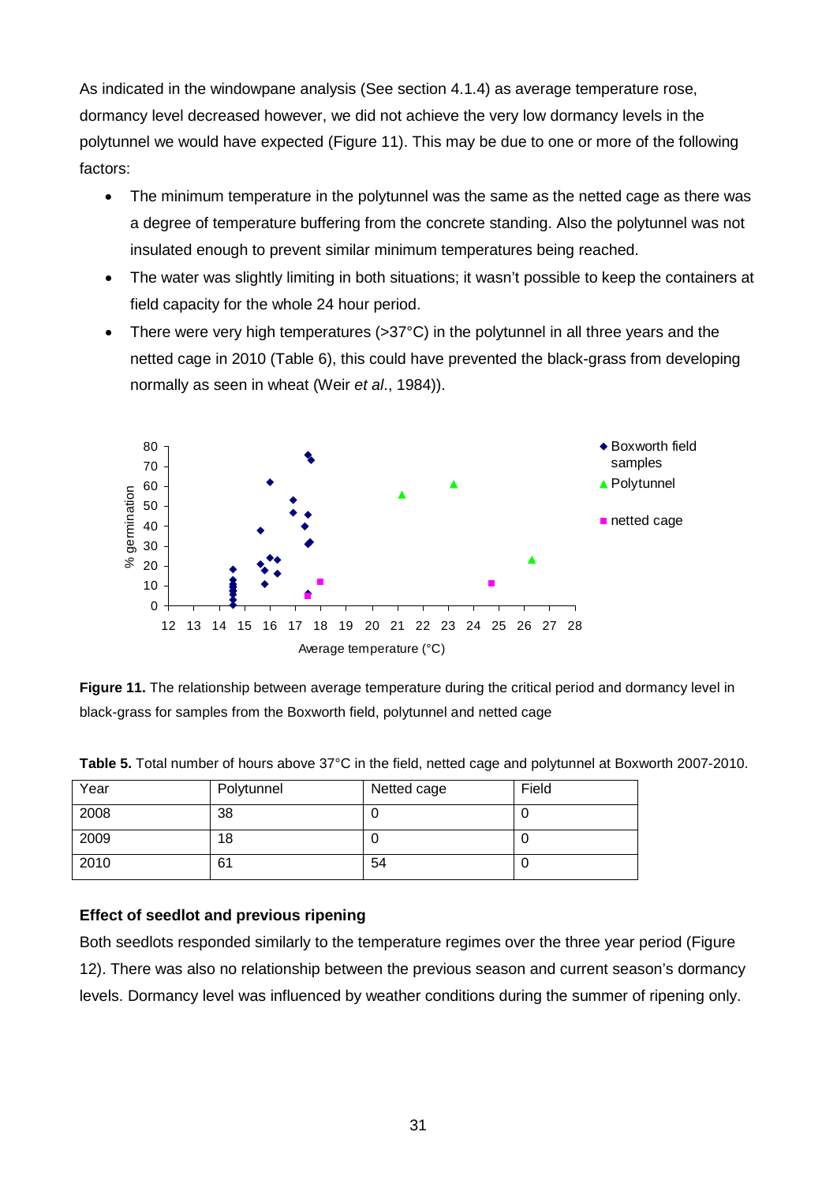As indicated in the windowpane analysis (See section 4.1.4) as average temperature rose, dormancy level decreased however, we did not achieve the very low dormancy levels in the polytunnel we would have expected (Figure 11). This may be due to one or more of the following factors:

- The minimum temperature in the polytunnel was the same as the netted cage as there was a degree of temperature buffering from the concrete standing. Also the polytunnel was not insulated enough to prevent similar minimum temperatures being reached.
- The water was slightly limiting in both situations; it wasn't possible to keep the containers at field capacity for the whole 24 hour period.
- There were very high temperatures (>37°C) in the polytunnel in all three years and the netted cage in 2010 (Table 6), this could have prevented the black-grass from developing normally as seen in wheat (Weir *et al*., 1984)).

**Figure 11.** The relationship between average temperature during the critical period and dormancy level in black-grass for samples from the Boxworth field, polytunnel and netted cage

**Table 5.** Total number of hours above 37°C in the field, netted cage and polytunnel at Boxworth 2007-2010.

| Year | Polytunnel | Netted cage | Field |
|---|---|---|---|
| 2008 | 38 | 0 | 0 |
| 2009 | 18 | 0 | 0 |
| 2010 | 61 | 54 | 0 |

### Effect of seedlot and previous ripening

Both seedlots responded similarly to the temperature regimes over the three year period (Figure 12). There was also no relationship between the previous season and current season's dormancy levels. Dormancy level was influenced by weather conditions during the summer of ripening only.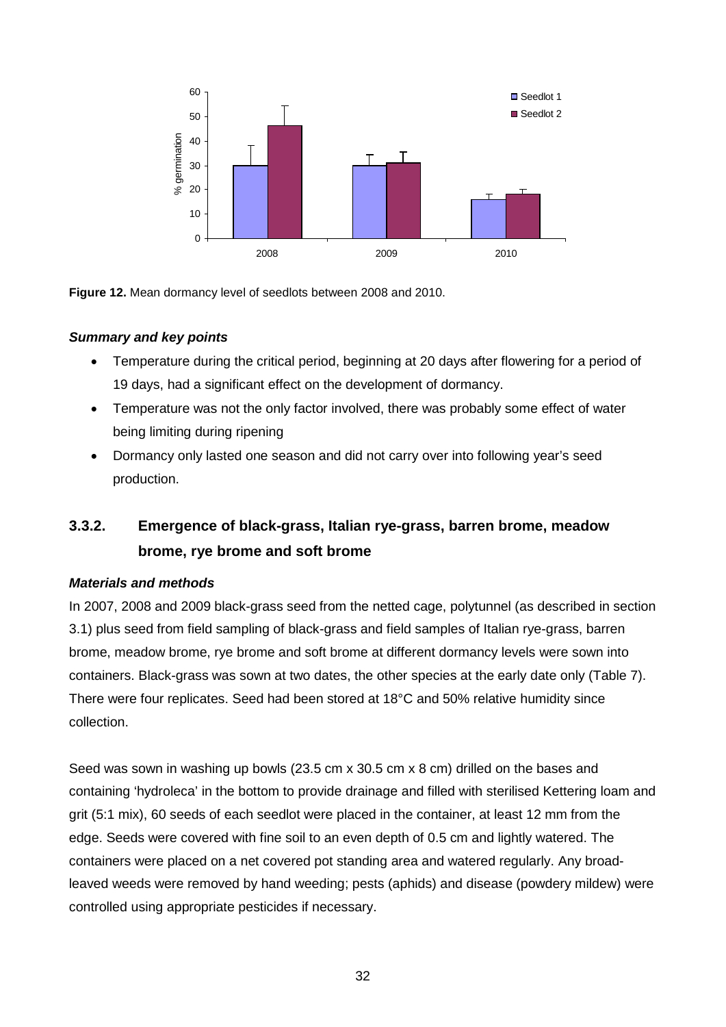**Figure 12.** Mean dormancy level of seedlots between 2008 and 2010.

#### *Summary and key points*

- Temperature during the critical period, beginning at 20 days after flowering for a period of 19 days, had a significant effect on the development of dormancy.
- Temperature was not the only factor involved, there was probably some effect of water being limiting during ripening
- Dormancy only lasted one season and did not carry over into following year's seed production.

### 3.3.2. Emergence of black-grass, Italian rye-grass, barren brome, meadow brome, rye brome and soft brome

#### *Materials and methods*

In 2007, 2008 and 2009 black-grass seed from the netted cage, polytunnel (as described in section 3.1) plus seed from field sampling of black-grass and field samples of Italian rye-grass, barren brome, meadow brome, rye brome and soft brome at different dormancy levels were sown into containers. Black-grass was sown at two dates, the other species at the early date only (Table 7). There were four replicates. Seed had been stored at 18°C and 50% relative humidity since collection.

Seed was sown in washing up bowls (23.5 cm x 30.5 cm x 8 cm) drilled on the bases and containing 'hydroleca' in the bottom to provide drainage and filled with sterilised Kettering loam and grit (5:1 mix), 60 seeds of each seedlot were placed in the container, at least 12 mm from the edge. Seeds were covered with fine soil to an even depth of 0.5 cm and lightly watered. The containers were placed on a net covered pot standing area and watered regularly. Any broad-leaved weeds were removed by hand weeding; pests (aphids) and disease (powdery mildew) were controlled using appropriate pesticides if necessary.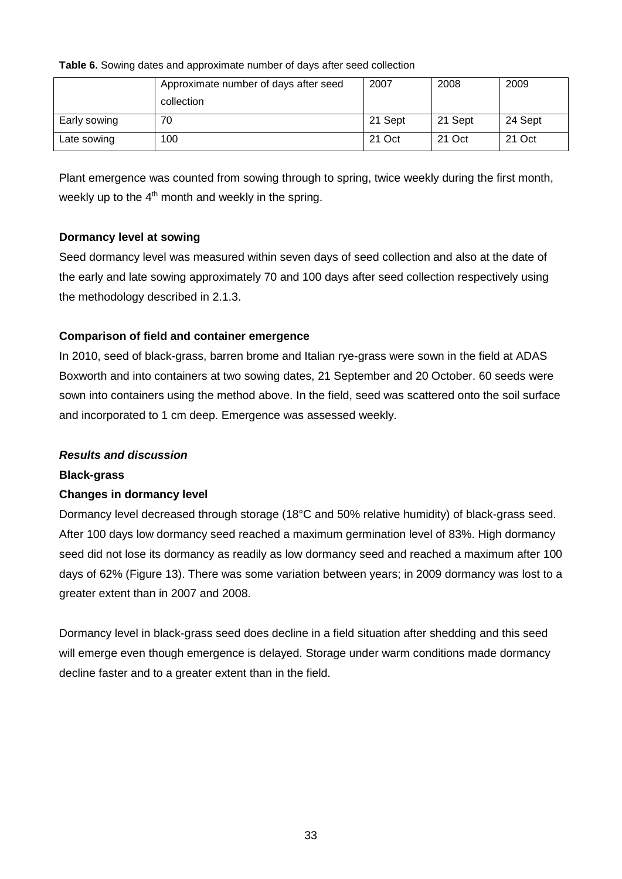**Table 6.** Sowing dates and approximate number of days after seed collection

| | Approximate number of days after seed collection | 2007 | 2008 | 2009 |
|---|---|---|---|---|
| Early sowing | 70 | 21 Sept | 21 Sept | 24 Sept |
| Late sowing | 100 | 21 Oct | 21 Oct | 21 Oct |

Plant emergence was counted from sowing through to spring, twice weekly during the first month, weekly up to the 4th month and weekly in the spring.

**Dormancy level at sowing**

Seed dormancy level was measured within seven days of seed collection and also at the date of the early and late sowing approximately 70 and 100 days after seed collection respectively using the methodology described in 2.1.3.

**Comparison of field and container emergence**

In 2010, seed of black-grass, barren brome and Italian rye-grass were sown in the field at ADAS Boxworth and into containers at two sowing dates, 21 September and 20 October. 60 seeds were sown into containers using the method above. In the field, seed was scattered onto the soil surface and incorporated to 1 cm deep. Emergence was assessed weekly.

***Results and discussion***

**Black-grass**

**Changes in dormancy level**

Dormancy level decreased through storage (18°C and 50% relative humidity) of black-grass seed. After 100 days low dormancy seed reached a maximum germination level of 83%. High dormancy seed did not lose its dormancy as readily as low dormancy seed and reached a maximum after 100 days of 62% (Figure 13). There was some variation between years; in 2009 dormancy was lost to a greater extent than in 2007 and 2008.

Dormancy level in black-grass seed does decline in a field situation after shedding and this seed will emerge even though emergence is delayed. Storage under warm conditions made dormancy decline faster and to a greater extent than in the field.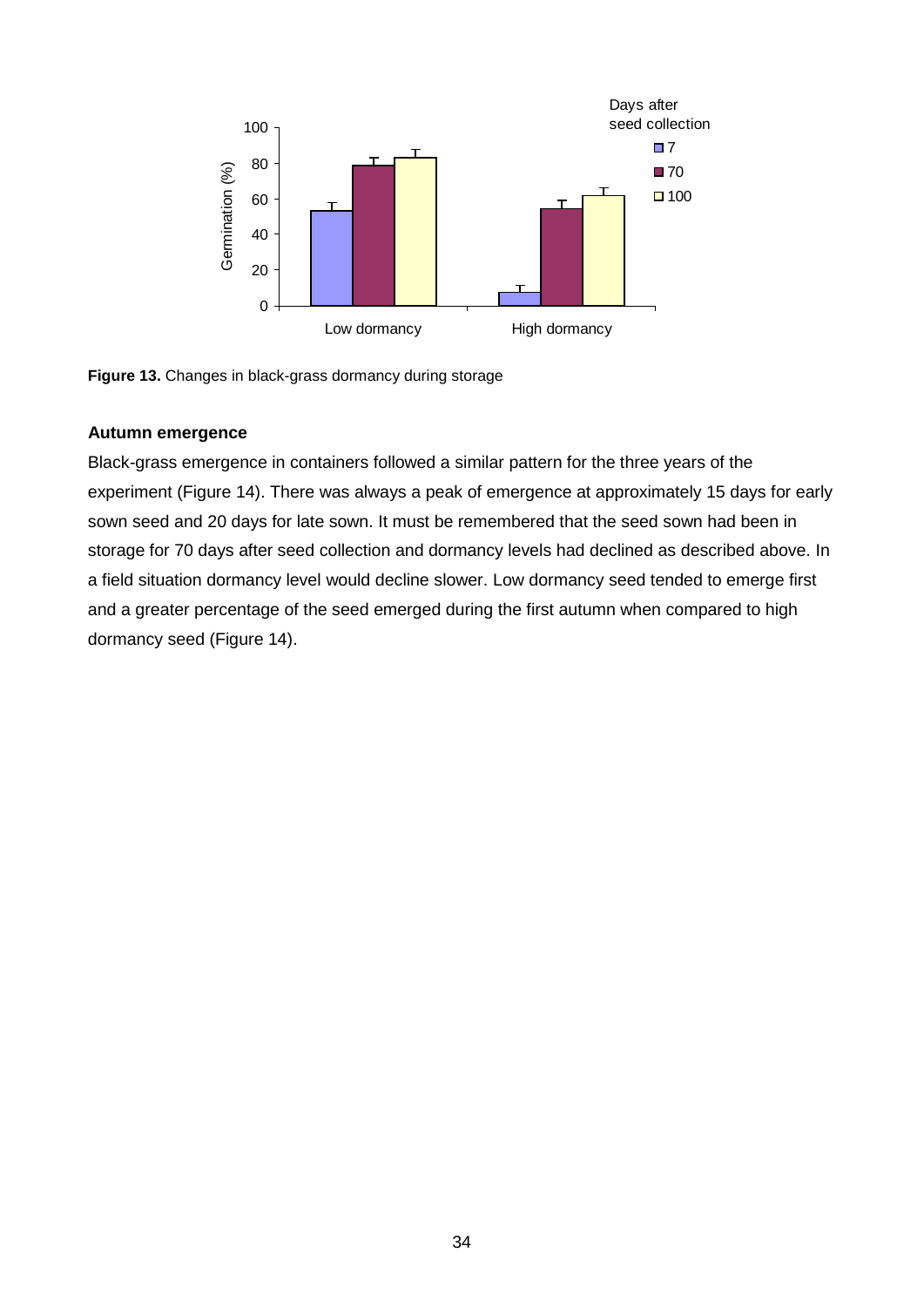**Figure 13.** Changes in black-grass dormancy during storage

**Autumn emergence**

Black-grass emergence in containers followed a similar pattern for the three years of the experiment (Figure 14). There was always a peak of emergence at approximately 15 days for early sown seed and 20 days for late sown. It must be remembered that the seed sown had been in storage for 70 days after seed collection and dormancy levels had declined as described above. In a field situation dormancy level would decline slower. Low dormancy seed tended to emerge first and a greater percentage of the seed emerged during the first autumn when compared to high dormancy seed (Figure 14).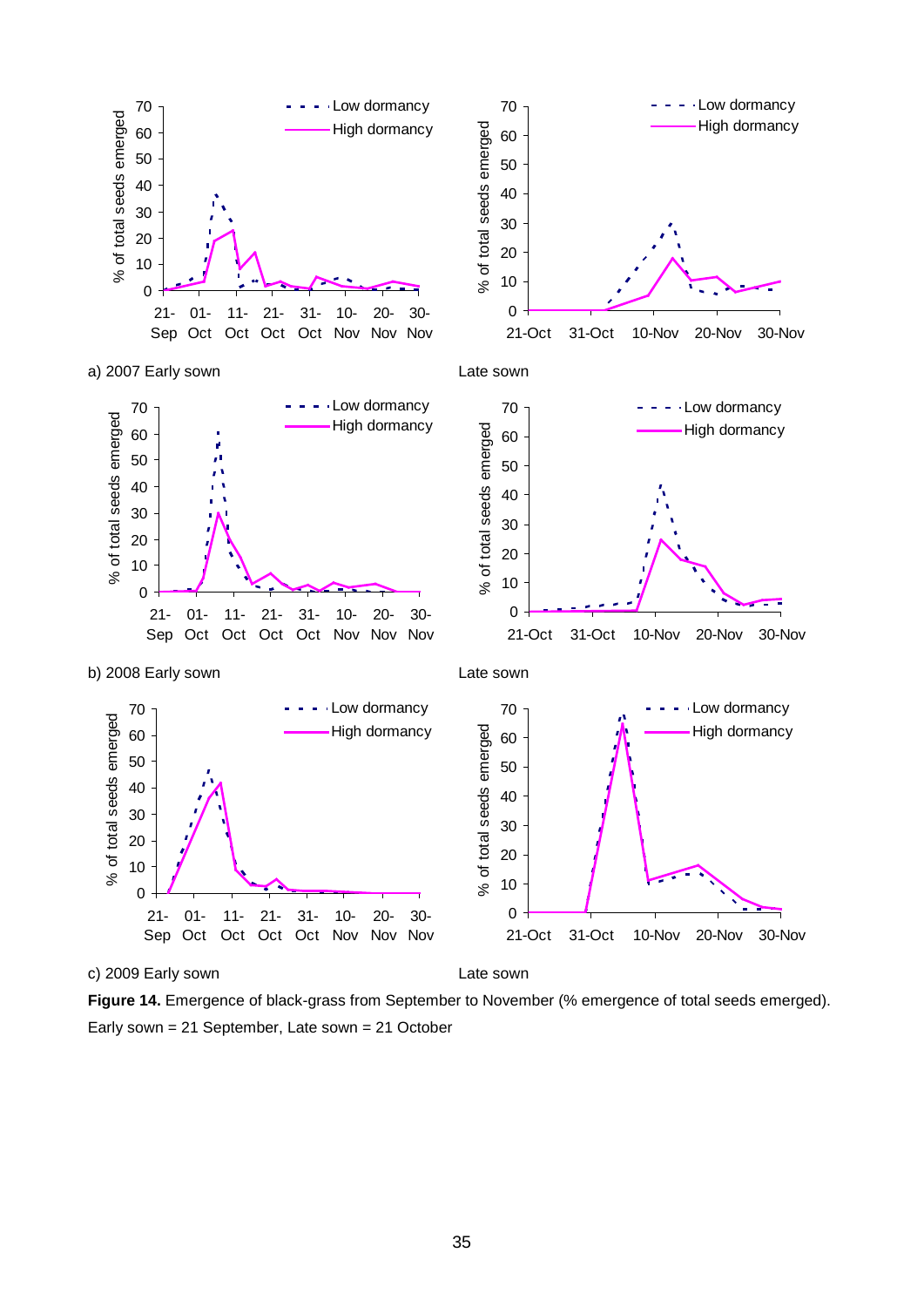a) 2007 Early sown

Late sown

b) 2008 Early sown

Late sown

c) 2009 Early sown

Late sown

**Figure 14.** Emergence of black-grass from September to November (% emergence of total seeds emerged). Early sown = 21 September, Late sown = 21 October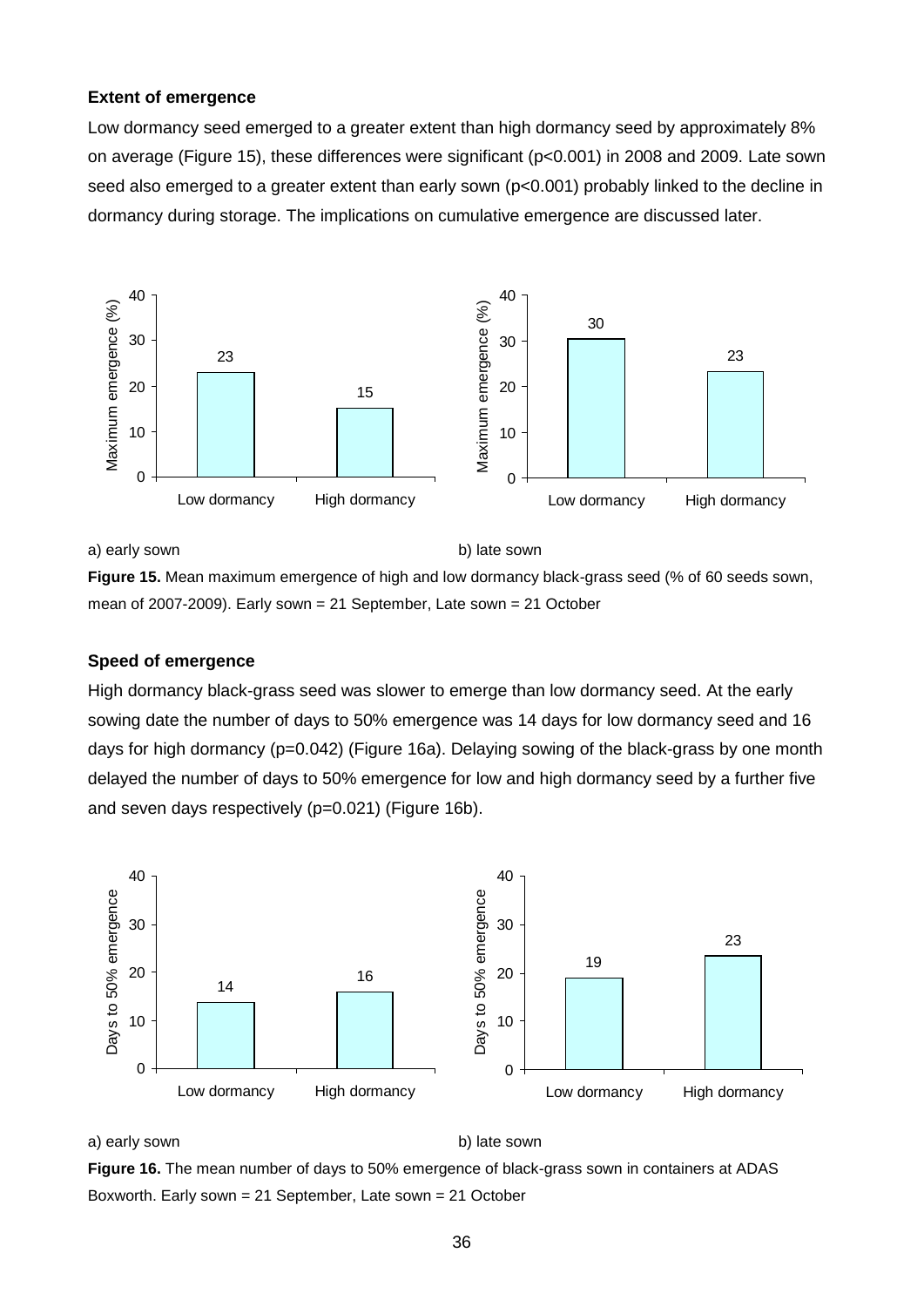**Extent of emergence**

Low dormancy seed emerged to a greater extent than high dormancy seed by approximately 8% on average (Figure 15), these differences were significant ($p<0.001$) in 2008 and 2009. Late sown seed also emerged to a greater extent than early sown ($p<0.001$) probably linked to the decline in dormancy during storage. The implications on cumulative emergence are discussed later.

a) early sown

b) late sown

**Figure 15.** Mean maximum emergence of high and low dormancy black-grass seed (% of 60 seeds sown, mean of 2007-2009). Early sown = 21 September, Late sown = 21 October

**Speed of emergence**

High dormancy black-grass seed was slower to emerge than low dormancy seed. At the early sowing date the number of days to 50% emergence was 14 days for low dormancy seed and 16 days for high dormancy ($p=0.042$) (Figure 16a). Delaying sowing of the black-grass by one month delayed the number of days to 50% emergence for low and high dormancy seed by a further five and seven days respectively ($p=0.021$) (Figure 16b).

a) early sown

b) late sown

**Figure 16.** The mean number of days to 50% emergence of black-grass sown in containers at ADAS Boxworth. Early sown = 21 September, Late sown = 21 October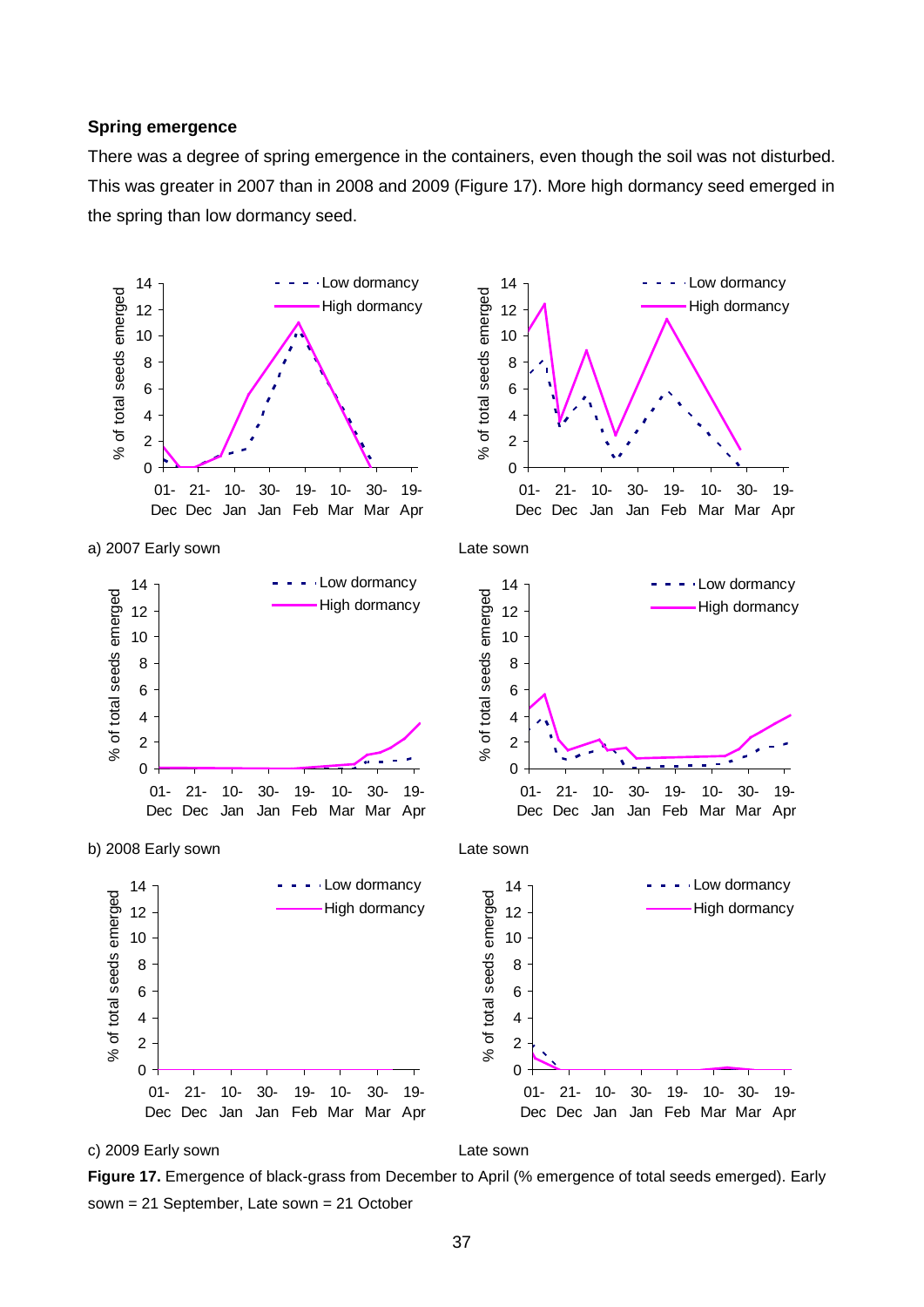### Spring emergence

There was a degree of spring emergence in the containers, even though the soil was not disturbed. This was greater in 2007 than in 2008 and 2009 (Figure 17). More high dormancy seed emerged in the spring than low dormancy seed.

a) 2007 Early sown                                        Late sown

b) 2008 Early sown                                        Late sown

c) 2009 Early sown                                        Late sown

**Figure 17.** Emergence of black-grass from December to April (% emergence of total seeds emerged). Early sown = 21 September, Late sown = 21 October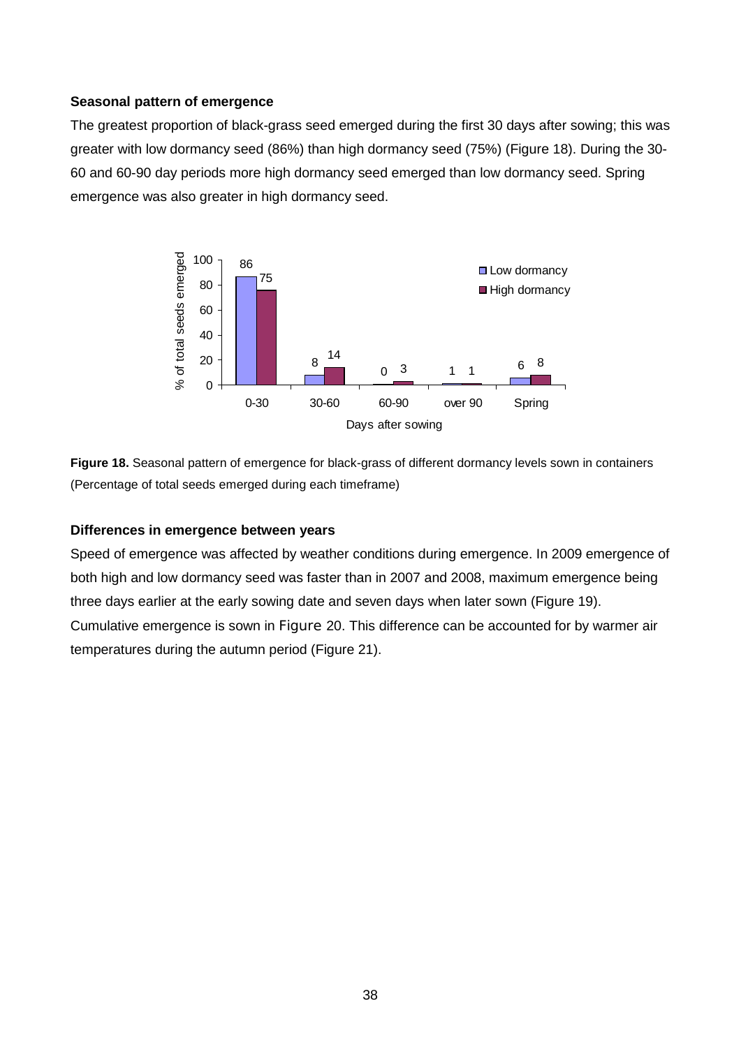### Seasonal pattern of emergence

The greatest proportion of black-grass seed emerged during the first 30 days after sowing; this was greater with low dormancy seed (86%) than high dormancy seed (75%) (Figure 18). During the 30-60 and 60-90 day periods more high dormancy seed emerged than low dormancy seed. Spring emergence was also greater in high dormancy seed.

**Figure 18.** Seasonal pattern of emergence for black-grass of different dormancy levels sown in containers (Percentage of total seeds emerged during each timeframe)

### Differences in emergence between years

Speed of emergence was affected by weather conditions during emergence. In 2009 emergence of both high and low dormancy seed was faster than in 2007 and 2008, maximum emergence being three days earlier at the early sowing date and seven days when later sown (Figure 19). Cumulative emergence is sown in Figure 20. This difference can be accounted for by warmer air temperatures during the autumn period (Figure 21).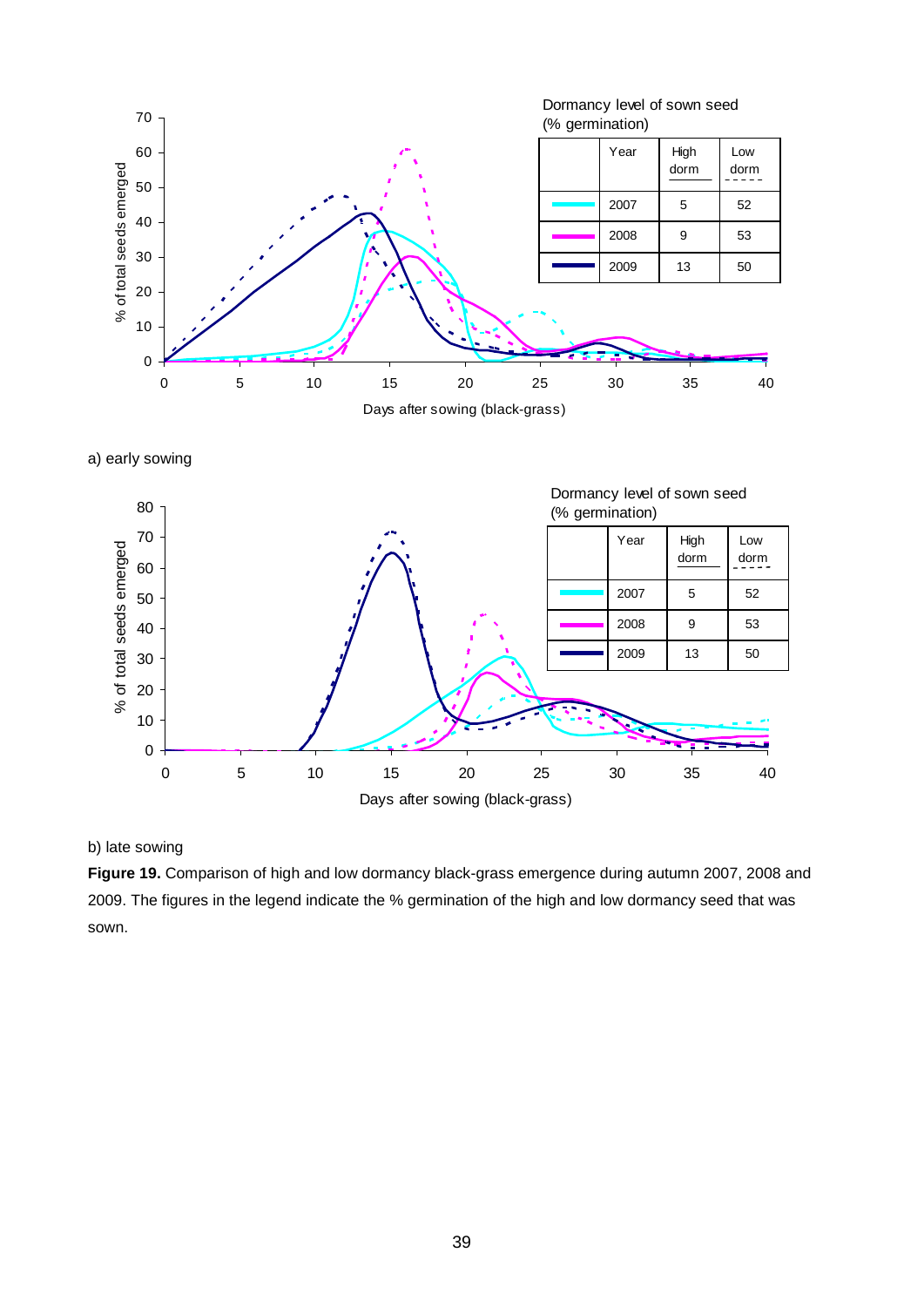a) early sowing

b) late sowing

**Figure 19.** Comparison of high and low dormancy black-grass emergence during autumn 2007, 2008 and 2009. The figures in the legend indicate the % germination of the high and low dormancy seed that was sown.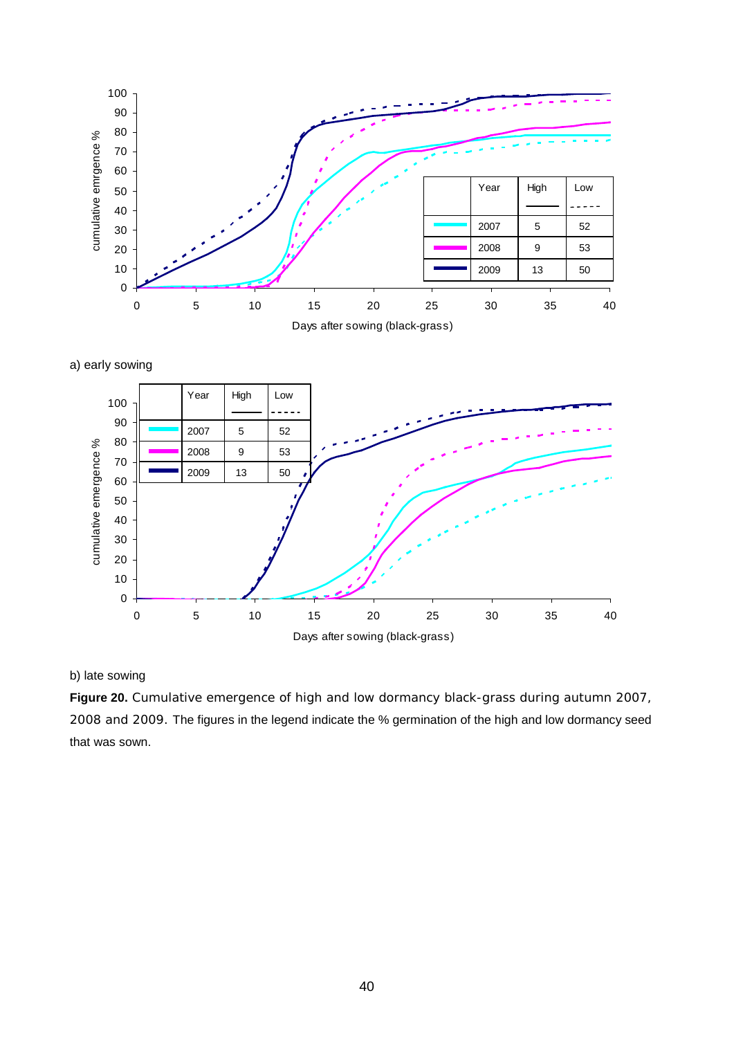a) early sowing

b) late sowing

**Figure 20.** Cumulative emergence of high and low dormancy black-grass during autumn 2007, 2008 and 2009. The figures in the legend indicate the % germination of the high and low dormancy seed that was sown.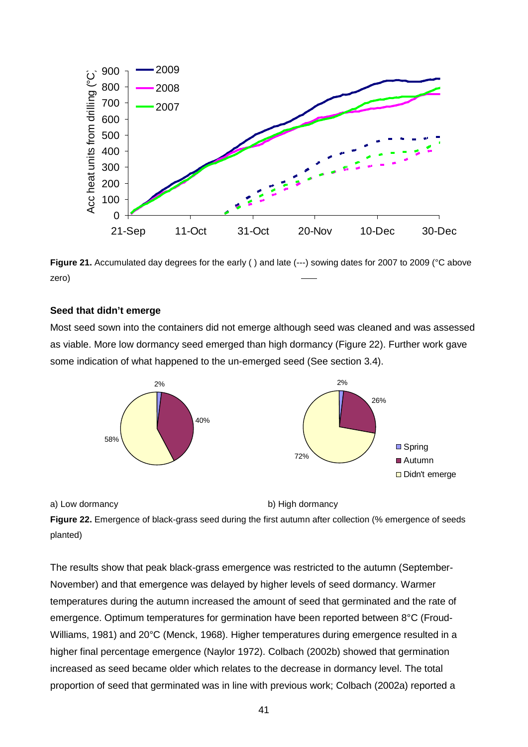**Figure 21.** Accumulated day degrees for the early ( ) and late (---) sowing dates for 2007 to 2009 (°C above zero)

### Seed that didn't emerge

Most seed sown into the containers did not emerge although seed was cleaned and was assessed as viable. More low dormancy seed emerged than high dormancy (Figure 22). Further work gave some indication of what happened to the un-emerged seed (See section 3.4).

a) Low dormancy    b) High dormancy

**Figure 22.** Emergence of black-grass seed during the first autumn after collection (% emergence of seeds planted)

The results show that peak black-grass emergence was restricted to the autumn (September-November) and that emergence was delayed by higher levels of seed dormancy. Warmer temperatures during the autumn increased the amount of seed that germinated and the rate of emergence. Optimum temperatures for germination have been reported between 8°C (Froud-Williams, 1981) and 20°C (Menck, 1968). Higher temperatures during emergence resulted in a higher final percentage emergence (Naylor 1972). Colbach (2002b) showed that germination increased as seed became older which relates to the decrease in dormancy level. The total proportion of seed that germinated was in line with previous work; Colbach (2002a) reported a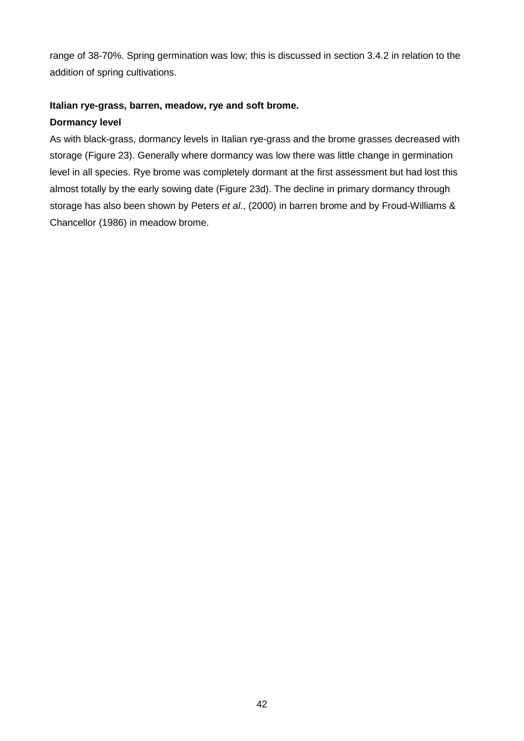range of 38-70%. Spring germination was low; this is discussed in section 3.4.2 in relation to the addition of spring cultivations.

**Italian rye-grass, barren, meadow, rye and soft brome.**

**Dormancy level**

As with black-grass, dormancy levels in Italian rye-grass and the brome grasses decreased with storage (Figure 23). Generally where dormancy was low there was little change in germination level in all species. Rye brome was completely dormant at the first assessment but had lost this almost totally by the early sowing date (Figure 23d). The decline in primary dormancy through storage has also been shown by Peters *et al*., (2000) in barren brome and by Froud-Williams & Chancellor (1986) in meadow brome.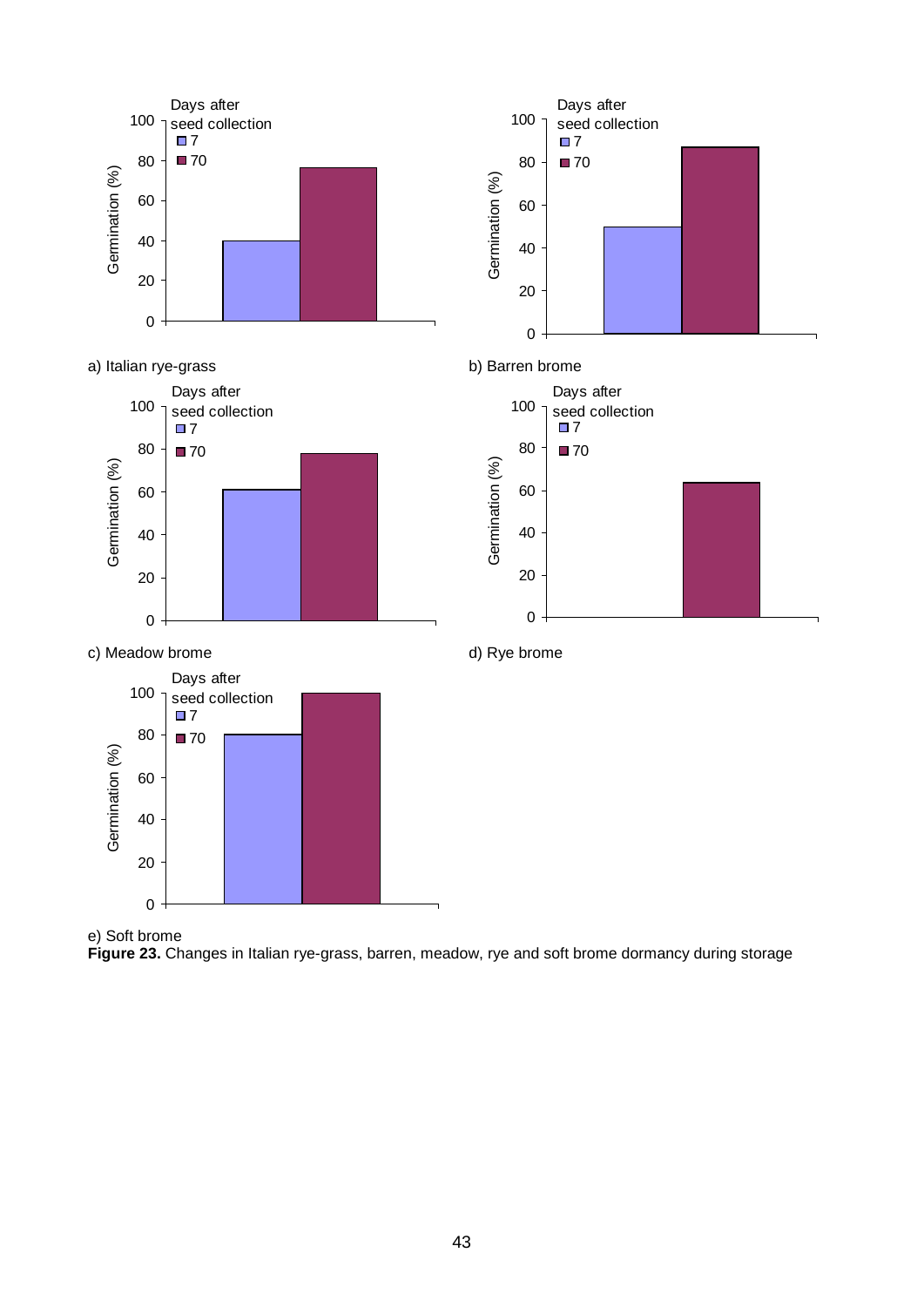a) Italian rye-grass

b) Barren brome

c) Meadow brome

d) Rye brome

e) Soft brome

**Figure 23.** Changes in Italian rye-grass, barren, meadow, rye and soft brome dormancy during storage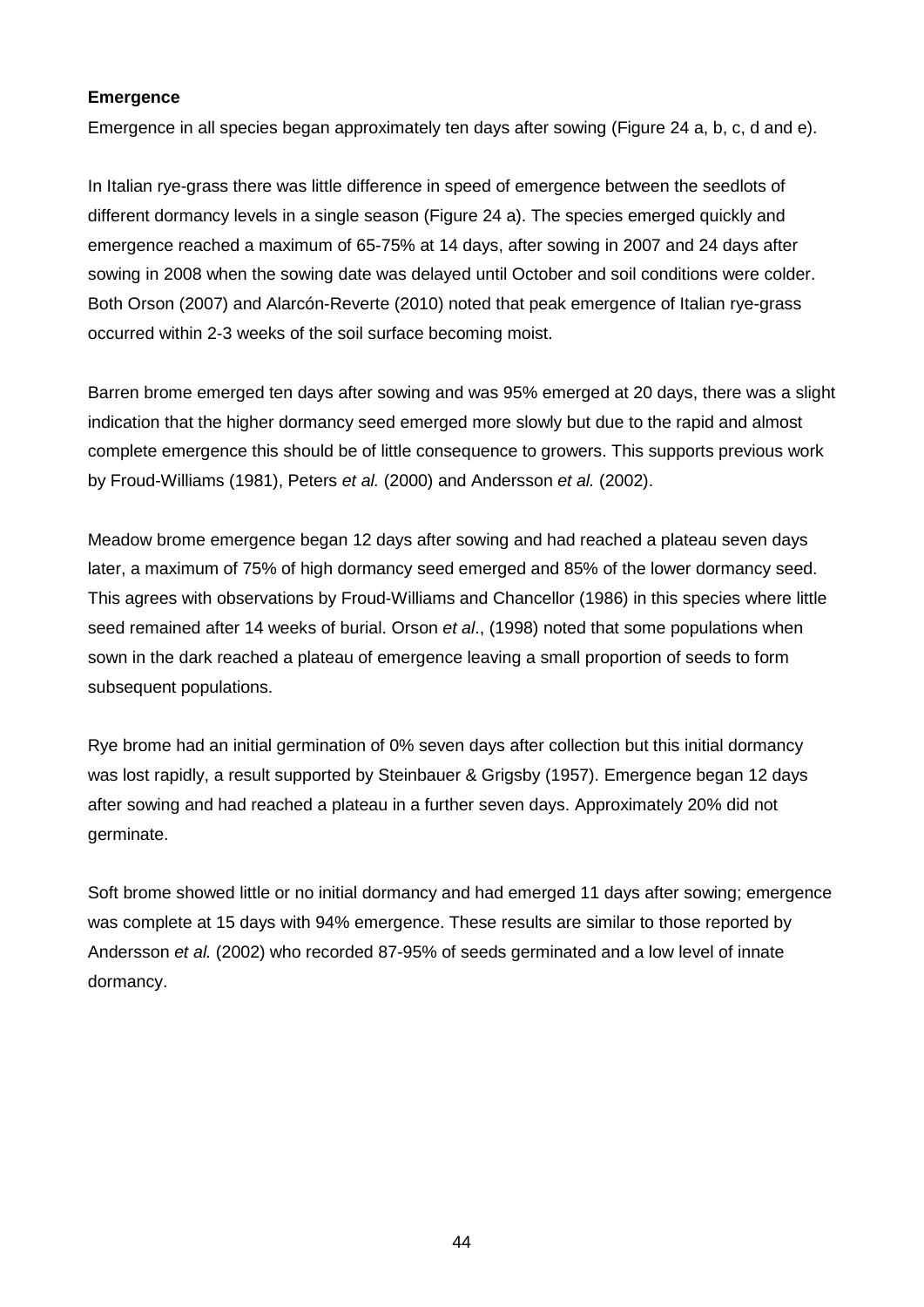**Emergence**

Emergence in all species began approximately ten days after sowing (Figure 24 a, b, c, d and e).

In Italian rye-grass there was little difference in speed of emergence between the seedlots of different dormancy levels in a single season (Figure 24 a). The species emerged quickly and emergence reached a maximum of 65-75% at 14 days, after sowing in 2007 and 24 days after sowing in 2008 when the sowing date was delayed until October and soil conditions were colder. Both Orson (2007) and Alarcón-Reverte (2010) noted that peak emergence of Italian rye-grass occurred within 2-3 weeks of the soil surface becoming moist.

Barren brome emerged ten days after sowing and was 95% emerged at 20 days, there was a slight indication that the higher dormancy seed emerged more slowly but due to the rapid and almost complete emergence this should be of little consequence to growers. This supports previous work by Froud-Williams (1981), Peters *et al.* (2000) and Andersson *et al.* (2002).

Meadow brome emergence began 12 days after sowing and had reached a plateau seven days later, a maximum of 75% of high dormancy seed emerged and 85% of the lower dormancy seed. This agrees with observations by Froud-Williams and Chancellor (1986) in this species where little seed remained after 14 weeks of burial. Orson *et al*., (1998) noted that some populations when sown in the dark reached a plateau of emergence leaving a small proportion of seeds to form subsequent populations.

Rye brome had an initial germination of 0% seven days after collection but this initial dormancy was lost rapidly, a result supported by Steinbauer & Grigsby (1957). Emergence began 12 days after sowing and had reached a plateau in a further seven days. Approximately 20% did not germinate.

Soft brome showed little or no initial dormancy and had emerged 11 days after sowing; emergence was complete at 15 days with 94% emergence. These results are similar to those reported by Andersson *et al.* (2002) who recorded 87-95% of seeds germinated and a low level of innate dormancy.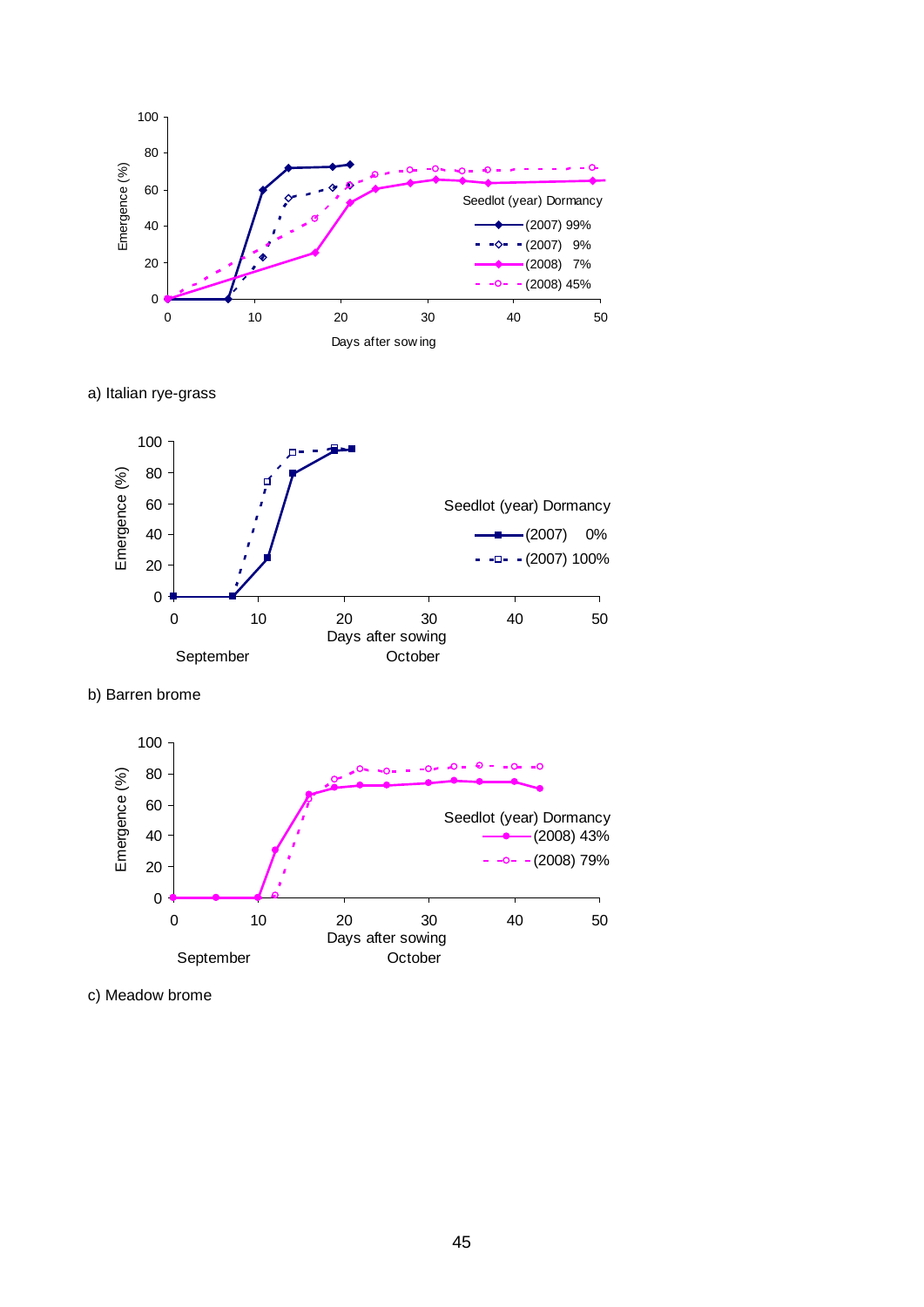a) Italian rye-grass

b) Barren brome

c) Meadow brome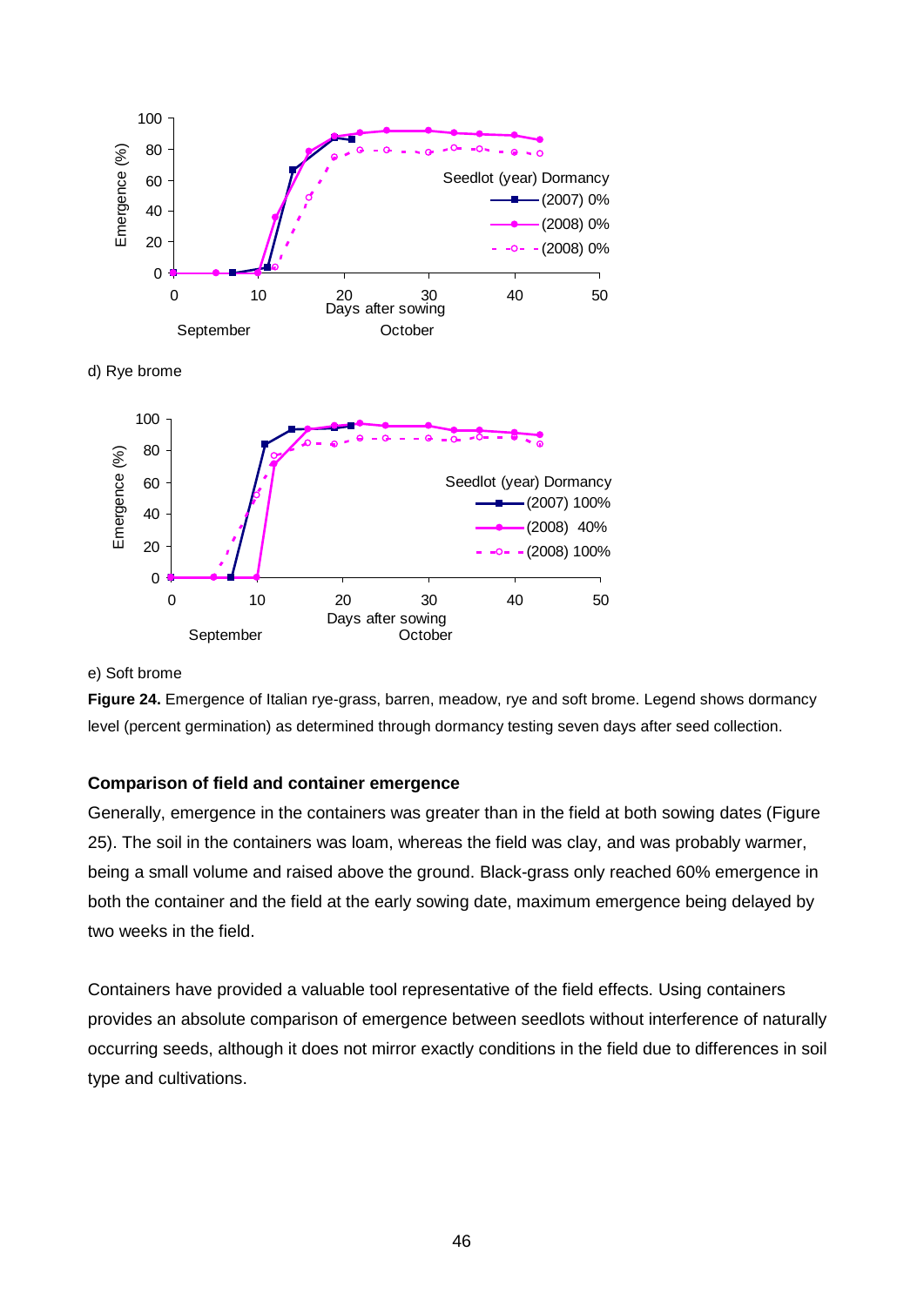d) Rye brome

e) Soft brome

**Figure 24.** Emergence of Italian rye-grass, barren, meadow, rye and soft brome. Legend shows dormancy level (percent germination) as determined through dormancy testing seven days after seed collection.

**Comparison of field and container emergence**

Generally, emergence in the containers was greater than in the field at both sowing dates (Figure 25). The soil in the containers was loam, whereas the field was clay, and was probably warmer, being a small volume and raised above the ground. Black-grass only reached 60% emergence in both the container and the field at the early sowing date, maximum emergence being delayed by two weeks in the field.

Containers have provided a valuable tool representative of the field effects. Using containers provides an absolute comparison of emergence between seedlots without interference of naturally occurring seeds, although it does not mirror exactly conditions in the field due to differences in soil type and cultivations.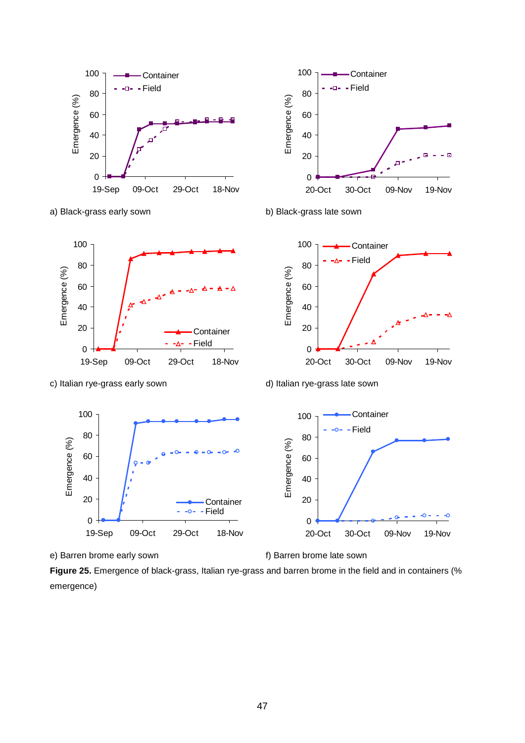a) Black-grass early sown

b) Black-grass late sown

c) Italian rye-grass early sown

d) Italian rye-grass late sown

e) Barren brome early sown

f) Barren brome late sown

**Figure 25.** Emergence of black-grass, Italian rye-grass and barren brome in the field and in containers (% emergence)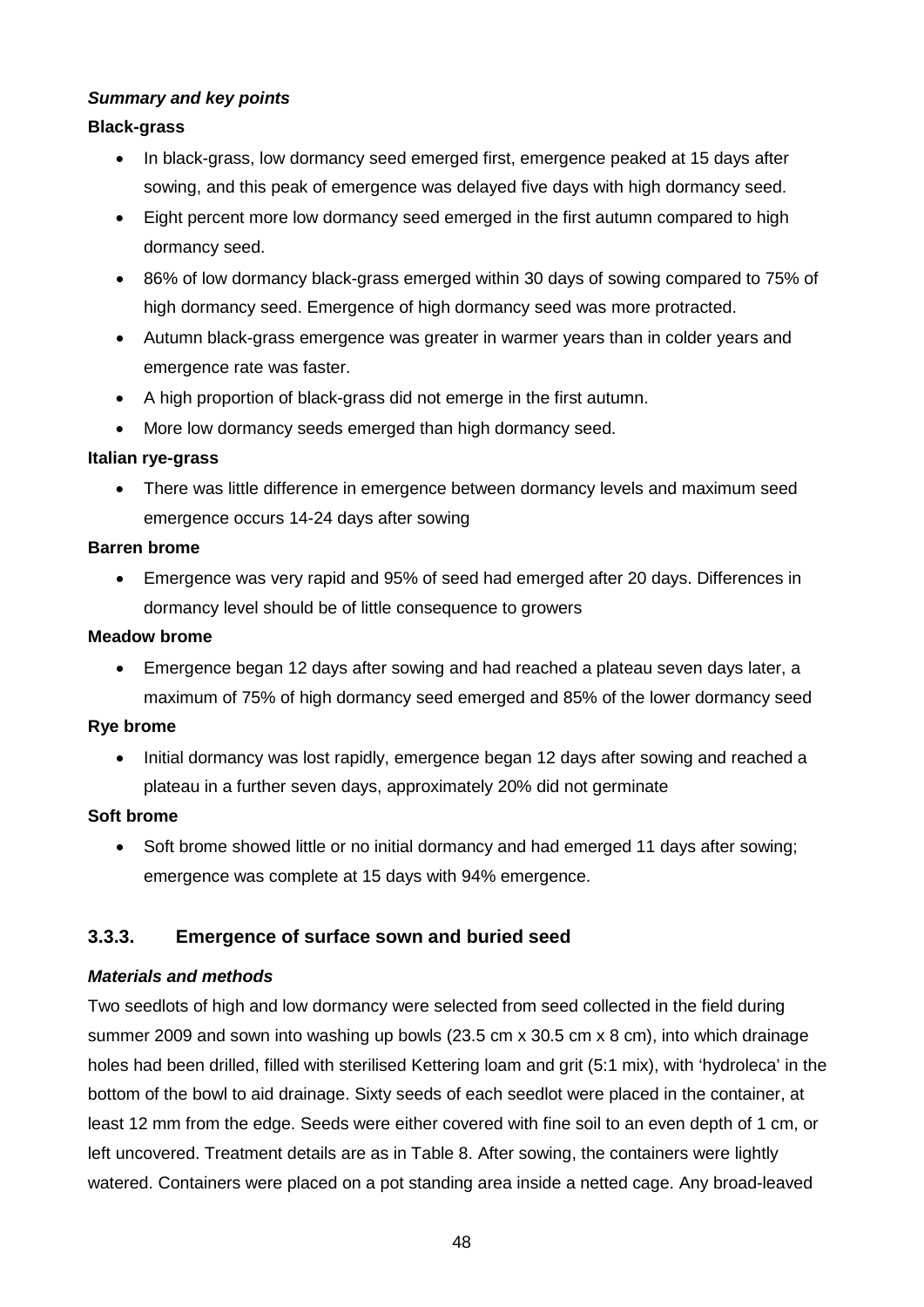***Summary and key points***

**Black-grass**

- In black-grass, low dormancy seed emerged first, emergence peaked at 15 days after sowing, and this peak of emergence was delayed five days with high dormancy seed.
- Eight percent more low dormancy seed emerged in the first autumn compared to high dormancy seed.
- 86% of low dormancy black-grass emerged within 30 days of sowing compared to 75% of high dormancy seed. Emergence of high dormancy seed was more protracted.
- Autumn black-grass emergence was greater in warmer years than in colder years and emergence rate was faster.
- A high proportion of black-grass did not emerge in the first autumn.
- More low dormancy seeds emerged than high dormancy seed.

**Italian rye-grass**

- There was little difference in emergence between dormancy levels and maximum seed emergence occurs 14-24 days after sowing

**Barren brome**

- Emergence was very rapid and 95% of seed had emerged after 20 days. Differences in dormancy level should be of little consequence to growers

**Meadow brome**

- Emergence began 12 days after sowing and had reached a plateau seven days later, a maximum of 75% of high dormancy seed emerged and 85% of the lower dormancy seed

**Rye brome**

- Initial dormancy was lost rapidly, emergence began 12 days after sowing and reached a plateau in a further seven days, approximately 20% did not germinate

**Soft brome**

- Soft brome showed little or no initial dormancy and had emerged 11 days after sowing; emergence was complete at 15 days with 94% emergence.

### 3.3.3. Emergence of surface sown and buried seed

***Materials and methods***

Two seedlots of high and low dormancy were selected from seed collected in the field during summer 2009 and sown into washing up bowls (23.5 cm x 30.5 cm x 8 cm), into which drainage holes had been drilled, filled with sterilised Kettering loam and grit (5:1 mix), with 'hydroleca' in the bottom of the bowl to aid drainage. Sixty seeds of each seedlot were placed in the container, at least 12 mm from the edge. Seeds were either covered with fine soil to an even depth of 1 cm, or left uncovered. Treatment details are as in Table 8. After sowing, the containers were lightly watered. Containers were placed on a pot standing area inside a netted cage. Any broad-leaved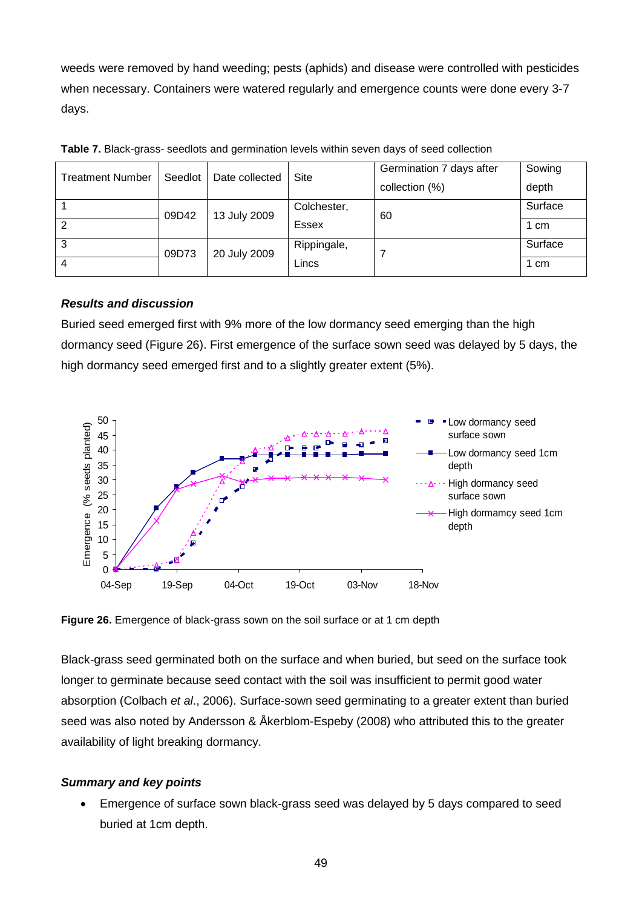weeds were removed by hand weeding; pests (aphids) and disease were controlled with pesticides when necessary. Containers were watered regularly and emergence counts were done every 3-7 days.

**Table 7.** Black-grass- seedlots and germination levels within seven days of seed collection

| Treatment Number | Seedlot | Date collected | Site | Germination 7 days after collection (%) | Sowing depth |
|---|---|---|---|---|---|
| 1 | 09D42 | 13 July 2009 | Colchester, Essex | 60 | Surface |
| 2 | | | | | 1 cm |
| 3 | 09D73 | 20 July 2009 | Rippingale, Lincs | 7 | Surface |
| 4 | | | | | 1 cm |

### *Results and discussion*

Buried seed emerged first with 9% more of the low dormancy seed emerging than the high dormancy seed (Figure 26). First emergence of the surface sown seed was delayed by 5 days, the high dormancy seed emerged first and to a slightly greater extent (5%).

**Figure 26.** Emergence of black-grass sown on the soil surface or at 1 cm depth

Black-grass seed germinated both on the surface and when buried, but seed on the surface took longer to germinate because seed contact with the soil was insufficient to permit good water absorption (Colbach *et al*., 2006). Surface-sown seed germinating to a greater extent than buried seed was also noted by Andersson & Åkerblom-Espeby (2008) who attributed this to the greater availability of light breaking dormancy.

### *Summary and key points*

- Emergence of surface sown black-grass seed was delayed by 5 days compared to seed buried at 1cm depth.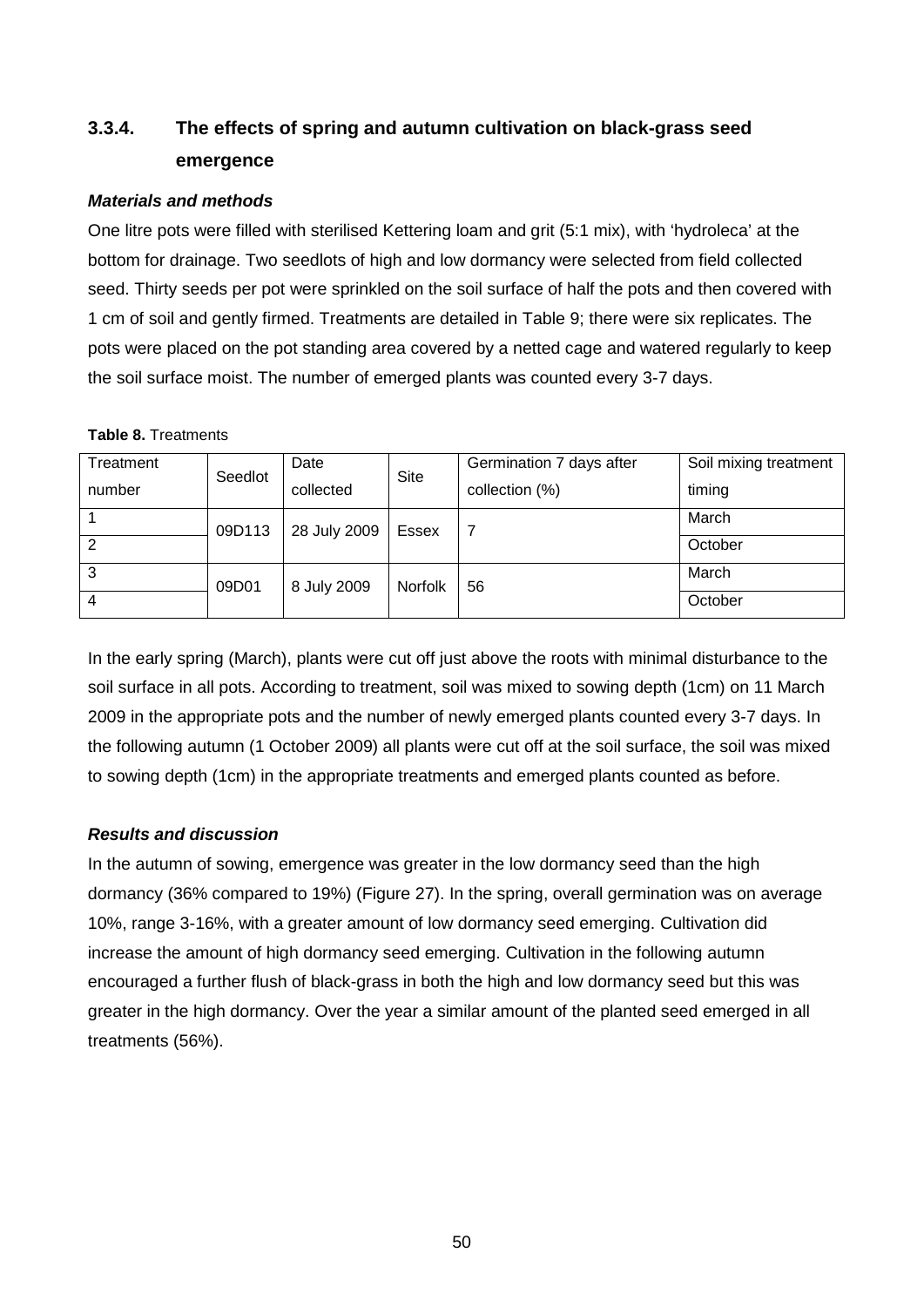### 3.3.4. The effects of spring and autumn cultivation on black-grass seed emergence

***Materials and methods***

One litre pots were filled with sterilised Kettering loam and grit (5:1 mix), with 'hydroleca' at the bottom for drainage. Two seedlots of high and low dormancy were selected from field collected seed. Thirty seeds per pot were sprinkled on the soil surface of half the pots and then covered with 1 cm of soil and gently firmed. Treatments are detailed in Table 9; there were six replicates. The pots were placed on the pot standing area covered by a netted cage and watered regularly to keep the soil surface moist. The number of emerged plants was counted every 3-7 days.

**Table 8.** Treatments

| Treatment number | Seedlot | Date collected | Site | Germination 7 days after collection (%) | Soil mixing treatment timing |
|---|---|---|---|---|---|
| 1 | 09D113 | 28 July 2009 | Essex | 7 | March |
| 2 | | | | | October |
| 3 | 09D01 | 8 July 2009 | Norfolk | 56 | March |
| 4 | | | | | October |

In the early spring (March), plants were cut off just above the roots with minimal disturbance to the soil surface in all pots. According to treatment, soil was mixed to sowing depth (1cm) on 11 March 2009 in the appropriate pots and the number of newly emerged plants counted every 3-7 days. In the following autumn (1 October 2009) all plants were cut off at the soil surface, the soil was mixed to sowing depth (1cm) in the appropriate treatments and emerged plants counted as before.

***Results and discussion***

In the autumn of sowing, emergence was greater in the low dormancy seed than the high dormancy (36% compared to 19%) (Figure 27). In the spring, overall germination was on average 10%, range 3-16%, with a greater amount of low dormancy seed emerging. Cultivation did increase the amount of high dormancy seed emerging. Cultivation in the following autumn encouraged a further flush of black-grass in both the high and low dormancy seed but this was greater in the high dormancy. Over the year a similar amount of the planted seed emerged in all treatments (56%).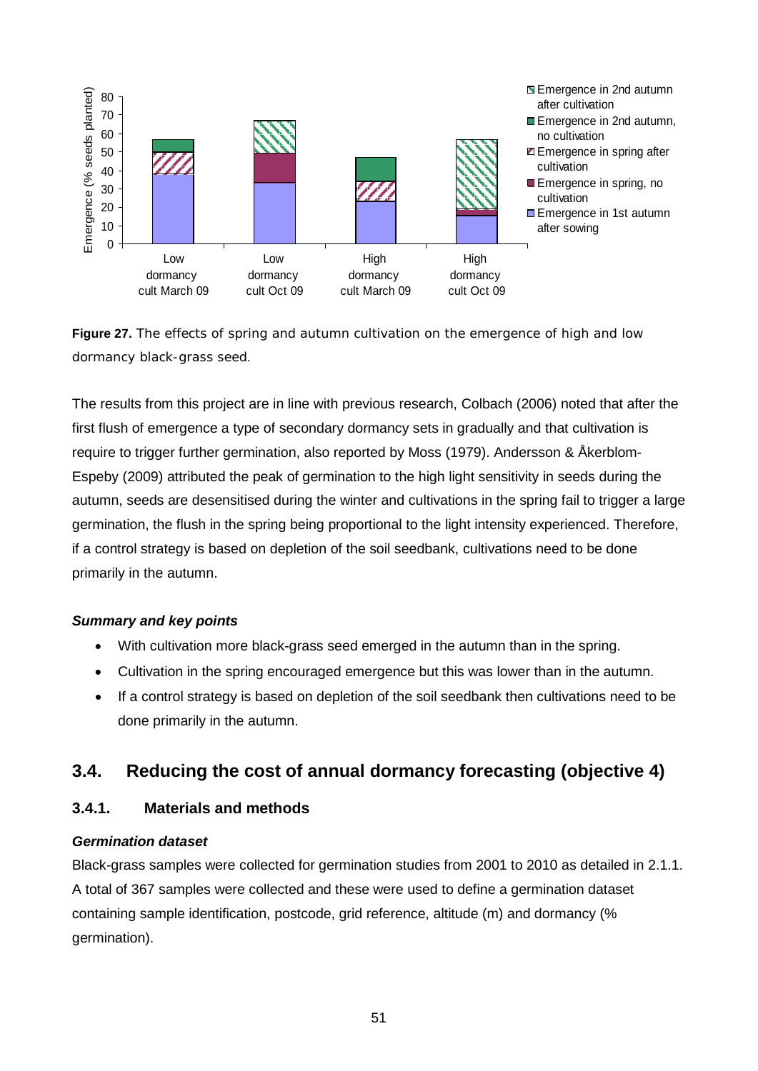**Figure 27.** The effects of spring and autumn cultivation on the emergence of high and low dormancy black-grass seed.

The results from this project are in line with previous research, Colbach (2006) noted that after the first flush of emergence a type of secondary dormancy sets in gradually and that cultivation is require to trigger further germination, also reported by Moss (1979). Andersson & Åkerblom-Espeby (2009) attributed the peak of germination to the high light sensitivity in seeds during the autumn, seeds are desensitised during the winter and cultivations in the spring fail to trigger a large germination, the flush in the spring being proportional to the light intensity experienced. Therefore, if a control strategy is based on depletion of the soil seedbank, cultivations need to be done primarily in the autumn.

***Summary and key points***

- With cultivation more black-grass seed emerged in the autumn than in the spring.
- Cultivation in the spring encouraged emergence but this was lower than in the autumn.
- If a control strategy is based on depletion of the soil seedbank then cultivations need to be done primarily in the autumn.

## 3.4. Reducing the cost of annual dormancy forecasting (objective 4)

### 3.4.1. Materials and methods

***Germination dataset***

Black-grass samples were collected for germination studies from 2001 to 2010 as detailed in 2.1.1. A total of 367 samples were collected and these were used to define a germination dataset containing sample identification, postcode, grid reference, altitude (m) and dormancy (% germination).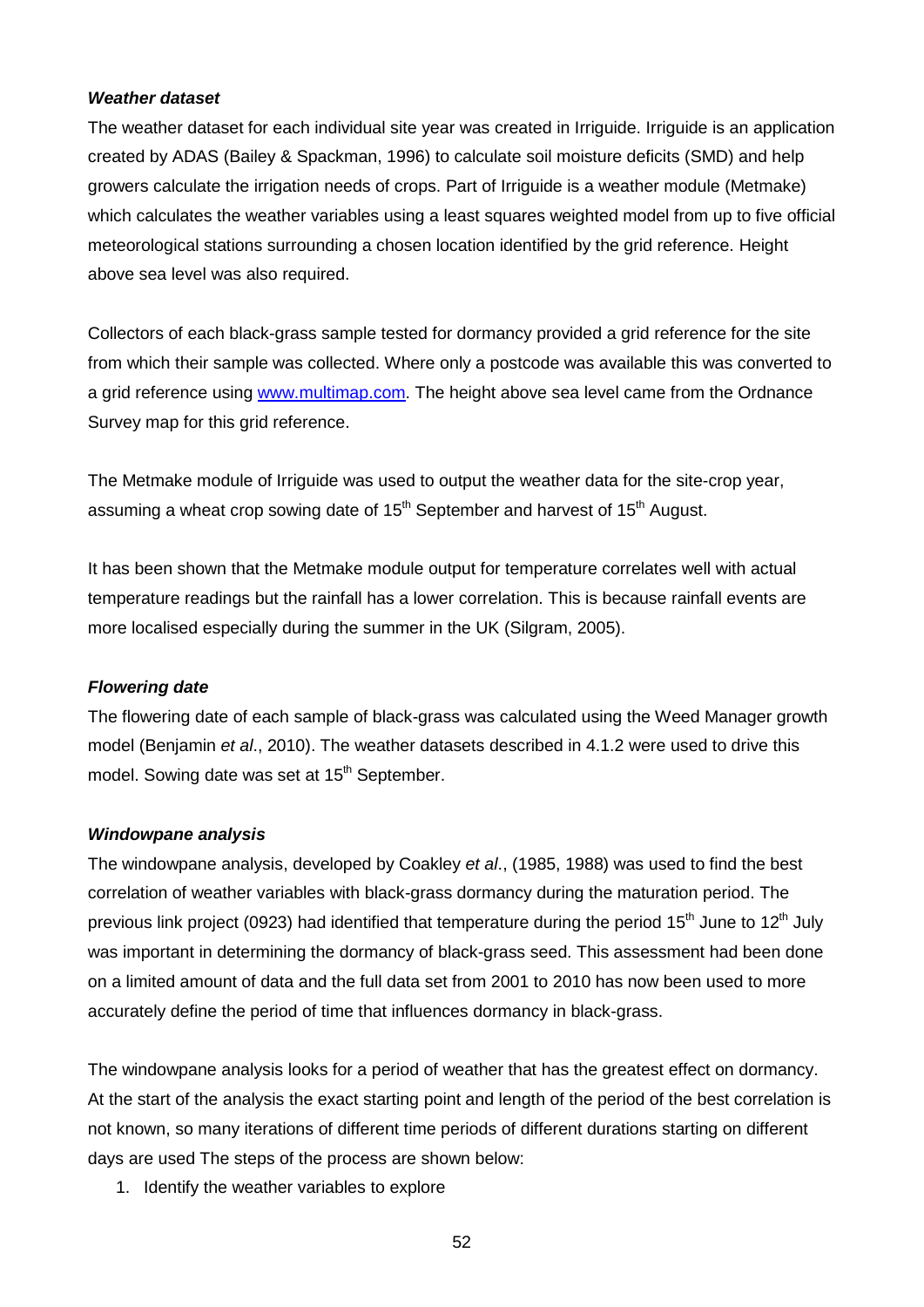***Weather dataset***

The weather dataset for each individual site year was created in Irriguide. Irriguide is an application created by ADAS (Bailey & Spackman, 1996) to calculate soil moisture deficits (SMD) and help growers calculate the irrigation needs of crops. Part of Irriguide is a weather module (Metmake) which calculates the weather variables using a least squares weighted model from up to five official meteorological stations surrounding a chosen location identified by the grid reference. Height above sea level was also required.

Collectors of each black-grass sample tested for dormancy provided a grid reference for the site from which their sample was collected. Where only a postcode was available this was converted to a grid reference using www.multimap.com. The height above sea level came from the Ordnance Survey map for this grid reference.

The Metmake module of Irriguide was used to output the weather data for the site-crop year, assuming a wheat crop sowing date of 15th September and harvest of 15th August.

It has been shown that the Metmake module output for temperature correlates well with actual temperature readings but the rainfall has a lower correlation. This is because rainfall events are more localised especially during the summer in the UK (Silgram, 2005).

***Flowering date***

The flowering date of each sample of black-grass was calculated using the Weed Manager growth model (Benjamin *et al*., 2010). The weather datasets described in 4.1.2 were used to drive this model. Sowing date was set at 15th September.

***Windowpane analysis***

The windowpane analysis, developed by Coakley *et al*., (1985, 1988) was used to find the best correlation of weather variables with black-grass dormancy during the maturation period. The previous link project (0923) had identified that temperature during the period 15th June to 12th July was important in determining the dormancy of black-grass seed. This assessment had been done on a limited amount of data and the full data set from 2001 to 2010 has now been used to more accurately define the period of time that influences dormancy in black-grass.

The windowpane analysis looks for a period of weather that has the greatest effect on dormancy. At the start of the analysis the exact starting point and length of the period of the best correlation is not known, so many iterations of different time periods of different durations starting on different days are used The steps of the process are shown below:

1. Identify the weather variables to explore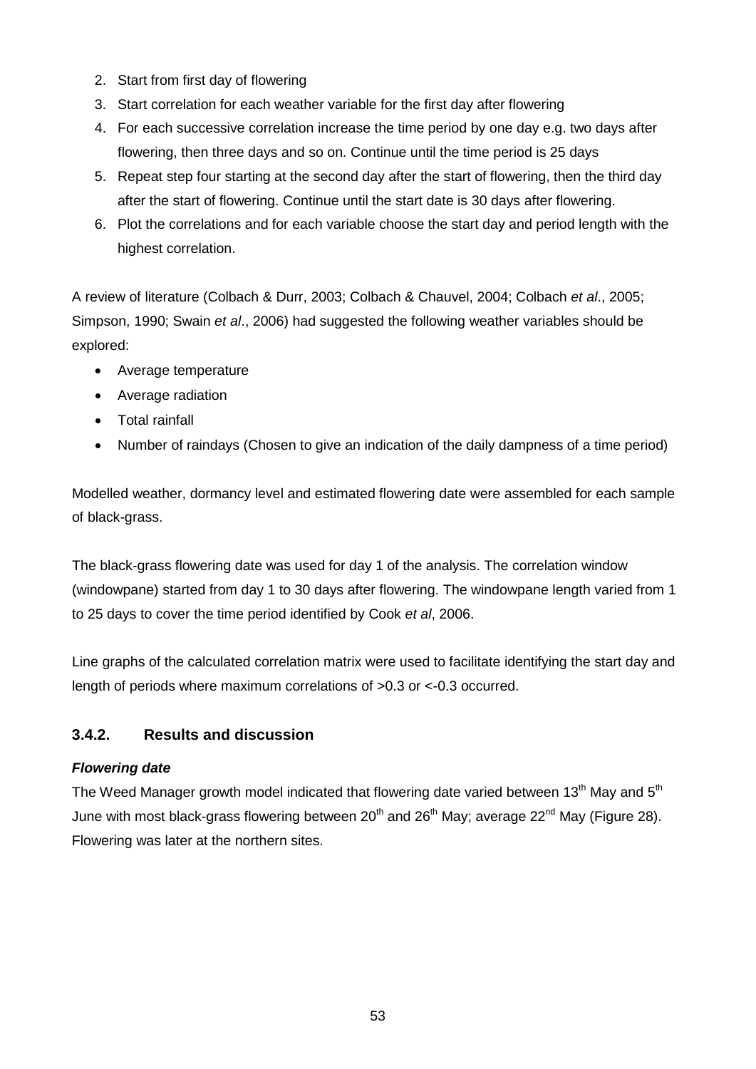2. Start from first day of flowering
3. Start correlation for each weather variable for the first day after flowering
4. For each successive correlation increase the time period by one day e.g. two days after flowering, then three days and so on. Continue until the time period is 25 days
5. Repeat step four starting at the second day after the start of flowering, then the third day after the start of flowering. Continue until the start date is 30 days after flowering.
6. Plot the correlations and for each variable choose the start day and period length with the highest correlation.

A review of literature (Colbach & Durr, 2003; Colbach & Chauvel, 2004; Colbach *et al*., 2005; Simpson, 1990; Swain *et al*., 2006) had suggested the following weather variables should be explored:

- Average temperature
- Average radiation
- Total rainfall
- Number of raindays (Chosen to give an indication of the daily dampness of a time period)

Modelled weather, dormancy level and estimated flowering date were assembled for each sample of black-grass.

The black-grass flowering date was used for day 1 of the analysis. The correlation window (windowpane) started from day 1 to 30 days after flowering. The windowpane length varied from 1 to 25 days to cover the time period identified by Cook *et al*, 2006.

Line graphs of the calculated correlation matrix were used to facilitate identifying the start day and length of periods where maximum correlations of >0.3 or <-0.3 occurred.

### 3.4.2. Results and discussion

***Flowering date***

The Weed Manager growth model indicated that flowering date varied between 13th May and 5th June with most black-grass flowering between 20th and 26th May; average 22nd May (Figure 28). Flowering was later at the northern sites.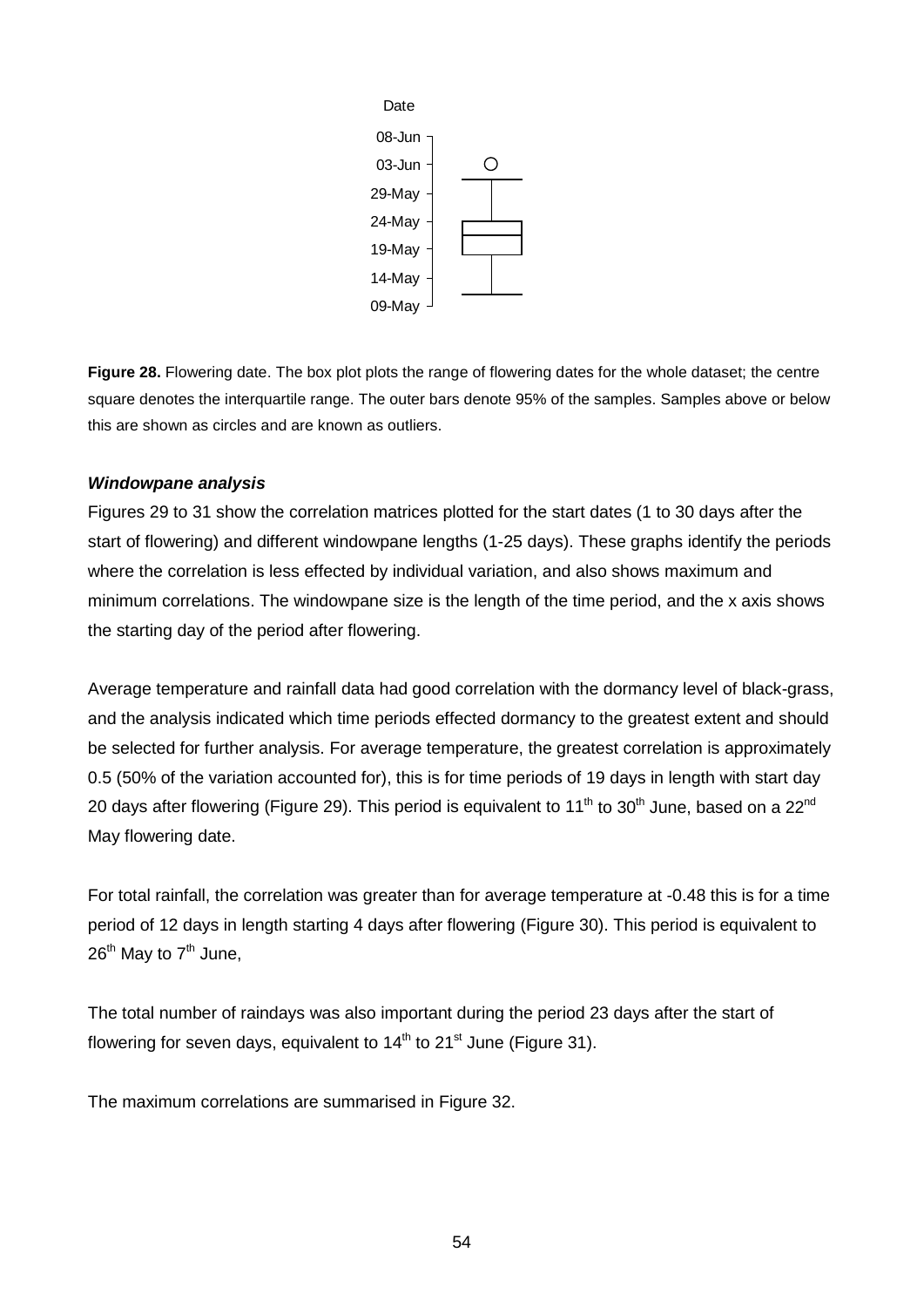**Figure 28.** Flowering date. The box plot plots the range of flowering dates for the whole dataset; the centre square denotes the interquartile range. The outer bars denote 95% of the samples. Samples above or below this are shown as circles and are known as outliers.

***Windowpane analysis***

Figures 29 to 31 show the correlation matrices plotted for the start dates (1 to 30 days after the start of flowering) and different windowpane lengths (1-25 days). These graphs identify the periods where the correlation is less effected by individual variation, and also shows maximum and minimum correlations. The windowpane size is the length of the time period, and the x axis shows the starting day of the period after flowering.

Average temperature and rainfall data had good correlation with the dormancy level of black-grass, and the analysis indicated which time periods effected dormancy to the greatest extent and should be selected for further analysis. For average temperature, the greatest correlation is approximately 0.5 (50% of the variation accounted for), this is for time periods of 19 days in length with start day 20 days after flowering (Figure 29). This period is equivalent to 11th to 30th June, based on a 22nd May flowering date.

For total rainfall, the correlation was greater than for average temperature at -0.48 this is for a time period of 12 days in length starting 4 days after flowering (Figure 30). This period is equivalent to 26th May to 7th June,

The total number of raindays was also important during the period 23 days after the start of flowering for seven days, equivalent to 14th to 21st June (Figure 31).

The maximum correlations are summarised in Figure 32.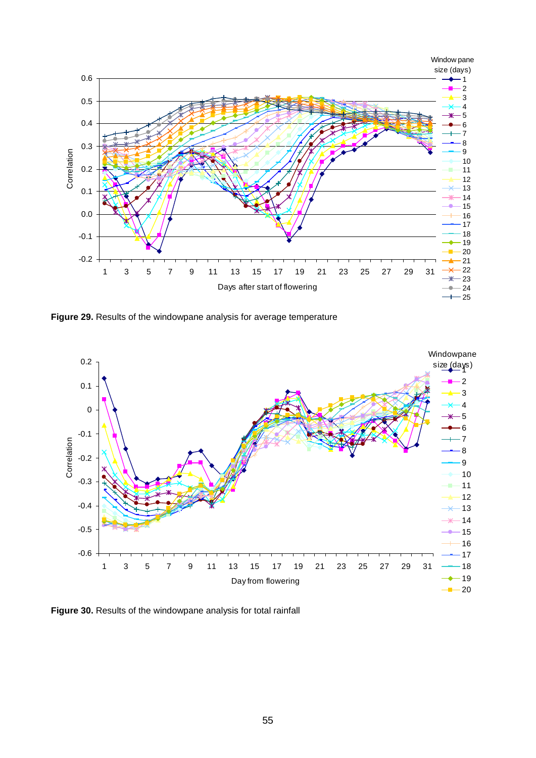**Figure 29.** Results of the windowpane analysis for average temperature

**Figure 30.** Results of the windowpane analysis for total rainfall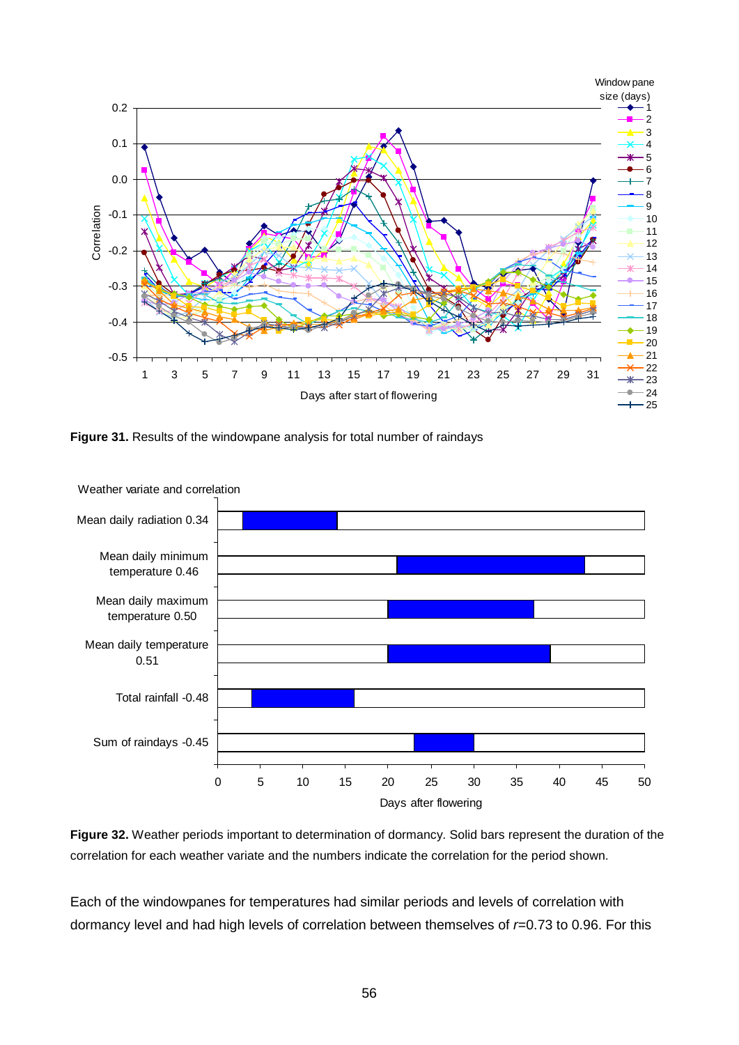**Figure 31.** Results of the windowpane analysis for total number of raindays

**Figure 32.** Weather periods important to determination of dormancy. Solid bars represent the duration of the correlation for each weather variate and the numbers indicate the correlation for the period shown.

Each of the windowpanes for temperatures had similar periods and levels of correlation with dormancy level and had high levels of correlation between themselves of $r$=0.73 to 0.96. For this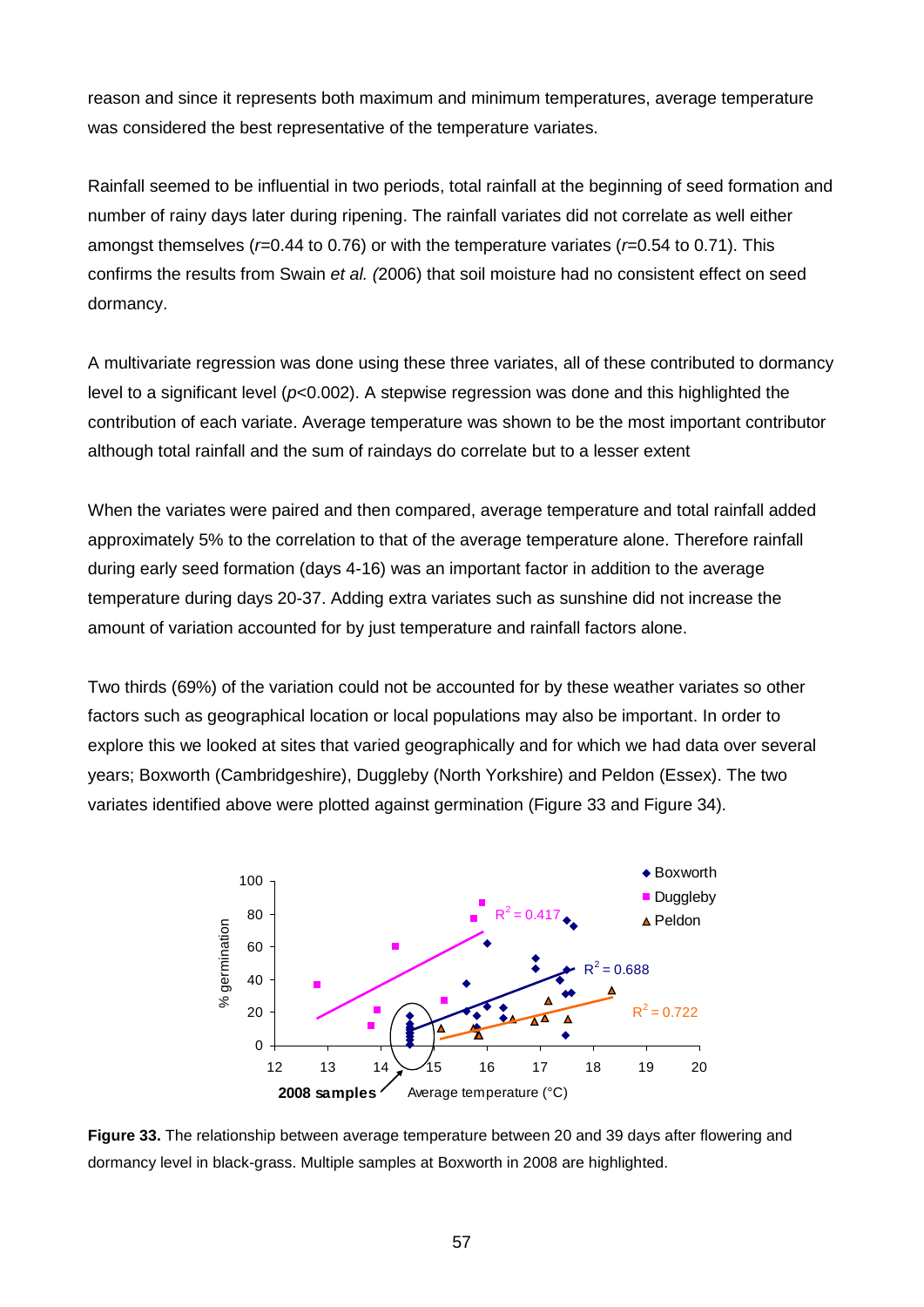reason and since it represents both maximum and minimum temperatures, average temperature was considered the best representative of the temperature variates.

Rainfall seemed to be influential in two periods, total rainfall at the beginning of seed formation and number of rainy days later during ripening. The rainfall variates did not correlate as well either amongst themselves ($r$=0.44 to 0.76) or with the temperature variates ($r$=0.54 to 0.71). This confirms the results from Swain *et al. (*2006) that soil moisture had no consistent effect on seed dormancy.

A multivariate regression was done using these three variates, all of these contributed to dormancy level to a significant level ($p$<0.002). A stepwise regression was done and this highlighted the contribution of each variate. Average temperature was shown to be the most important contributor although total rainfall and the sum of raindays do correlate but to a lesser extent

When the variates were paired and then compared, average temperature and total rainfall added approximately 5% to the correlation to that of the average temperature alone. Therefore rainfall during early seed formation (days 4-16) was an important factor in addition to the average temperature during days 20-37. Adding extra variates such as sunshine did not increase the amount of variation accounted for by just temperature and rainfall factors alone.

Two thirds (69%) of the variation could not be accounted for by these weather variates so other factors such as geographical location or local populations may also be important. In order to explore this we looked at sites that varied geographically and for which we had data over several years; Boxworth (Cambridgeshire), Duggleby (North Yorkshire) and Peldon (Essex). The two variates identified above were plotted against germination (Figure 33 and Figure 34).

**Figure 33.** The relationship between average temperature between 20 and 39 days after flowering and dormancy level in black-grass. Multiple samples at Boxworth in 2008 are highlighted.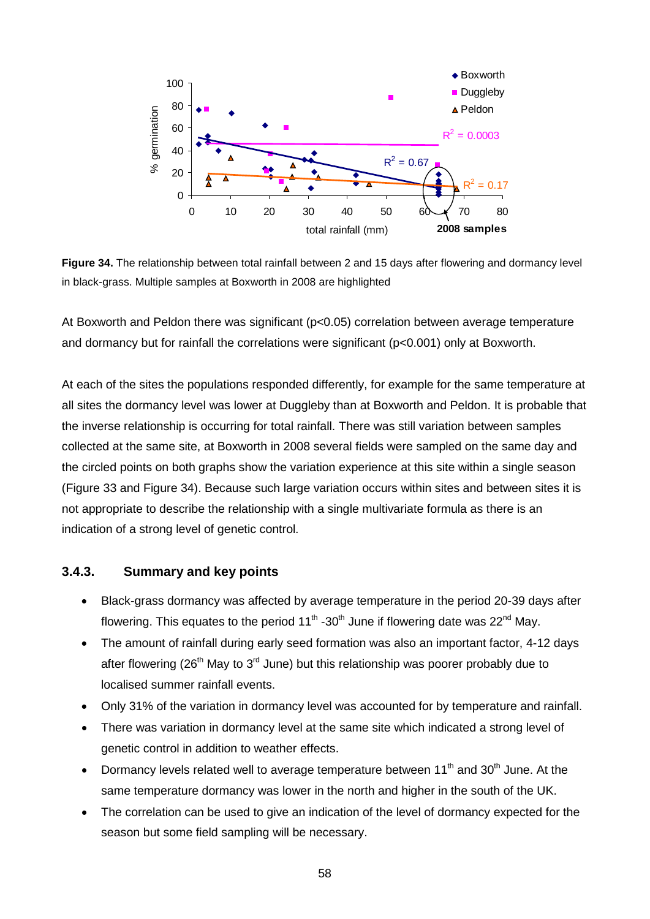**Figure 34.** The relationship between total rainfall between 2 and 15 days after flowering and dormancy level in black-grass. Multiple samples at Boxworth in 2008 are highlighted

At Boxworth and Peldon there was significant ($p<0.05$) correlation between average temperature and dormancy but for rainfall the correlations were significant ($p<0.001$) only at Boxworth.

At each of the sites the populations responded differently, for example for the same temperature at all sites the dormancy level was lower at Duggleby than at Boxworth and Peldon. It is probable that the inverse relationship is occurring for total rainfall. There was still variation between samples collected at the same site, at Boxworth in 2008 several fields were sampled on the same day and the circled points on both graphs show the variation experience at this site within a single season (Figure 33 and Figure 34). Because such large variation occurs within sites and between sites it is not appropriate to describe the relationship with a single multivariate formula as there is an indication of a strong level of genetic control.

### 3.4.3. Summary and key points

- Black-grass dormancy was affected by average temperature in the period 20-39 days after flowering. This equates to the period 11th -30th June if flowering date was 22nd May.
- The amount of rainfall during early seed formation was also an important factor, 4-12 days after flowering (26th May to 3rd June) but this relationship was poorer probably due to localised summer rainfall events.
- Only 31% of the variation in dormancy level was accounted for by temperature and rainfall.
- There was variation in dormancy level at the same site which indicated a strong level of genetic control in addition to weather effects.
- Dormancy levels related well to average temperature between 11th and 30th June. At the same temperature dormancy was lower in the north and higher in the south of the UK.
- The correlation can be used to give an indication of the level of dormancy expected for the season but some field sampling will be necessary.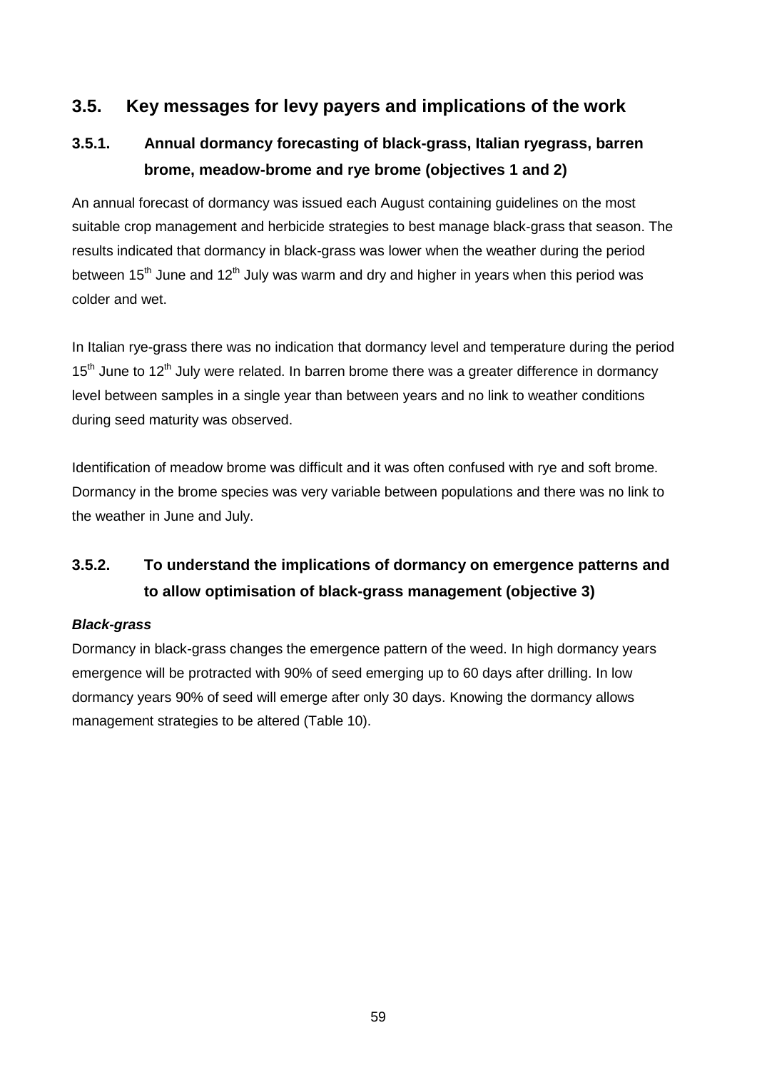## 3.5. Key messages for levy payers and implications of the work

### 3.5.1. Annual dormancy forecasting of black-grass, Italian ryegrass, barren brome, meadow-brome and rye brome (objectives 1 and 2)

An annual forecast of dormancy was issued each August containing guidelines on the most suitable crop management and herbicide strategies to best manage black-grass that season. The results indicated that dormancy in black-grass was lower when the weather during the period between 15th June and 12th July was warm and dry and higher in years when this period was colder and wet.

In Italian rye-grass there was no indication that dormancy level and temperature during the period 15th June to 12th July were related. In barren brome there was a greater difference in dormancy level between samples in a single year than between years and no link to weather conditions during seed maturity was observed.

Identification of meadow brome was difficult and it was often confused with rye and soft brome. Dormancy in the brome species was very variable between populations and there was no link to the weather in June and July.

### 3.5.2. To understand the implications of dormancy on emergence patterns and to allow optimisation of black-grass management (objective 3)

***Black-grass***

Dormancy in black-grass changes the emergence pattern of the weed. In high dormancy years emergence will be protracted with 90% of seed emerging up to 60 days after drilling. In low dormancy years 90% of seed will emerge after only 30 days. Knowing the dormancy allows management strategies to be altered (Table 10).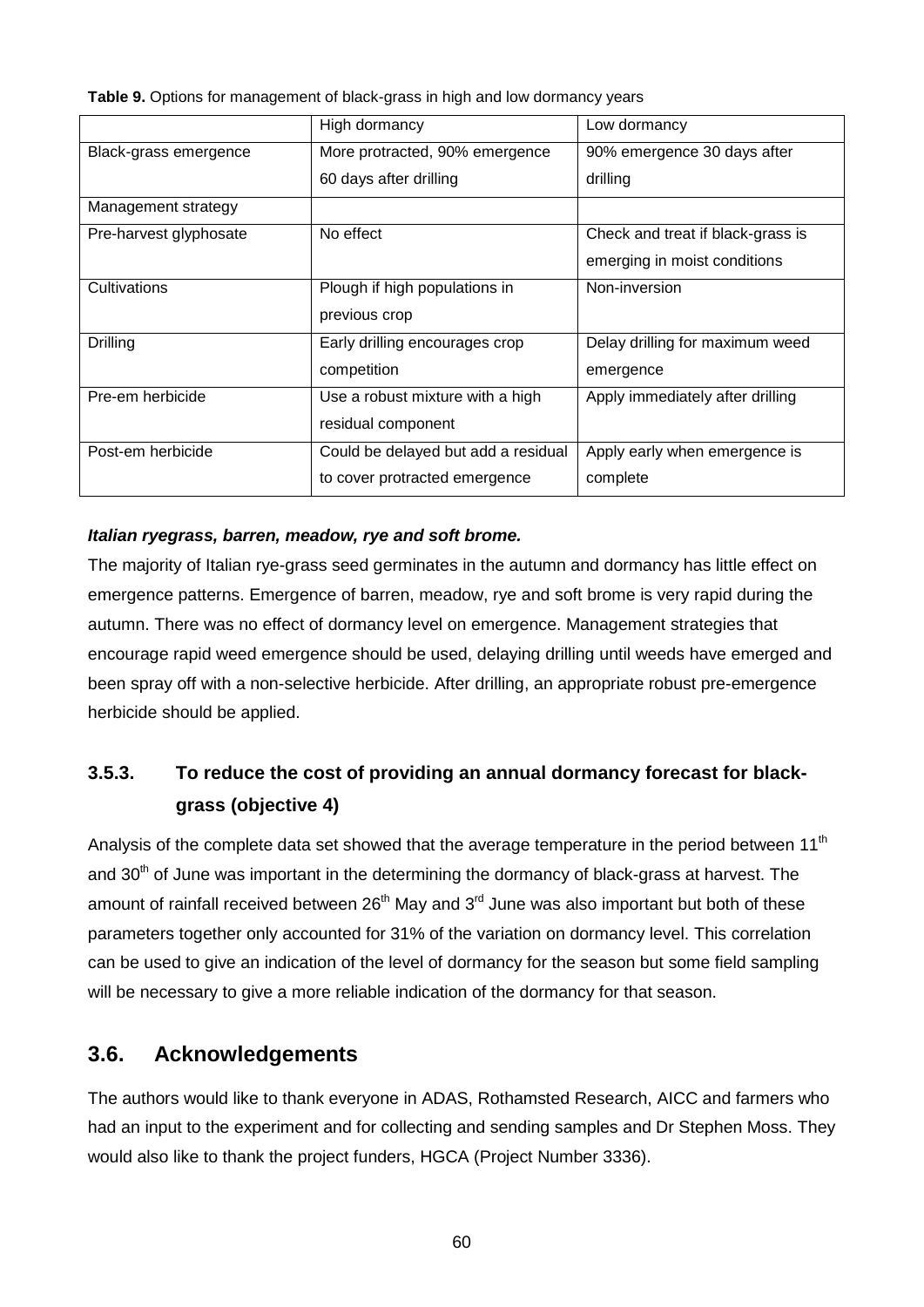**Table 9.** Options for management of black-grass in high and low dormancy years

| | High dormancy | Low dormancy |
|---|---|---|
| Black-grass emergence | More protracted, 90% emergence 60 days after drilling | 90% emergence 30 days after drilling |
| Management strategy | | |
| Pre-harvest glyphosate | No effect | Check and treat if black-grass is emerging in moist conditions |
| Cultivations | Plough if high populations in previous crop | Non-inversion |
| Drilling | Early drilling encourages crop competition | Delay drilling for maximum weed emergence |
| Pre-em herbicide | Use a robust mixture with a high residual component | Apply immediately after drilling |
| Post-em herbicide | Could be delayed but add a residual to cover protracted emergence | Apply early when emergence is complete |

***Italian ryegrass, barren, meadow, rye and soft brome.***

The majority of Italian rye-grass seed germinates in the autumn and dormancy has little effect on emergence patterns. Emergence of barren, meadow, rye and soft brome is very rapid during the autumn. There was no effect of dormancy level on emergence. Management strategies that encourage rapid weed emergence should be used, delaying drilling until weeds have emerged and been spray off with a non-selective herbicide. After drilling, an appropriate robust pre-emergence herbicide should be applied.

### 3.5.3. To reduce the cost of providing an annual dormancy forecast for black-grass (objective 4)

Analysis of the complete data set showed that the average temperature in the period between 11th and 30th of June was important in the determining the dormancy of black-grass at harvest. The amount of rainfall received between 26th May and 3rd June was also important but both of these parameters together only accounted for 31% of the variation on dormancy level. This correlation can be used to give an indication of the level of dormancy for the season but some field sampling will be necessary to give a more reliable indication of the dormancy for that season.

## 3.6. Acknowledgements

The authors would like to thank everyone in ADAS, Rothamsted Research, AICC and farmers who had an input to the experiment and for collecting and sending samples and Dr Stephen Moss. They would also like to thank the project funders, HGCA (Project Number 3336).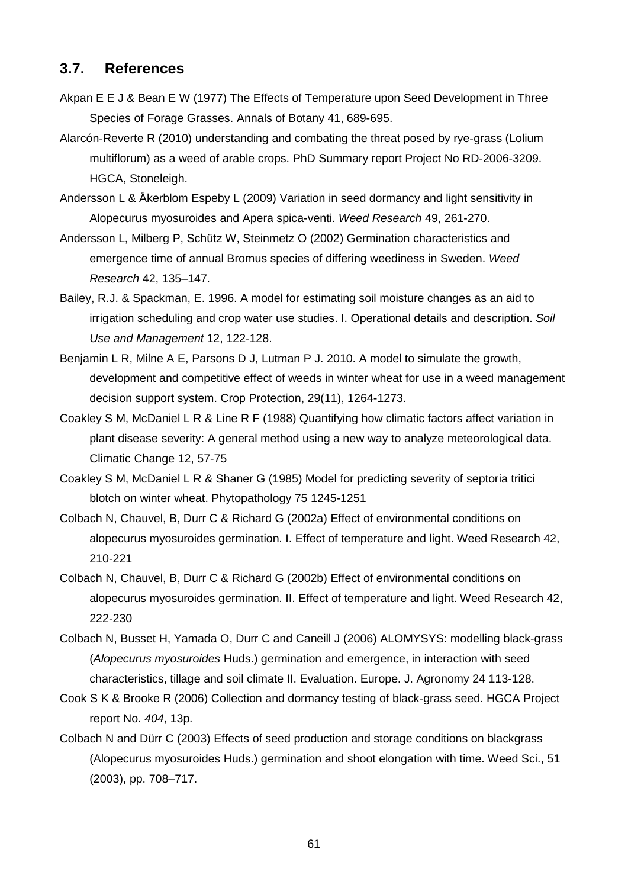## 3.7. References

Akpan E E J & Bean E W (1977) The Effects of Temperature upon Seed Development in Three Species of Forage Grasses. Annals of Botany 41, 689-695.

Alarcón-Reverte R (2010) understanding and combating the threat posed by rye-grass (Lolium multiflorum) as a weed of arable crops. PhD Summary report Project No RD-2006-3209. HGCA, Stoneleigh.

Andersson L & Åkerblom Espeby L (2009) Variation in seed dormancy and light sensitivity in Alopecurus myosuroides and Apera spica-venti. *Weed Research* 49, 261-270.

Andersson L, Milberg P, Schütz W, Steinmetz O (2002) Germination characteristics and emergence time of annual Bromus species of differing weediness in Sweden. *Weed Research* 42, 135–147.

Bailey, R.J. & Spackman, E. 1996. A model for estimating soil moisture changes as an aid to irrigation scheduling and crop water use studies. I. Operational details and description. *Soil Use and Management* 12, 122-128.

Benjamin L R, Milne A E, Parsons D J, Lutman P J. 2010. A model to simulate the growth, development and competitive effect of weeds in winter wheat for use in a weed management decision support system. Crop Protection, 29(11), 1264-1273.

Coakley S M, McDaniel L R & Line R F (1988) Quantifying how climatic factors affect variation in plant disease severity: A general method using a new way to analyze meteorological data. Climatic Change 12, 57-75

Coakley S M, McDaniel L R & Shaner G (1985) Model for predicting severity of septoria tritici blotch on winter wheat. Phytopathology 75 1245-1251

Colbach N, Chauvel, B, Durr C & Richard G (2002a) Effect of environmental conditions on alopecurus myosuroides germination. I. Effect of temperature and light. Weed Research 42, 210-221

Colbach N, Chauvel, B, Durr C & Richard G (2002b) Effect of environmental conditions on alopecurus myosuroides germination. II. Effect of temperature and light. Weed Research 42, 222-230

Colbach N, Busset H, Yamada O, Durr C and Caneill J (2006) ALOMYSYS: modelling black-grass (*Alopecurus myosuroides* Huds.) germination and emergence, in interaction with seed characteristics, tillage and soil climate II. Evaluation. Europe. J. Agronomy 24 113-128.

Cook S K & Brooke R (2006) Collection and dormancy testing of black-grass seed. HGCA Project report No. *404*, 13p.

Colbach N and Dürr C (2003) Effects of seed production and storage conditions on blackgrass (Alopecurus myosuroides Huds.) germination and shoot elongation with time. Weed Sci., 51 (2003), pp. 708–717.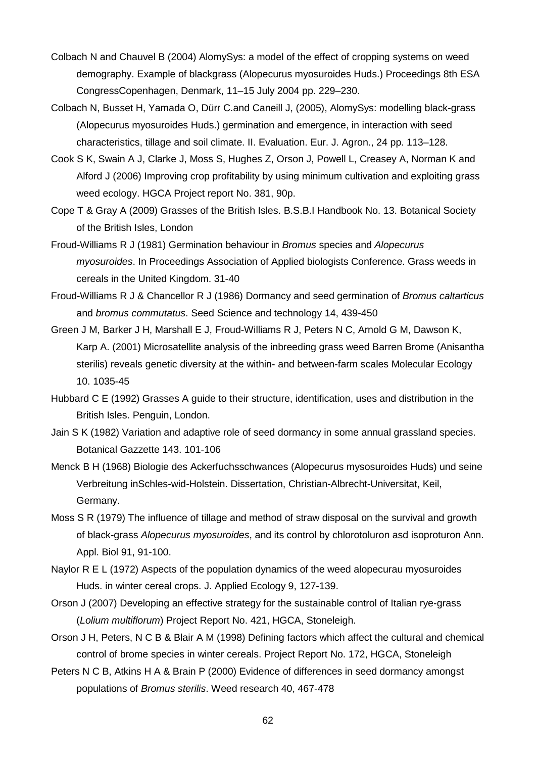Colbach N and Chauvel B (2004) AlomySys: a model of the effect of cropping systems on weed demography. Example of blackgrass (Alopecurus myosuroides Huds.) Proceedings 8th ESA CongressCopenhagen, Denmark, 11–15 July 2004 pp. 229–230.

Colbach N, Busset H, Yamada O, Dürr C.and Caneill J, (2005), AlomySys: modelling black-grass (Alopecurus myosuroides Huds.) germination and emergence, in interaction with seed characteristics, tillage and soil climate. II. Evaluation. Eur. J. Agron., 24 pp. 113–128.

Cook S K, Swain A J, Clarke J, Moss S, Hughes Z, Orson J, Powell L, Creasey A, Norman K and Alford J (2006) Improving crop profitability by using minimum cultivation and exploiting grass weed ecology. HGCA Project report No. 381, 90p.

Cope T & Gray A (2009) Grasses of the British Isles. B.S.B.I Handbook No. 13. Botanical Society of the British Isles, London

Froud-Williams R J (1981) Germination behaviour in *Bromus* species and *Alopecurus myosuroides*. In Proceedings Association of Applied biologists Conference. Grass weeds in cereals in the United Kingdom. 31-40

Froud-Williams R J & Chancellor R J (1986) Dormancy and seed germination of *Bromus caltarticus* and *bromus commutatus*. Seed Science and technology 14, 439-450

Green J M, Barker J H, Marshall E J, Froud-Williams R J, Peters N C, Arnold G M, Dawson K, Karp A. (2001) Microsatellite analysis of the inbreeding grass weed Barren Brome (Anisantha sterilis) reveals genetic diversity at the within- and between-farm scales Molecular Ecology 10. 1035-45

Hubbard C E (1992) Grasses A guide to their structure, identification, uses and distribution in the British Isles. Penguin, London.

Jain S K (1982) Variation and adaptive role of seed dormancy in some annual grassland species. Botanical Gazzette 143. 101-106

Menck B H (1968) Biologie des Ackerfuchsschwances (Alopecurus mysosuroides Huds) und seine Verbreitung inSchles-wid-Holstein. Dissertation, Christian-Albrecht-Universitat, Keil, Germany.

Moss S R (1979) The influence of tillage and method of straw disposal on the survival and growth of black-grass *Alopecurus myosuroides*, and its control by chlorotoluron asd isoproturon Ann. Appl. Biol 91, 91-100.

Naylor R E L (1972) Aspects of the population dynamics of the weed alopecurau myosuroides Huds. in winter cereal crops. J. Applied Ecology 9, 127-139.

Orson J (2007) Developing an effective strategy for the sustainable control of Italian rye-grass (*Lolium multiflorum*) Project Report No. 421, HGCA, Stoneleigh.

Orson J H, Peters, N C B & Blair A M (1998) Defining factors which affect the cultural and chemical control of brome species in winter cereals. Project Report No. 172, HGCA, Stoneleigh

Peters N C B, Atkins H A & Brain P (2000) Evidence of differences in seed dormancy amongst populations of *Bromus sterilis*. Weed research 40, 467-478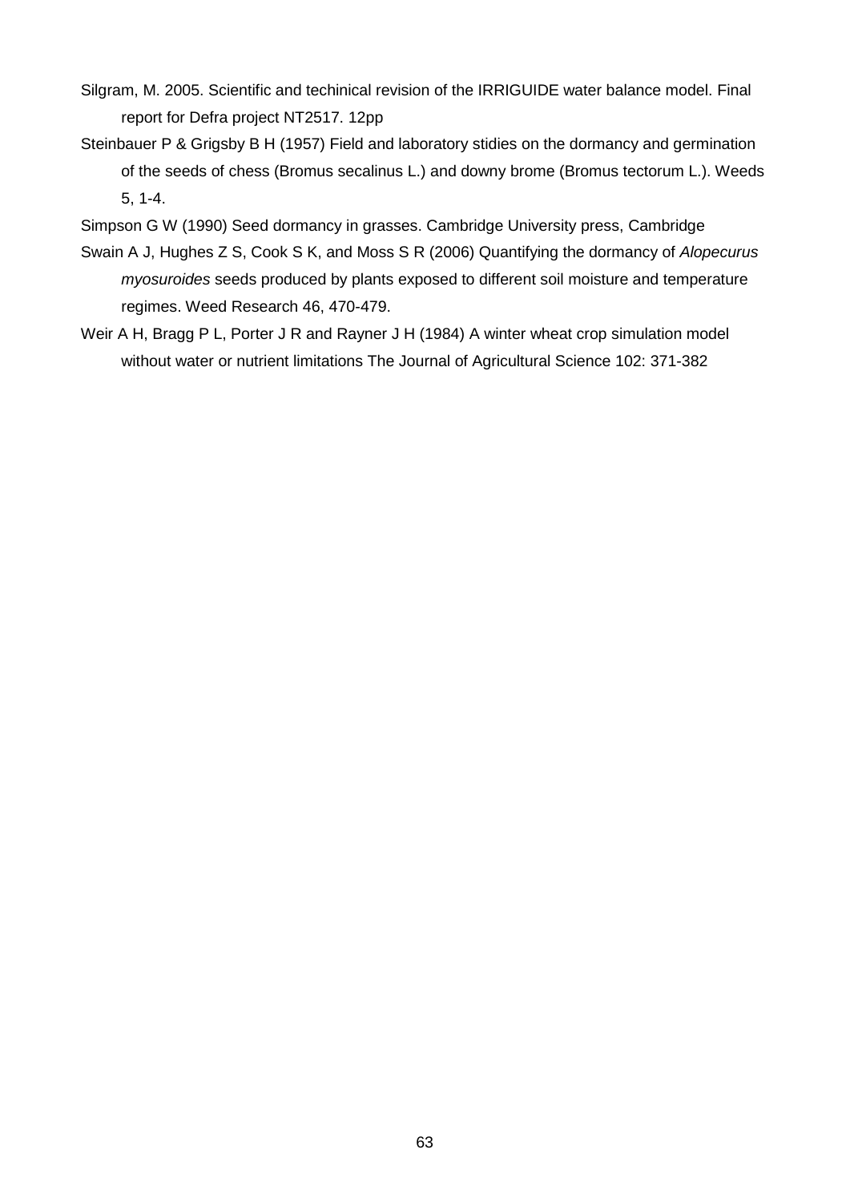Silgram, M. 2005. Scientific and techinical revision of the IRRIGUIDE water balance model. Final report for Defra project NT2517. 12pp

Steinbauer P & Grigsby B H (1957) Field and laboratory stidies on the dormancy and germination of the seeds of chess (Bromus secalinus L.) and downy brome (Bromus tectorum L.). Weeds 5, 1-4.

Simpson G W (1990) Seed dormancy in grasses. Cambridge University press, Cambridge

Swain A J, Hughes Z S, Cook S K, and Moss S R (2006) Quantifying the dormancy of *Alopecurus myosuroides* seeds produced by plants exposed to different soil moisture and temperature regimes. Weed Research 46, 470-479.

Weir A H, Bragg P L, Porter J R and Rayner J H (1984) A winter wheat crop simulation model without water or nutrient limitations The Journal of Agricultural Science 102: 371-382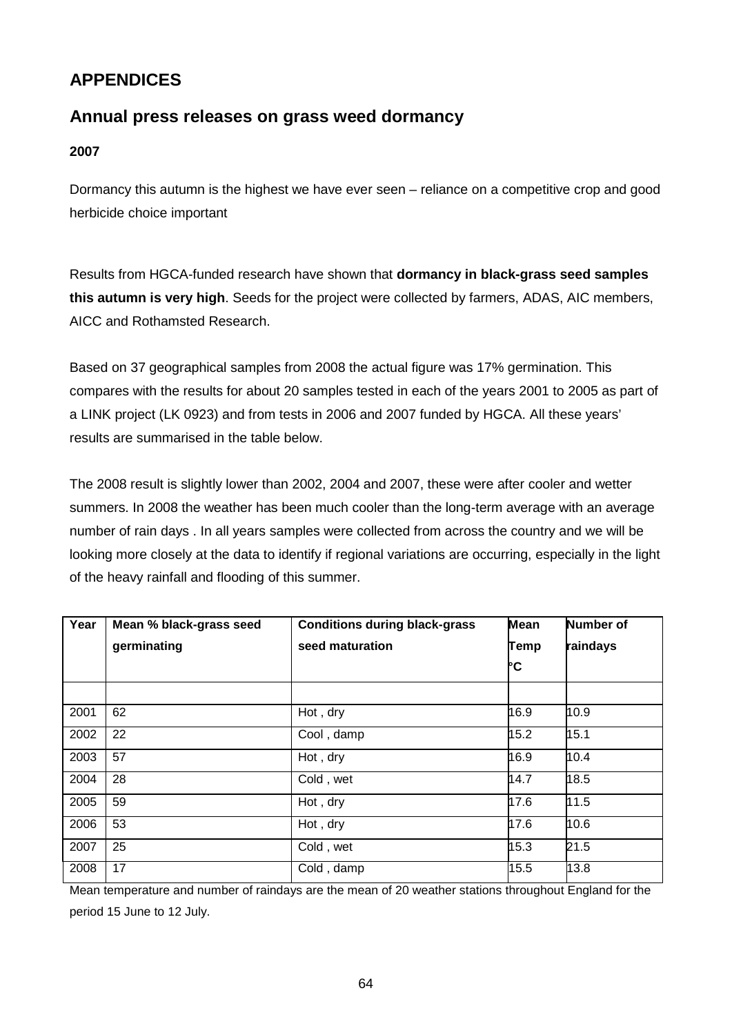# APPENDICES

## Annual press releases on grass weed dormancy

### 2007

Dormancy this autumn is the highest we have ever seen – reliance on a competitive crop and good herbicide choice important

Results from HGCA-funded research have shown that **dormancy in black-grass seed samples this autumn is very high**. Seeds for the project were collected by farmers, ADAS, AIC members, AICC and Rothamsted Research.

Based on 37 geographical samples from 2008 the actual figure was 17% germination. This compares with the results for about 20 samples tested in each of the years 2001 to 2005 as part of a LINK project (LK 0923) and from tests in 2006 and 2007 funded by HGCA. All these years' results are summarised in the table below.

The 2008 result is slightly lower than 2002, 2004 and 2007, these were after cooler and wetter summers. In 2008 the weather has been much cooler than the long-term average with an average number of rain days . In all years samples were collected from across the country and we will be looking more closely at the data to identify if regional variations are occurring, especially in the light of the heavy rainfall and flooding of this summer.

| Year | Mean % black-grass seed germinating | Conditions during black-grass seed maturation | Mean Temp °C | Number of raindays |
|---|---|---|---|---|
| | | | | |
| 2001 | 62 | Hot , dry | 16.9 | 10.9 |
| 2002 | 22 | Cool , damp | 15.2 | 15.1 |
| 2003 | 57 | Hot , dry | 16.9 | 10.4 |
| 2004 | 28 | Cold , wet | 14.7 | 18.5 |
| 2005 | 59 | Hot , dry | 17.6 | 11.5 |
| 2006 | 53 | Hot , dry | 17.6 | 10.6 |
| 2007 | 25 | Cold , wet | 15.3 | 21.5 |
| 2008 | 17 | Cold , damp | 15.5 | 13.8 |

Mean temperature and number of raindays are the mean of 20 weather stations throughout England for the period 15 June to 12 July.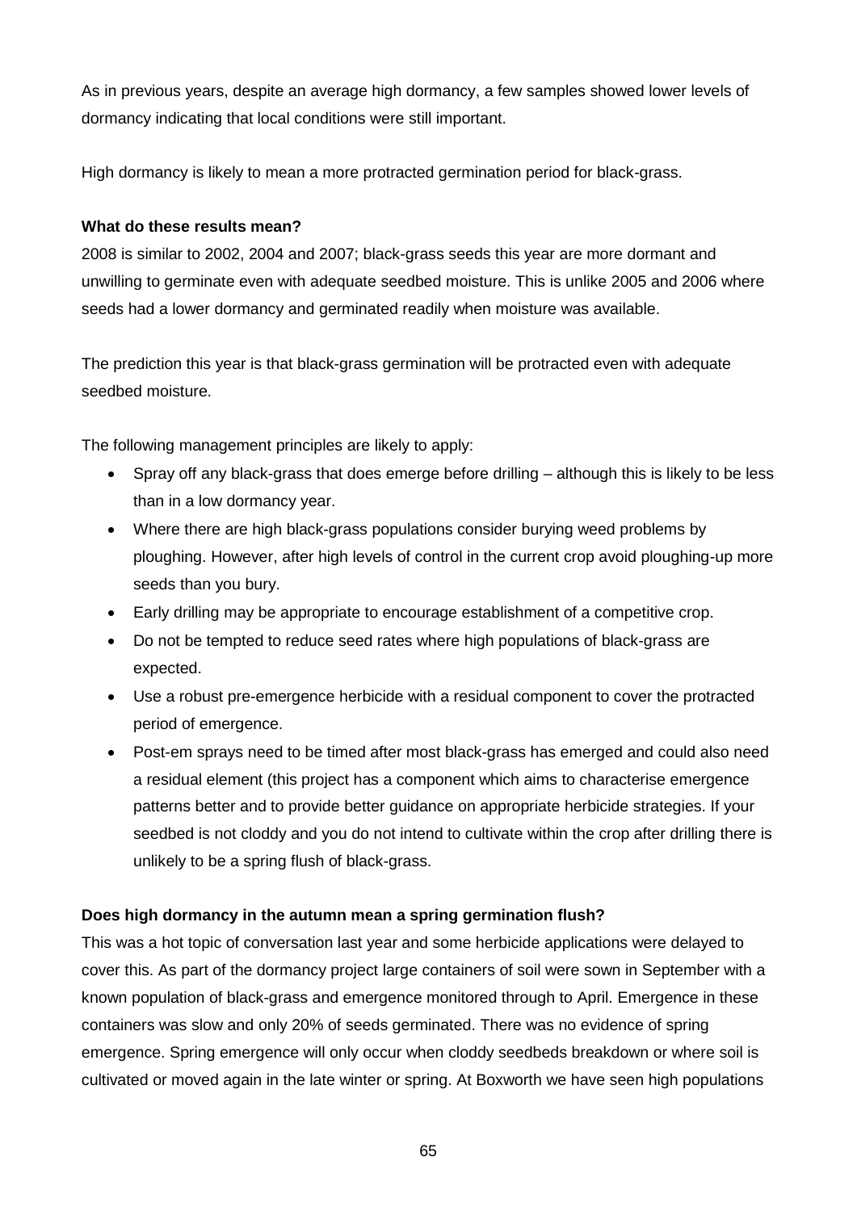As in previous years, despite an average high dormancy, a few samples showed lower levels of dormancy indicating that local conditions were still important.

High dormancy is likely to mean a more protracted germination period for black-grass.

**What do these results mean?**

2008 is similar to 2002, 2004 and 2007; black-grass seeds this year are more dormant and unwilling to germinate even with adequate seedbed moisture. This is unlike 2005 and 2006 where seeds had a lower dormancy and germinated readily when moisture was available.

The prediction this year is that black-grass germination will be protracted even with adequate seedbed moisture.

The following management principles are likely to apply:

- Spray off any black-grass that does emerge before drilling – although this is likely to be less than in a low dormancy year.
- Where there are high black-grass populations consider burying weed problems by ploughing. However, after high levels of control in the current crop avoid ploughing-up more seeds than you bury.
- Early drilling may be appropriate to encourage establishment of a competitive crop.
- Do not be tempted to reduce seed rates where high populations of black-grass are expected.
- Use a robust pre-emergence herbicide with a residual component to cover the protracted period of emergence.
- Post-em sprays need to be timed after most black-grass has emerged and could also need a residual element (this project has a component which aims to characterise emergence patterns better and to provide better guidance on appropriate herbicide strategies. If your seedbed is not cloddy and you do not intend to cultivate within the crop after drilling there is unlikely to be a spring flush of black-grass.

**Does high dormancy in the autumn mean a spring germination flush?**

This was a hot topic of conversation last year and some herbicide applications were delayed to cover this. As part of the dormancy project large containers of soil were sown in September with a known population of black-grass and emergence monitored through to April. Emergence in these containers was slow and only 20% of seeds germinated. There was no evidence of spring emergence. Spring emergence will only occur when cloddy seedbeds breakdown or where soil is cultivated or moved again in the late winter or spring. At Boxworth we have seen high populations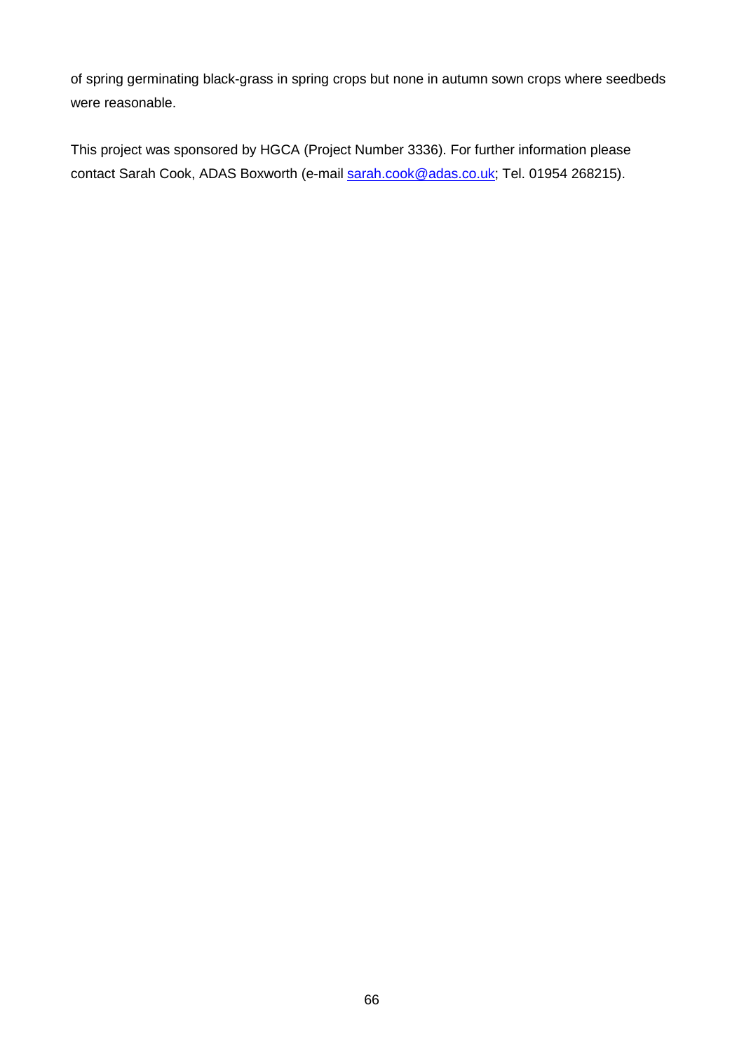of spring germinating black-grass in spring crops but none in autumn sown crops where seedbeds were reasonable.

This project was sponsored by HGCA (Project Number 3336). For further information please contact Sarah Cook, ADAS Boxworth (e-mail sarah.cook@adas.co.uk; Tel. 01954 268215).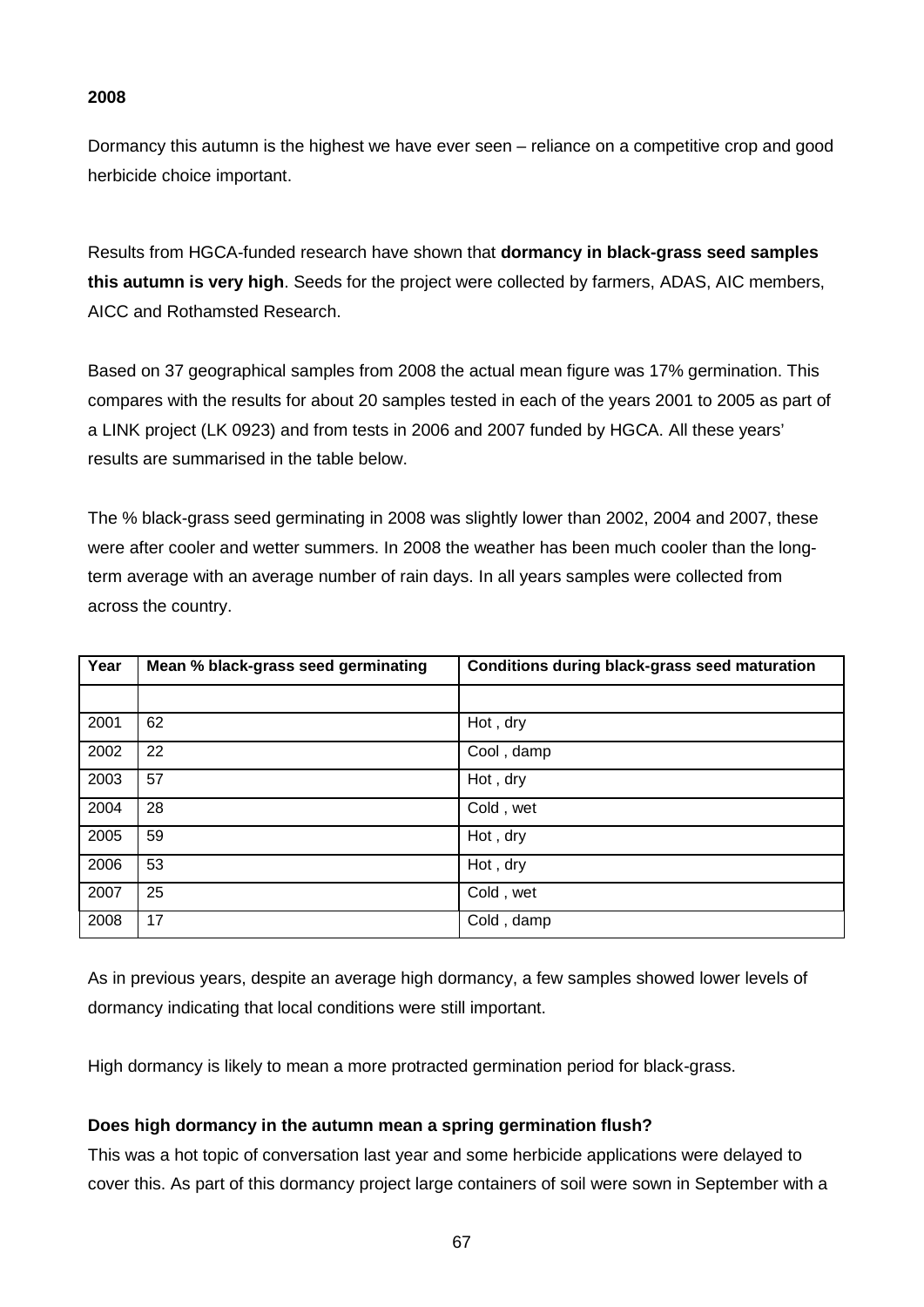**2008**

Dormancy this autumn is the highest we have ever seen – reliance on a competitive crop and good herbicide choice important.

Results from HGCA-funded research have shown that **dormancy in black-grass seed samples this autumn is very high**. Seeds for the project were collected by farmers, ADAS, AIC members, AICC and Rothamsted Research.

Based on 37 geographical samples from 2008 the actual mean figure was 17% germination. This compares with the results for about 20 samples tested in each of the years 2001 to 2005 as part of a LINK project (LK 0923) and from tests in 2006 and 2007 funded by HGCA. All these years' results are summarised in the table below.

The % black-grass seed germinating in 2008 was slightly lower than 2002, 2004 and 2007, these were after cooler and wetter summers. In 2008 the weather has been much cooler than the long-term average with an average number of rain days. In all years samples were collected from across the country.

| Year | Mean % black-grass seed germinating | Conditions during black-grass seed maturation |
|---|---|---|
| | | |
| 2001 | 62 | Hot , dry |
| 2002 | 22 | Cool , damp |
| 2003 | 57 | Hot , dry |
| 2004 | 28 | Cold , wet |
| 2005 | 59 | Hot , dry |
| 2006 | 53 | Hot , dry |
| 2007 | 25 | Cold , wet |
| 2008 | 17 | Cold , damp |

As in previous years, despite an average high dormancy, a few samples showed lower levels of dormancy indicating that local conditions were still important.

High dormancy is likely to mean a more protracted germination period for black-grass.

**Does high dormancy in the autumn mean a spring germination flush?**

This was a hot topic of conversation last year and some herbicide applications were delayed to cover this. As part of this dormancy project large containers of soil were sown in September with a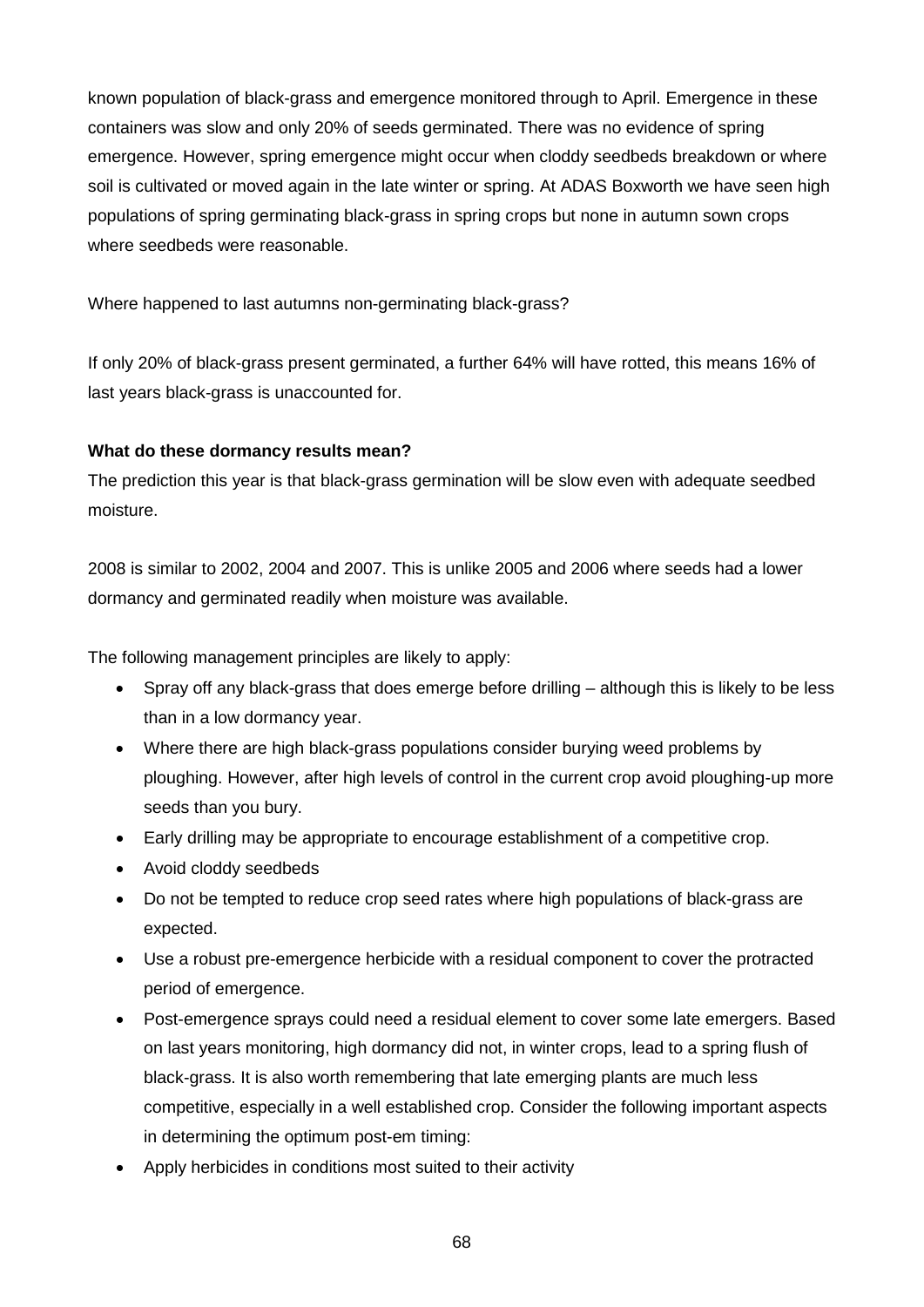known population of black-grass and emergence monitored through to April. Emergence in these containers was slow and only 20% of seeds germinated. There was no evidence of spring emergence. However, spring emergence might occur when cloddy seedbeds breakdown or where soil is cultivated or moved again in the late winter or spring. At ADAS Boxworth we have seen high populations of spring germinating black-grass in spring crops but none in autumn sown crops where seedbeds were reasonable.

Where happened to last autumns non-germinating black-grass?

If only 20% of black-grass present germinated, a further 64% will have rotted, this means 16% of last years black-grass is unaccounted for.

**What do these dormancy results mean?**

The prediction this year is that black-grass germination will be slow even with adequate seedbed moisture.

2008 is similar to 2002, 2004 and 2007. This is unlike 2005 and 2006 where seeds had a lower dormancy and germinated readily when moisture was available.

The following management principles are likely to apply:

- Spray off any black-grass that does emerge before drilling – although this is likely to be less than in a low dormancy year.
- Where there are high black-grass populations consider burying weed problems by ploughing. However, after high levels of control in the current crop avoid ploughing-up more seeds than you bury.
- Early drilling may be appropriate to encourage establishment of a competitive crop.
- Avoid cloddy seedbeds
- Do not be tempted to reduce crop seed rates where high populations of black-grass are expected.
- Use a robust pre-emergence herbicide with a residual component to cover the protracted period of emergence.
- Post-emergence sprays could need a residual element to cover some late emergers. Based on last years monitoring, high dormancy did not, in winter crops, lead to a spring flush of black-grass. It is also worth remembering that late emerging plants are much less competitive, especially in a well established crop. Consider the following important aspects in determining the optimum post-em timing:
- Apply herbicides in conditions most suited to their activity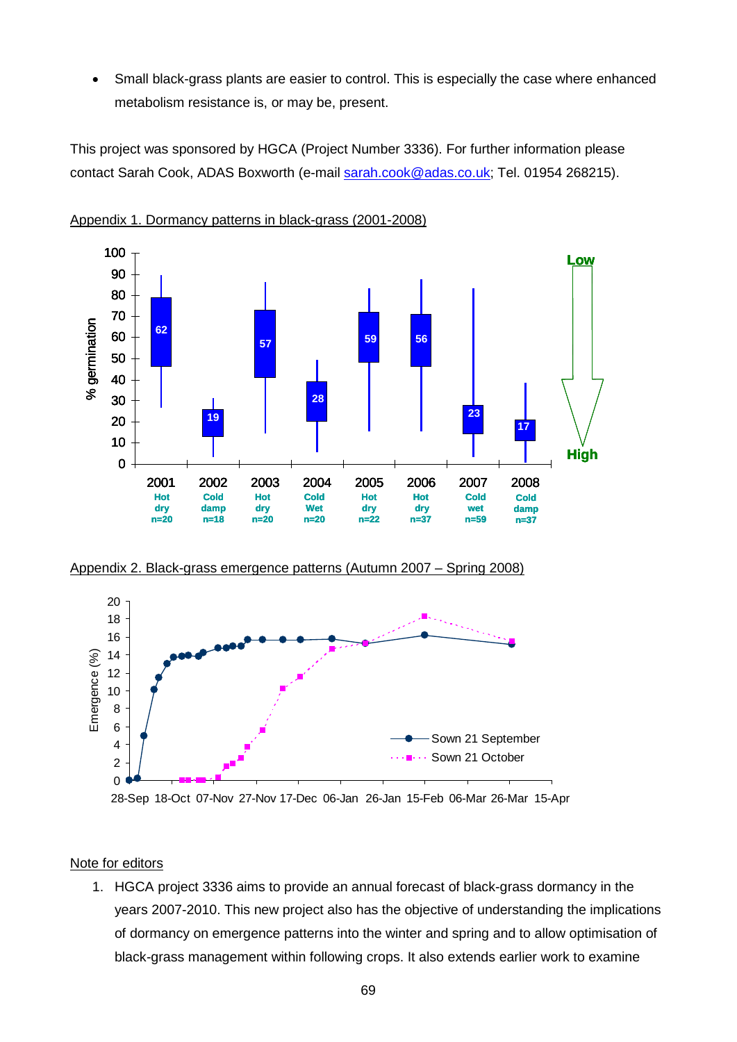- Small black-grass plants are easier to control. This is especially the case where enhanced metabolism resistance is, or may be, present.

This project was sponsored by HGCA (Project Number 3336). For further information please contact Sarah Cook, ADAS Boxworth (e-mail sarah.cook@adas.co.uk; Tel. 01954 268215).

Appendix 1. Dormancy patterns in black-grass (2001-2008)

Appendix 2. Black-grass emergence patterns (Autumn 2007 – Spring 2008)

Note for editors

1. HGCA project 3336 aims to provide an annual forecast of black-grass dormancy in the years 2007-2010. This new project also has the objective of understanding the implications of dormancy on emergence patterns into the winter and spring and to allow optimisation of black-grass management within following crops. It also extends earlier work to examine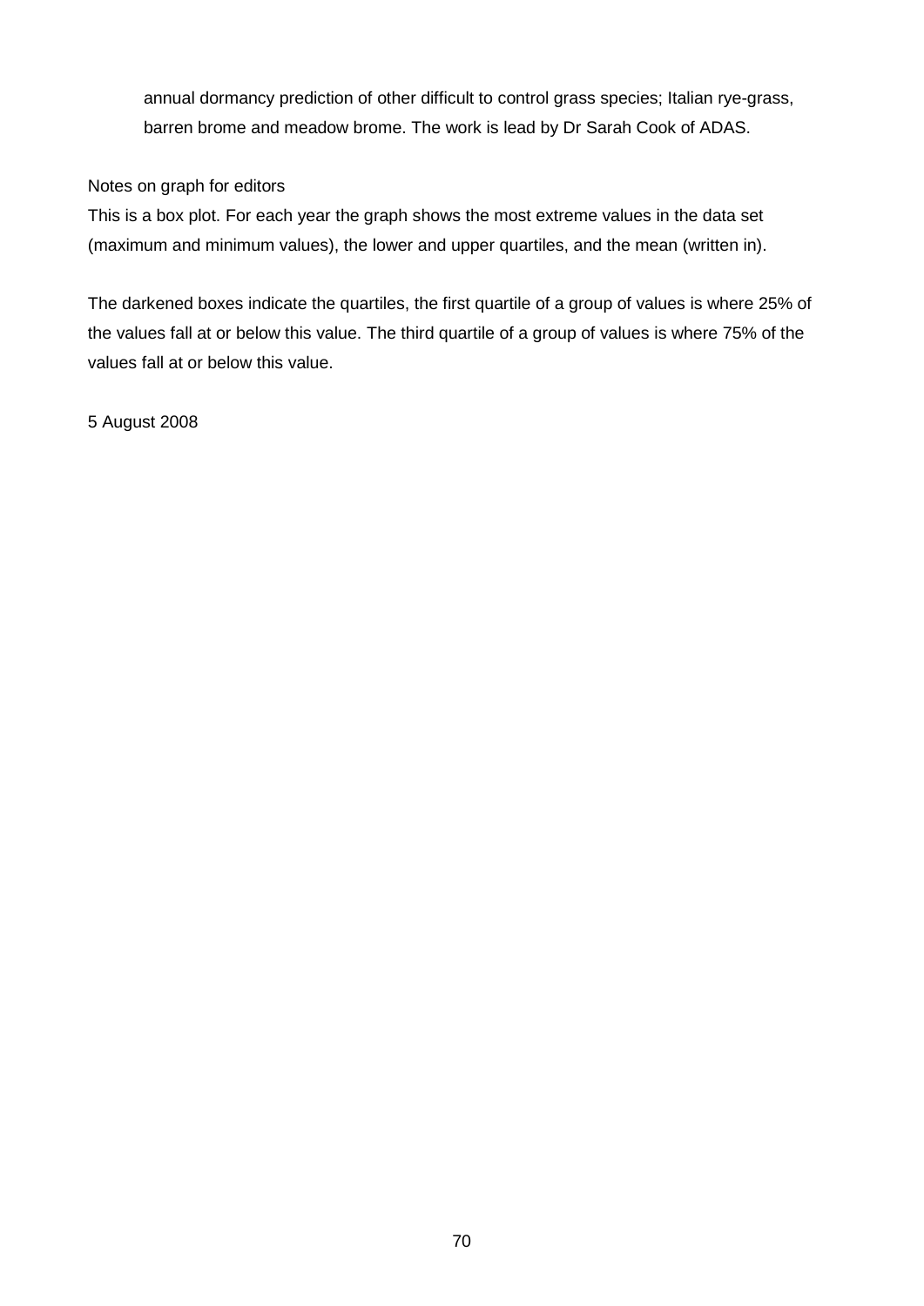annual dormancy prediction of other difficult to control grass species; Italian rye-grass, barren brome and meadow brome. The work is lead by Dr Sarah Cook of ADAS.

Notes on graph for editors

This is a box plot. For each year the graph shows the most extreme values in the data set (maximum and minimum values), the lower and upper quartiles, and the mean (written in).

The darkened boxes indicate the quartiles, the first quartile of a group of values is where 25% of the values fall at or below this value. The third quartile of a group of values is where 75% of the values fall at or below this value.

5 August 2008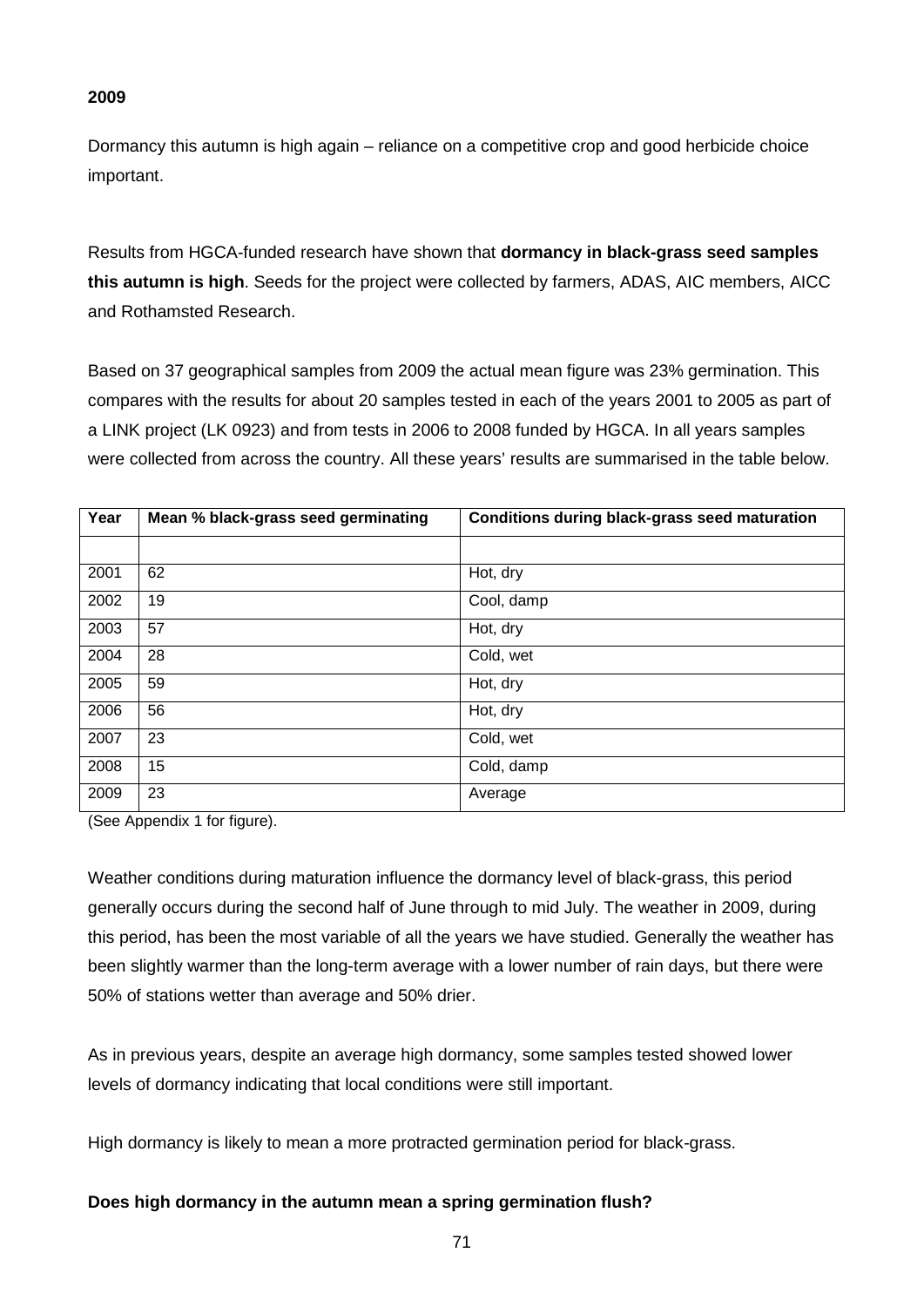**2009**

Dormancy this autumn is high again – reliance on a competitive crop and good herbicide choice important.

Results from HGCA-funded research have shown that **dormancy in black-grass seed samples this autumn is high**. Seeds for the project were collected by farmers, ADAS, AIC members, AICC and Rothamsted Research.

Based on 37 geographical samples from 2009 the actual mean figure was 23% germination. This compares with the results for about 20 samples tested in each of the years 2001 to 2005 as part of a LINK project (LK 0923) and from tests in 2006 to 2008 funded by HGCA. In all years samples were collected from across the country. All these years' results are summarised in the table below.

| Year | Mean % black-grass seed germinating | Conditions during black-grass seed maturation |
|---|---|---|
| | | |
| 2001 | 62 | Hot, dry |
| 2002 | 19 | Cool, damp |
| 2003 | 57 | Hot, dry |
| 2004 | 28 | Cold, wet |
| 2005 | 59 | Hot, dry |
| 2006 | 56 | Hot, dry |
| 2007 | 23 | Cold, wet |
| 2008 | 15 | Cold, damp |
| 2009 | 23 | Average |

(See Appendix 1 for figure).

Weather conditions during maturation influence the dormancy level of black-grass, this period generally occurs during the second half of June through to mid July. The weather in 2009, during this period, has been the most variable of all the years we have studied. Generally the weather has been slightly warmer than the long-term average with a lower number of rain days, but there were 50% of stations wetter than average and 50% drier.

As in previous years, despite an average high dormancy, some samples tested showed lower levels of dormancy indicating that local conditions were still important.

High dormancy is likely to mean a more protracted germination period for black-grass.

**Does high dormancy in the autumn mean a spring germination flush?**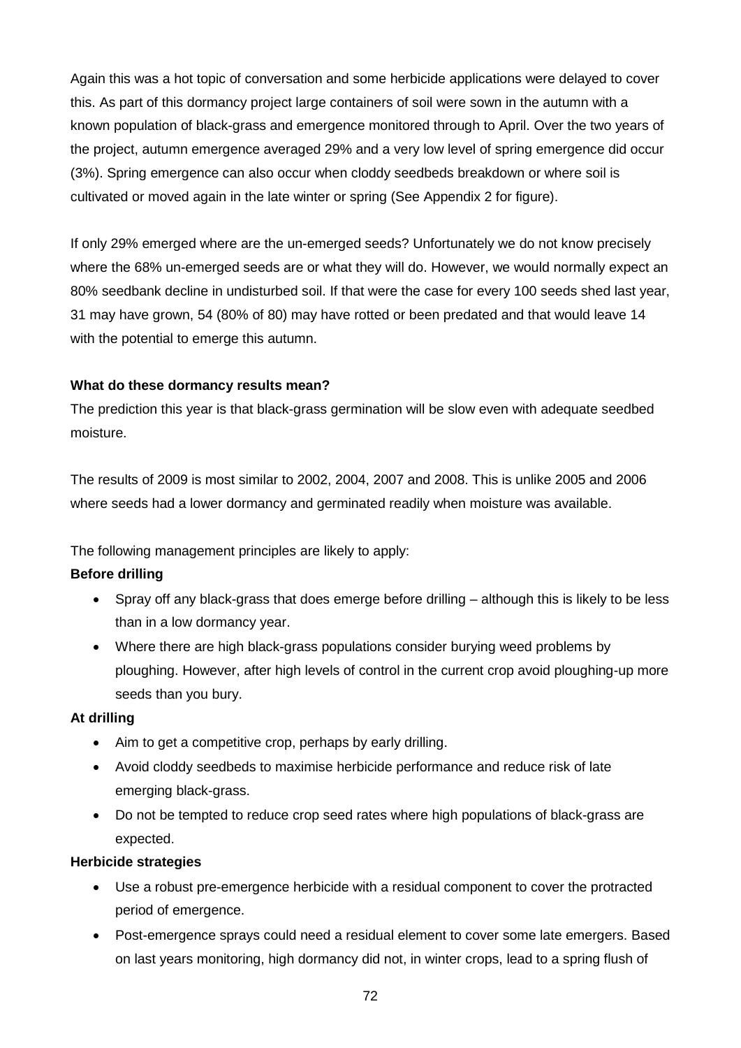Again this was a hot topic of conversation and some herbicide applications were delayed to cover this. As part of this dormancy project large containers of soil were sown in the autumn with a known population of black-grass and emergence monitored through to April. Over the two years of the project, autumn emergence averaged 29% and a very low level of spring emergence did occur (3%). Spring emergence can also occur when cloddy seedbeds breakdown or where soil is cultivated or moved again in the late winter or spring (See Appendix 2 for figure).

If only 29% emerged where are the un-emerged seeds? Unfortunately we do not know precisely where the 68% un-emerged seeds are or what they will do. However, we would normally expect an 80% seedbank decline in undisturbed soil. If that were the case for every 100 seeds shed last year, 31 may have grown, 54 (80% of 80) may have rotted or been predated and that would leave 14 with the potential to emerge this autumn.

**What do these dormancy results mean?**

The prediction this year is that black-grass germination will be slow even with adequate seedbed moisture.

The results of 2009 is most similar to 2002, 2004, 2007 and 2008. This is unlike 2005 and 2006 where seeds had a lower dormancy and germinated readily when moisture was available.

The following management principles are likely to apply:

**Before drilling**

- Spray off any black-grass that does emerge before drilling – although this is likely to be less than in a low dormancy year.
- Where there are high black-grass populations consider burying weed problems by ploughing. However, after high levels of control in the current crop avoid ploughing-up more seeds than you bury.

**At drilling**

- Aim to get a competitive crop, perhaps by early drilling.
- Avoid cloddy seedbeds to maximise herbicide performance and reduce risk of late emerging black-grass.
- Do not be tempted to reduce crop seed rates where high populations of black-grass are expected.

**Herbicide strategies**

- Use a robust pre-emergence herbicide with a residual component to cover the protracted period of emergence.
- Post-emergence sprays could need a residual element to cover some late emergers. Based on last years monitoring, high dormancy did not, in winter crops, lead to a spring flush of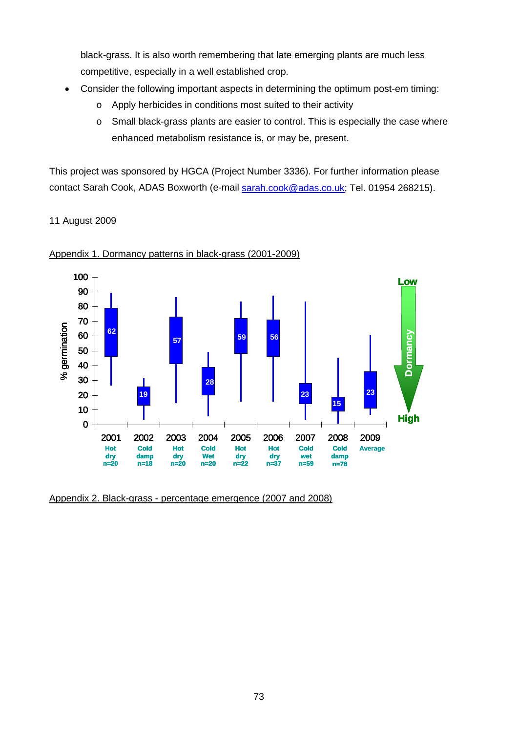black-grass. It is also worth remembering that late emerging plants are much less competitive, especially in a well established crop.

- Consider the following important aspects in determining the optimum post-em timing:
  - Apply herbicides in conditions most suited to their activity
  - Small black-grass plants are easier to control. This is especially the case where enhanced metabolism resistance is, or may be, present.

This project was sponsored by HGCA (Project Number 3336). For further information please contact Sarah Cook, ADAS Boxworth (e-mail sarah.cook@adas.co.uk; Tel. 01954 268215).

11 August 2009

Appendix 1. Dormancy patterns in black-grass (2001-2009)

Appendix 2. Black-grass - percentage emergence (2007 and 2008)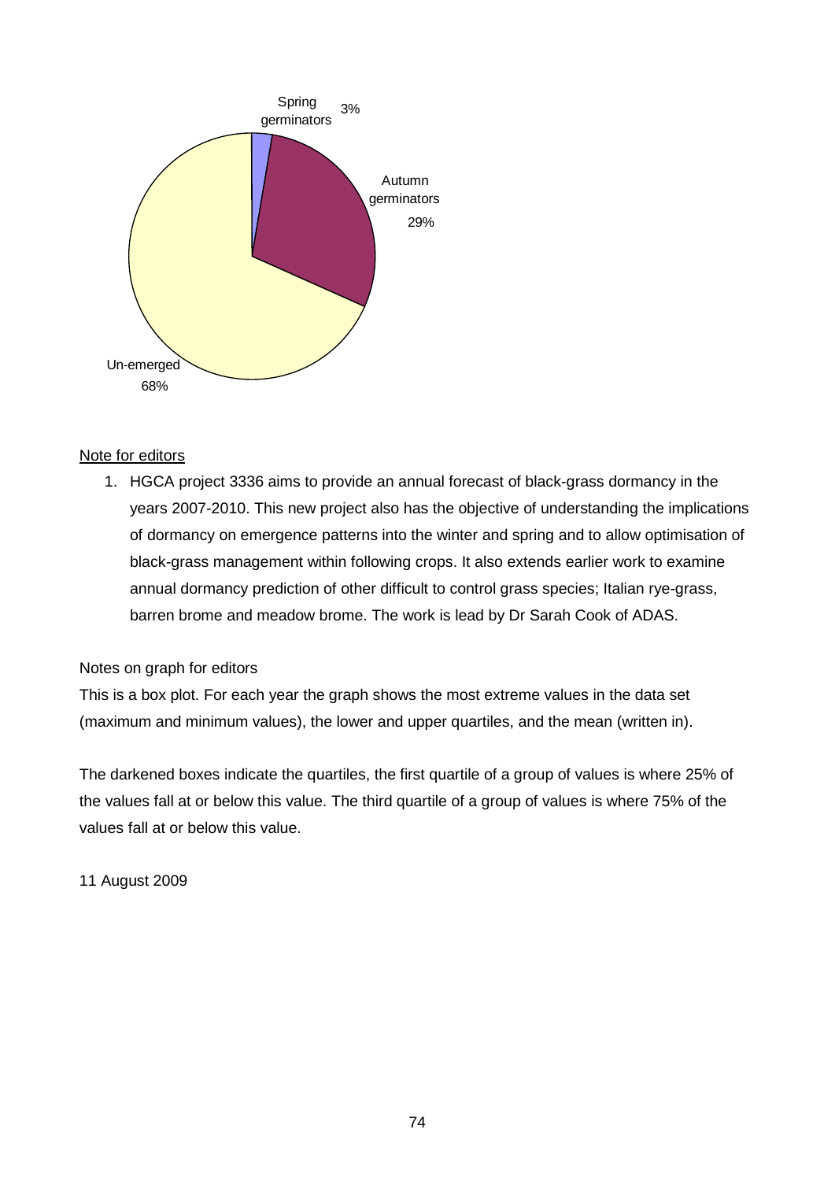Spring germinators 3%

Autumn germinators 29%

Un-emerged 68%

Note for editors

1. HGCA project 3336 aims to provide an annual forecast of black-grass dormancy in the years 2007-2010. This new project also has the objective of understanding the implications of dormancy on emergence patterns into the winter and spring and to allow optimisation of black-grass management within following crops. It also extends earlier work to examine annual dormancy prediction of other difficult to control grass species; Italian rye-grass, barren brome and meadow brome. The work is lead by Dr Sarah Cook of ADAS.

Notes on graph for editors

This is a box plot. For each year the graph shows the most extreme values in the data set (maximum and minimum values), the lower and upper quartiles, and the mean (written in).

The darkened boxes indicate the quartiles, the first quartile of a group of values is where 25% of the values fall at or below this value. The third quartile of a group of values is where 75% of the values fall at or below this value.

11 August 2009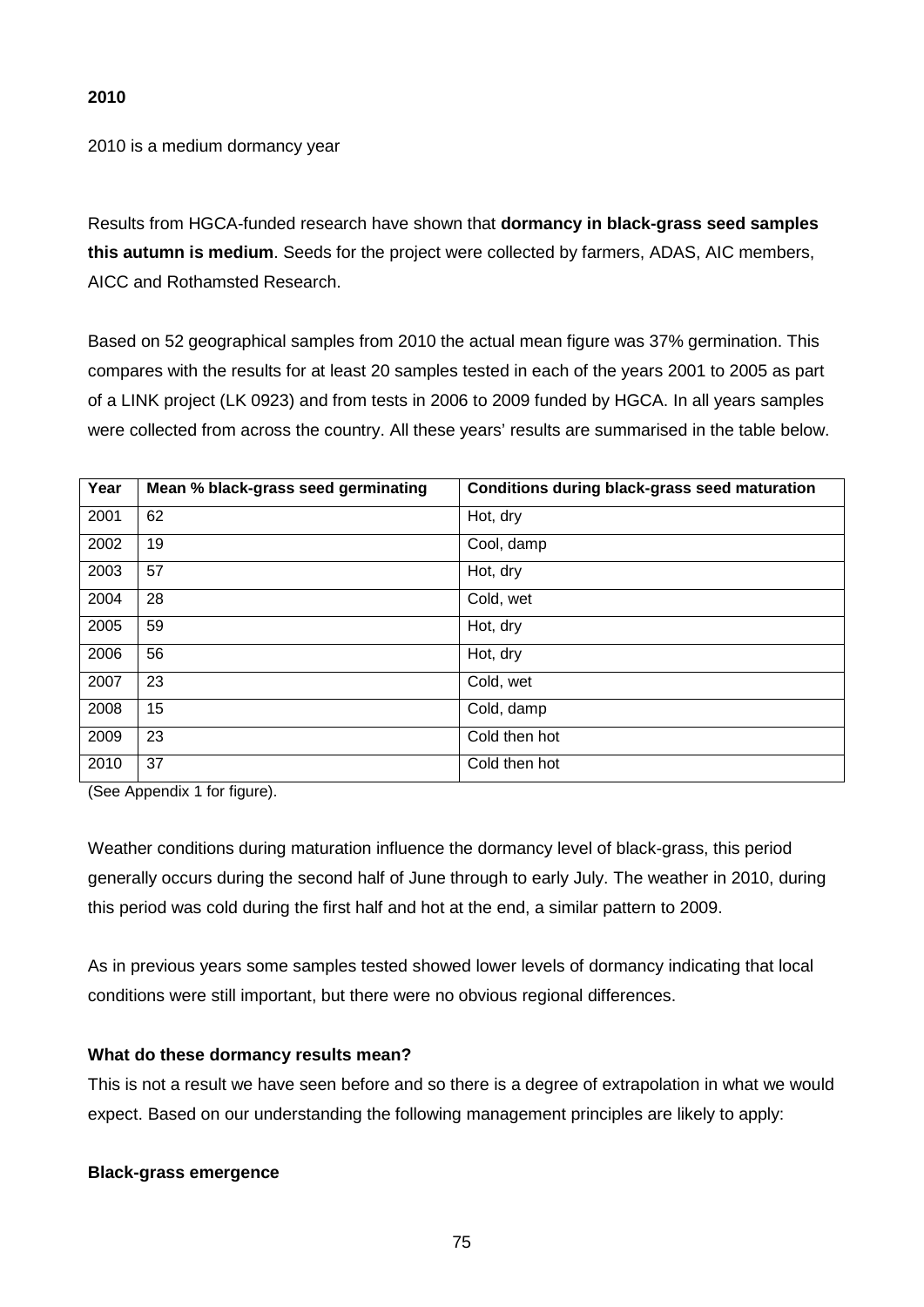**2010**

2010 is a medium dormancy year

Results from HGCA-funded research have shown that **dormancy in black-grass seed samples this autumn is medium**. Seeds for the project were collected by farmers, ADAS, AIC members, AICC and Rothamsted Research.

Based on 52 geographical samples from 2010 the actual mean figure was 37% germination. This compares with the results for at least 20 samples tested in each of the years 2001 to 2005 as part of a LINK project (LK 0923) and from tests in 2006 to 2009 funded by HGCA. In all years samples were collected from across the country. All these years' results are summarised in the table below.

| Year | Mean % black-grass seed germinating | Conditions during black-grass seed maturation |
|---|---|---|
| 2001 | 62 | Hot, dry |
| 2002 | 19 | Cool, damp |
| 2003 | 57 | Hot, dry |
| 2004 | 28 | Cold, wet |
| 2005 | 59 | Hot, dry |
| 2006 | 56 | Hot, dry |
| 2007 | 23 | Cold, wet |
| 2008 | 15 | Cold, damp |
| 2009 | 23 | Cold then hot |
| 2010 | 37 | Cold then hot |

(See Appendix 1 for figure).

Weather conditions during maturation influence the dormancy level of black-grass, this period generally occurs during the second half of June through to early July. The weather in 2010, during this period was cold during the first half and hot at the end, a similar pattern to 2009.

As in previous years some samples tested showed lower levels of dormancy indicating that local conditions were still important, but there were no obvious regional differences.

**What do these dormancy results mean?**

This is not a result we have seen before and so there is a degree of extrapolation in what we would expect. Based on our understanding the following management principles are likely to apply:

**Black-grass emergence**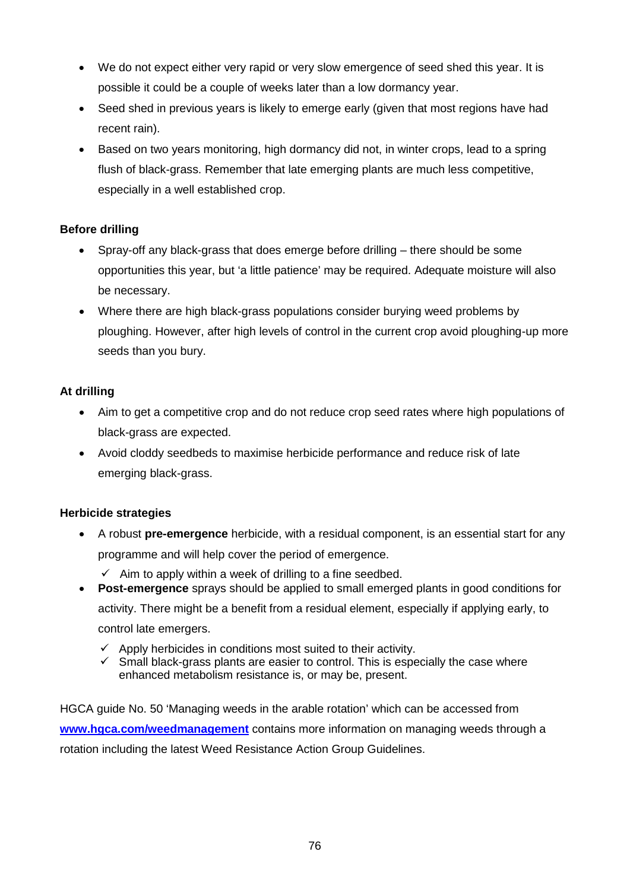- We do not expect either very rapid or very slow emergence of seed shed this year. It is possible it could be a couple of weeks later than a low dormancy year.
- Seed shed in previous years is likely to emerge early (given that most regions have had recent rain).
- Based on two years monitoring, high dormancy did not, in winter crops, lead to a spring flush of black-grass. Remember that late emerging plants are much less competitive, especially in a well established crop.

**Before drilling**

- Spray-off any black-grass that does emerge before drilling – there should be some opportunities this year, but 'a little patience' may be required. Adequate moisture will also be necessary.
- Where there are high black-grass populations consider burying weed problems by ploughing. However, after high levels of control in the current crop avoid ploughing-up more seeds than you bury.

**At drilling**

- Aim to get a competitive crop and do not reduce crop seed rates where high populations of black-grass are expected.
- Avoid cloddy seedbeds to maximise herbicide performance and reduce risk of late emerging black-grass.

**Herbicide strategies**

- A robust **pre-emergence** herbicide, with a residual component, is an essential start for any programme and will help cover the period of emergence.
  - ✓ Aim to apply within a week of drilling to a fine seedbed.
- **Post-emergence** sprays should be applied to small emerged plants in good conditions for activity. There might be a benefit from a residual element, especially if applying early, to control late emergers.
  - ✓ Apply herbicides in conditions most suited to their activity.
  - ✓ Small black-grass plants are easier to control. This is especially the case where enhanced metabolism resistance is, or may be, present.

HGCA guide No. 50 'Managing weeds in the arable rotation' which can be accessed from **www.hgca.com/weedmanagement** contains more information on managing weeds through a rotation including the latest Weed Resistance Action Group Guidelines.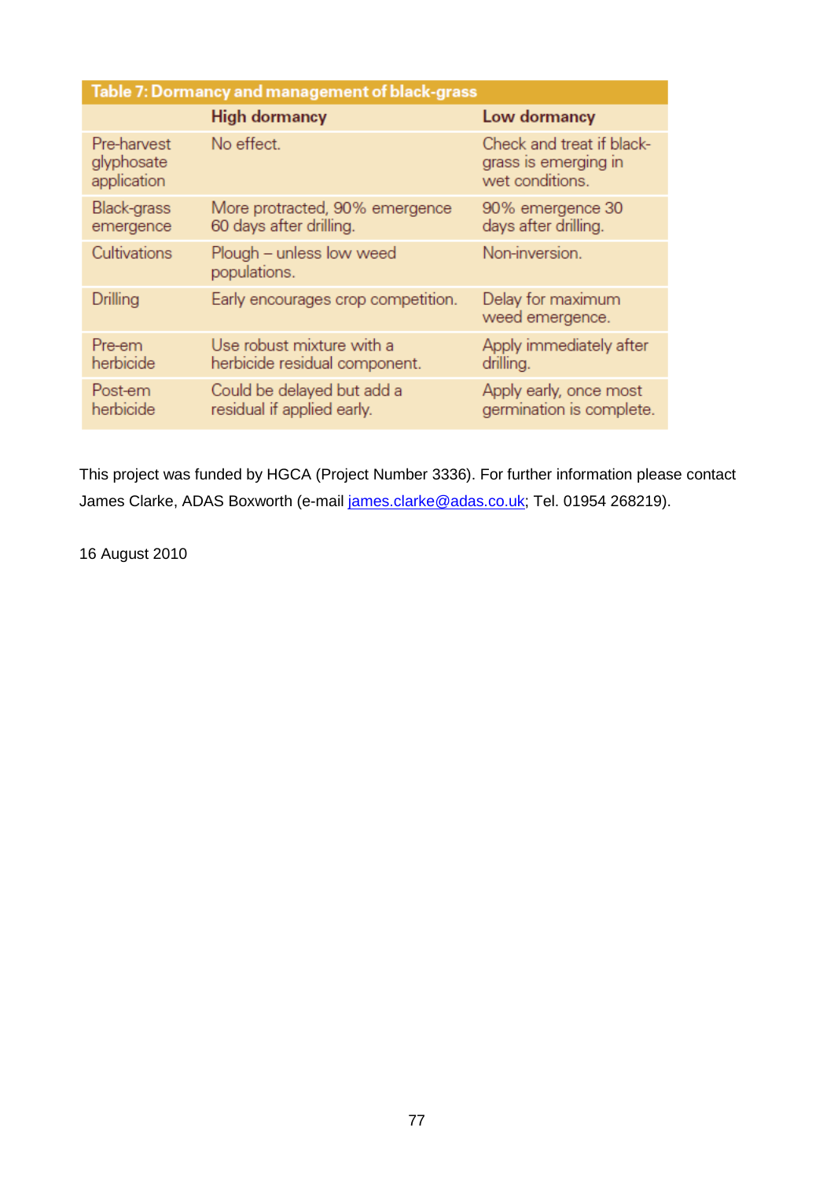**Table 7: Dormancy and management of black-grass**

| | High dormancy | Low dormancy |
|---|---|---|
| Pre-harvest glyphosate application | No effect. | Check and treat if black-grass is emerging in wet conditions. |
| Black-grass emergence | More protracted, 90% emergence 60 days after drilling. | 90% emergence 30 days after drilling. |
| Cultivations | Plough – unless low weed populations. | Non-inversion. |
| Drilling | Early encourages crop competition. | Delay for maximum weed emergence. |
| Pre-em herbicide | Use robust mixture with a herbicide residual component. | Apply immediately after drilling. |
| Post-em herbicide | Could be delayed but add a residual if applied early. | Apply early, once most germination is complete. |

This project was funded by HGCA (Project Number 3336). For further information please contact James Clarke, ADAS Boxworth (e-mail james.clarke@adas.co.uk; Tel. 01954 268219).

16 August 2010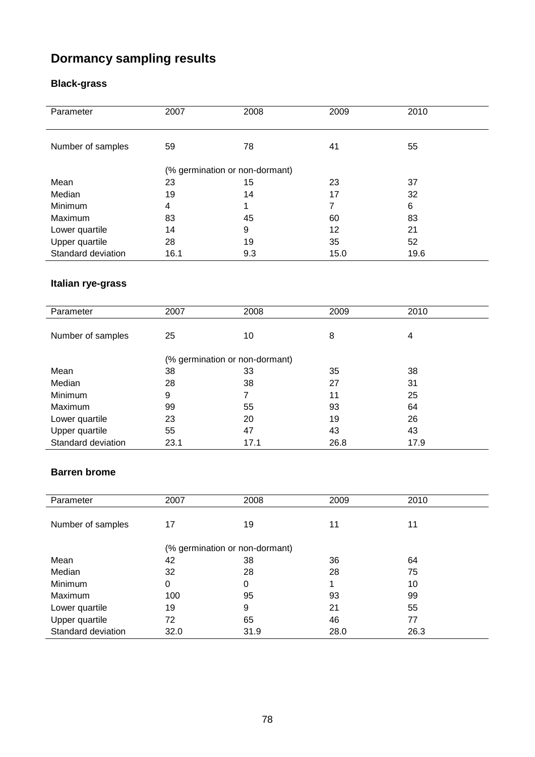# Dormancy sampling results

## Black-grass

| Parameter | 2007 | 2008 | 2009 | 2010 |
|---|---|---|---|---|
| Number of samples | 59 | 78 | 41 | 55 |
| | (% germination or non-dormant) | | | |
| Mean | 23 | 15 | 23 | 37 |
| Median | 19 | 14 | 17 | 32 |
| Minimum | 4 | 1 | 7 | 6 |
| Maximum | 83 | 45 | 60 | 83 |
| Lower quartile | 14 | 9 | 12 | 21 |
| Upper quartile | 28 | 19 | 35 | 52 |
| Standard deviation | 16.1 | 9.3 | 15.0 | 19.6 |

## Italian rye-grass

| Parameter | 2007 | 2008 | 2009 | 2010 |
|---|---|---|---|---|
| Number of samples | 25 | 10 | 8 | 4 |
| | (% germination or non-dormant) | | | |
| Mean | 38 | 33 | 35 | 38 |
| Median | 28 | 38 | 27 | 31 |
| Minimum | 9 | 7 | 11 | 25 |
| Maximum | 99 | 55 | 93 | 64 |
| Lower quartile | 23 | 20 | 19 | 26 |
| Upper quartile | 55 | 47 | 43 | 43 |
| Standard deviation | 23.1 | 17.1 | 26.8 | 17.9 |

## Barren brome

| Parameter | 2007 | 2008 | 2009 | 2010 |
|---|---|---|---|---|
| Number of samples | 17 | 19 | 11 | 11 |
| | (% germination or non-dormant) | | | |
| Mean | 42 | 38 | 36 | 64 |
| Median | 32 | 28 | 28 | 75 |
| Minimum | 0 | 0 | 1 | 10 |
| Maximum | 100 | 95 | 93 | 99 |
| Lower quartile | 19 | 9 | 21 | 55 |
| Upper quartile | 72 | 65 | 46 | 77 |
| Standard deviation | 32.0 | 31.9 | 28.0 | 26.3 |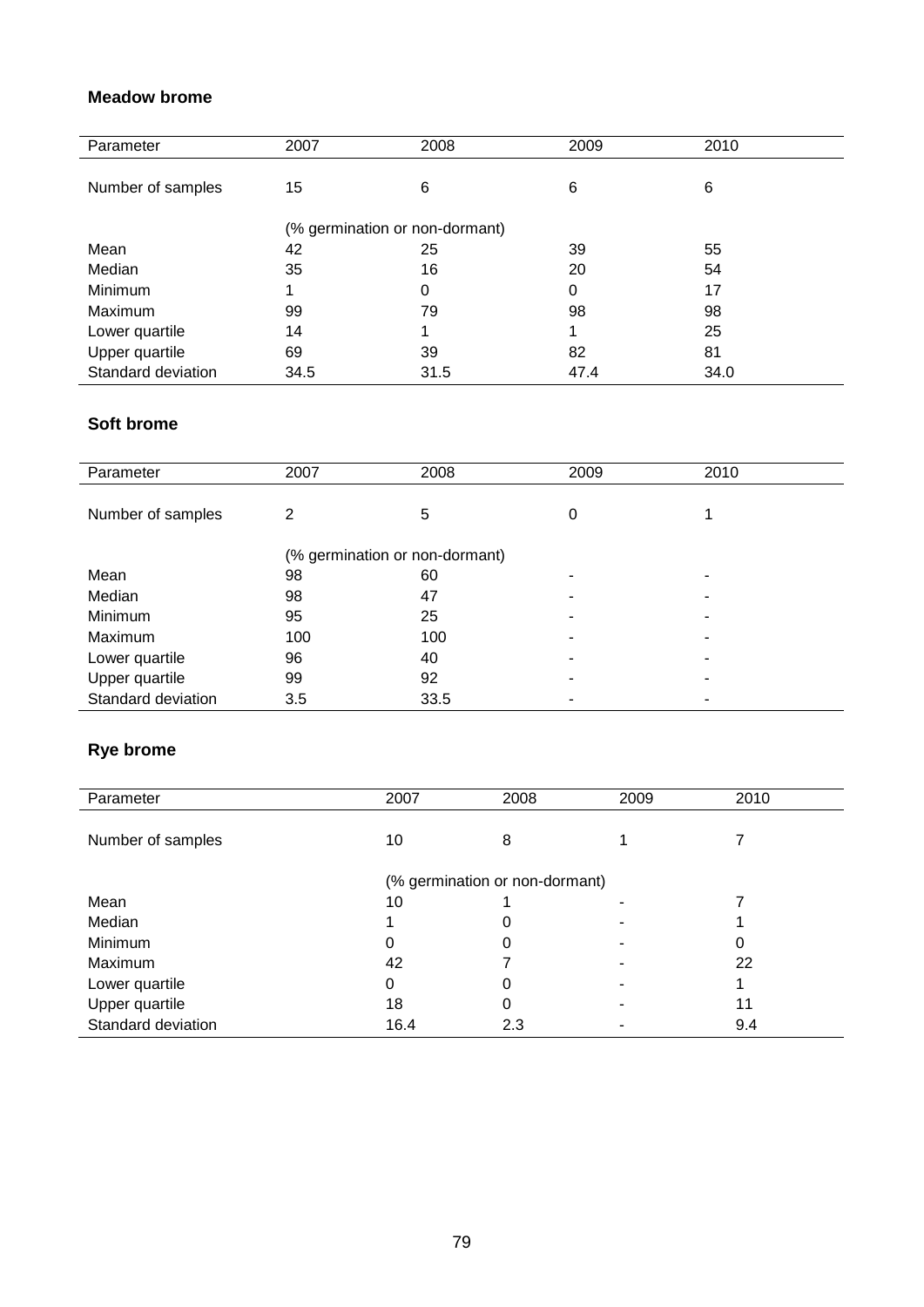**Meadow brome**

| Parameter | 2007 | 2008 | 2009 | 2010 |
|---|---|---|---|---|
| Number of samples | 15 | 6 | 6 | 6 |
| | (% germination or non-dormant) | | | |
| Mean | 42 | 25 | 39 | 55 |
| Median | 35 | 16 | 20 | 54 |
| Minimum | 1 | 0 | 0 | 17 |
| Maximum | 99 | 79 | 98 | 98 |
| Lower quartile | 14 | 1 | 1 | 25 |
| Upper quartile | 69 | 39 | 82 | 81 |
| Standard deviation | 34.5 | 31.5 | 47.4 | 34.0 |

**Soft brome**

| Parameter | 2007 | 2008 | 2009 | 2010 |
|---|---|---|---|---|
| Number of samples | 2 | 5 | 0 | 1 |
| | (% germination or non-dormant) | | | |
| Mean | 98 | 60 | - | - |
| Median | 98 | 47 | - | - |
| Minimum | 95 | 25 | - | - |
| Maximum | 100 | 100 | - | - |
| Lower quartile | 96 | 40 | - | - |
| Upper quartile | 99 | 92 | - | - |
| Standard deviation | 3.5 | 33.5 | - | - |

**Rye brome**

| Parameter | 2007 | 2008 | 2009 | 2010 |
|---|---|---|---|---|
| Number of samples | 10 | 8 | 1 | 7 |
| | (% germination or non-dormant) | | | |
| Mean | 10 | 1 | - | 7 |
| Median | 1 | 0 | - | 1 |
| Minimum | 0 | 0 | - | 0 |
| Maximum | 42 | 7 | - | 22 |
| Lower quartile | 0 | 0 | - | 1 |
| Upper quartile | 18 | 0 | - | 11 |
| Standard deviation | 16.4 | 2.3 | - | 9.4 |